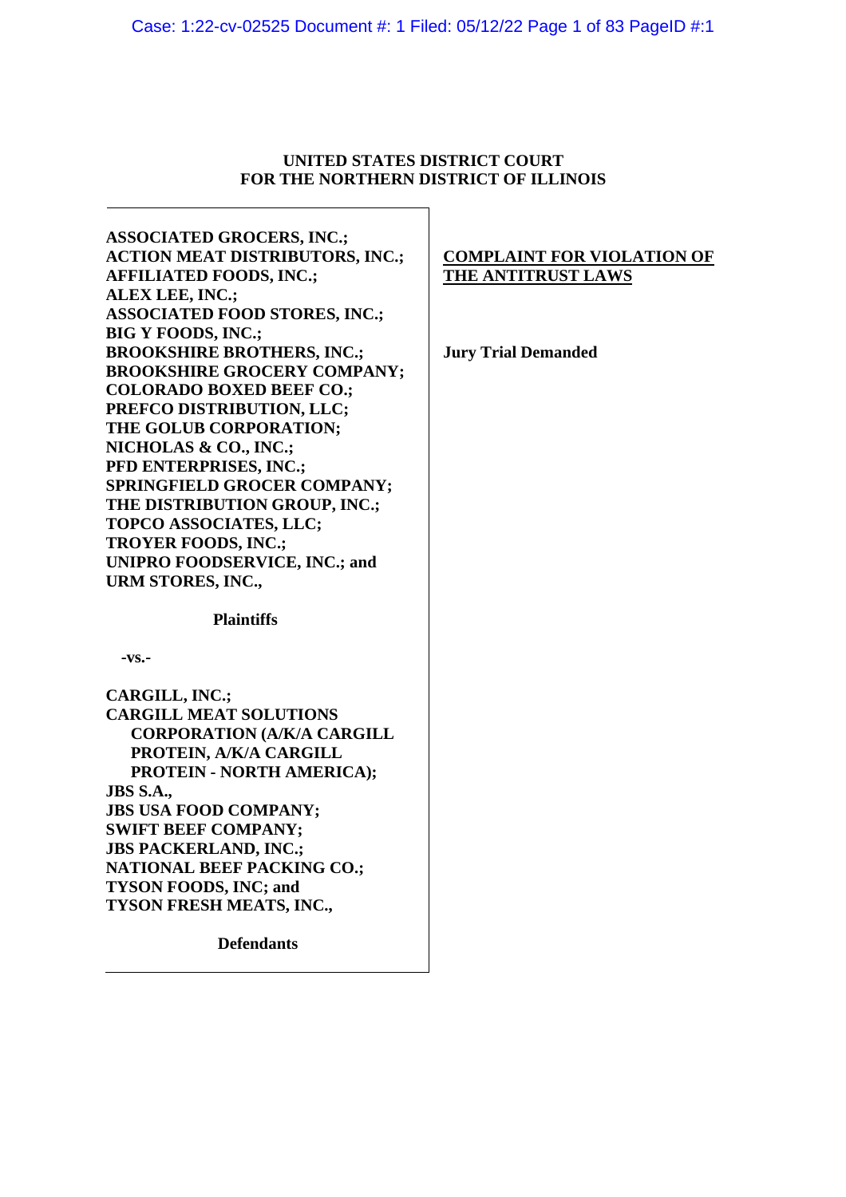**UNITED STATES DISTRICT COURT**
**FOR THE NORTHERN DISTRICT OF ILLINOIS**

**ASSOCIATED GROCERS, INC.;**
**ACTION MEAT DISTRIBUTORS, INC.;**
**AFFILIATED FOODS, INC.;**
**ALEX LEE, INC.;**
**ASSOCIATED FOOD STORES, INC.;**
**BIG Y FOODS, INC.;**
**BROOKSHIRE BROTHERS, INC.;**
**BROOKSHIRE GROCERY COMPANY;**
**COLORADO BOXED BEEF CO.;**
**PREFCO DISTRIBUTION, LLC;**
**THE GOLUB CORPORATION;**
**NICHOLAS & CO., INC.;**
**PFD ENTERPRISES, INC.;**
**SPRINGFIELD GROCER COMPANY;**
**THE DISTRIBUTION GROUP, INC.;**
**TOPCO ASSOCIATES, LLC;**
**TROYER FOODS, INC.;**
**UNIPRO FOODSERVICE, INC.; and**
**URM STORES, INC.,**

**Plaintiffs**

**-vs.-**

**CARGILL, INC.;**
**CARGILL MEAT SOLUTIONS CORPORATION (A/K/A CARGILL PROTEIN, A/K/A CARGILL PROTEIN - NORTH AMERICA);**
**JBS S.A.,**
**JBS USA FOOD COMPANY;**
**SWIFT BEEF COMPANY;**
**JBS PACKERLAND, INC.;**
**NATIONAL BEEF PACKING CO.;**
**TYSON FOODS, INC; and**
**TYSON FRESH MEATS, INC.,**

**Defendants**

**COMPLAINT FOR VIOLATION OF THE ANTITRUST LAWS**

**Jury Trial Demanded**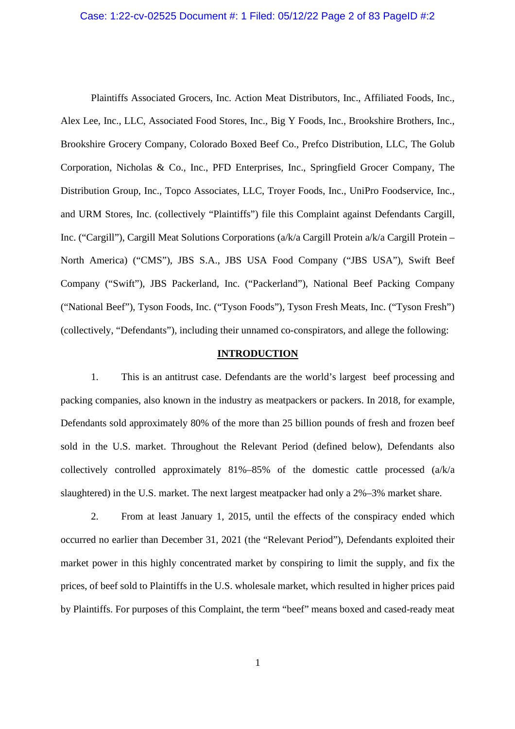Plaintiffs Associated Grocers, Inc. Action Meat Distributors, Inc., Affiliated Foods, Inc., Alex Lee, Inc., LLC, Associated Food Stores, Inc., Big Y Foods, Inc., Brookshire Brothers, Inc., Brookshire Grocery Company, Colorado Boxed Beef Co., Prefco Distribution, LLC, The Golub Corporation, Nicholas & Co., Inc., PFD Enterprises, Inc., Springfield Grocer Company, The Distribution Group, Inc., Topco Associates, LLC, Troyer Foods, Inc., UniPro Foodservice, Inc., and URM Stores, Inc. (collectively "Plaintiffs") file this Complaint against Defendants Cargill, Inc. ("Cargill"), Cargill Meat Solutions Corporations (a/k/a Cargill Protein a/k/a Cargill Protein – North America) ("CMS"), JBS S.A., JBS USA Food Company ("JBS USA"), Swift Beef Company ("Swift"), JBS Packerland, Inc. ("Packerland"), National Beef Packing Company ("National Beef"), Tyson Foods, Inc. ("Tyson Foods"), Tyson Fresh Meats, Inc. ("Tyson Fresh") (collectively, "Defendants"), including their unnamed co-conspirators, and allege the following:

## INTRODUCTION

1. This is an antitrust case. Defendants are the world's largest beef processing and packing companies, also known in the industry as meatpackers or packers. In 2018, for example, Defendants sold approximately 80% of the more than 25 billion pounds of fresh and frozen beef sold in the U.S. market. Throughout the Relevant Period (defined below), Defendants also collectively controlled approximately 81%–85% of the domestic cattle processed (a/k/a slaughtered) in the U.S. market. The next largest meatpacker had only a 2%–3% market share.

2. From at least January 1, 2015, until the effects of the conspiracy ended which occurred no earlier than December 31, 2021 (the "Relevant Period"), Defendants exploited their market power in this highly concentrated market by conspiring to limit the supply, and fix the prices, of beef sold to Plaintiffs in the U.S. wholesale market, which resulted in higher prices paid by Plaintiffs. For purposes of this Complaint, the term "beef" means boxed and cased-ready meat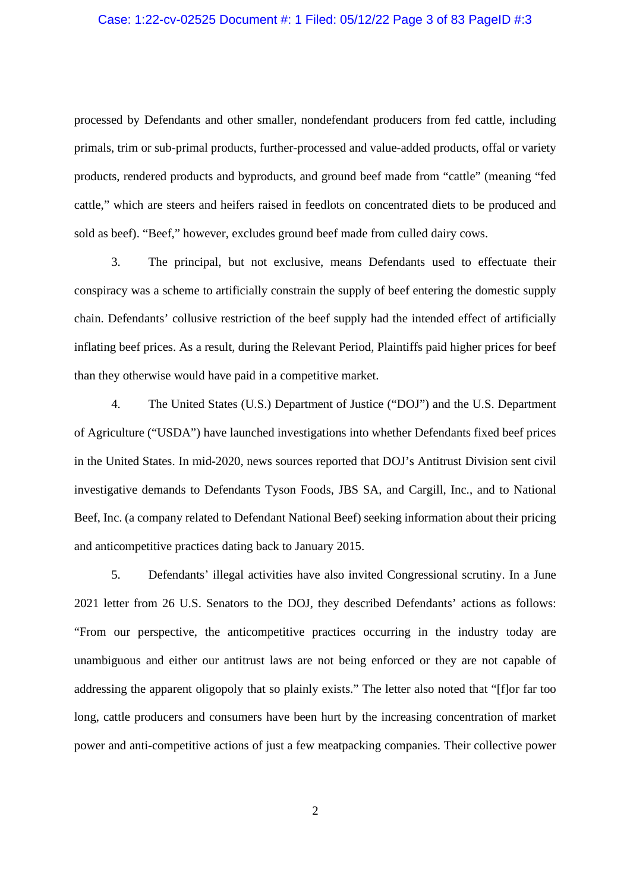processed by Defendants and other smaller, nondefendant producers from fed cattle, including primals, trim or sub-primal products, further-processed and value-added products, offal or variety products, rendered products and byproducts, and ground beef made from "cattle" (meaning "fed cattle," which are steers and heifers raised in feedlots on concentrated diets to be produced and sold as beef). "Beef," however, excludes ground beef made from culled dairy cows.

3. The principal, but not exclusive, means Defendants used to effectuate their conspiracy was a scheme to artificially constrain the supply of beef entering the domestic supply chain. Defendants' collusive restriction of the beef supply had the intended effect of artificially inflating beef prices. As a result, during the Relevant Period, Plaintiffs paid higher prices for beef than they otherwise would have paid in a competitive market.

4. The United States (U.S.) Department of Justice ("DOJ") and the U.S. Department of Agriculture ("USDA") have launched investigations into whether Defendants fixed beef prices in the United States. In mid-2020, news sources reported that DOJ's Antitrust Division sent civil investigative demands to Defendants Tyson Foods, JBS SA, and Cargill, Inc., and to National Beef, Inc. (a company related to Defendant National Beef) seeking information about their pricing and anticompetitive practices dating back to January 2015.

5. Defendants' illegal activities have also invited Congressional scrutiny. In a June 2021 letter from 26 U.S. Senators to the DOJ, they described Defendants' actions as follows: "From our perspective, the anticompetitive practices occurring in the industry today are unambiguous and either our antitrust laws are not being enforced or they are not capable of addressing the apparent oligopoly that so plainly exists." The letter also noted that "[f]or far too long, cattle producers and consumers have been hurt by the increasing concentration of market power and anti-competitive actions of just a few meatpacking companies. Their collective power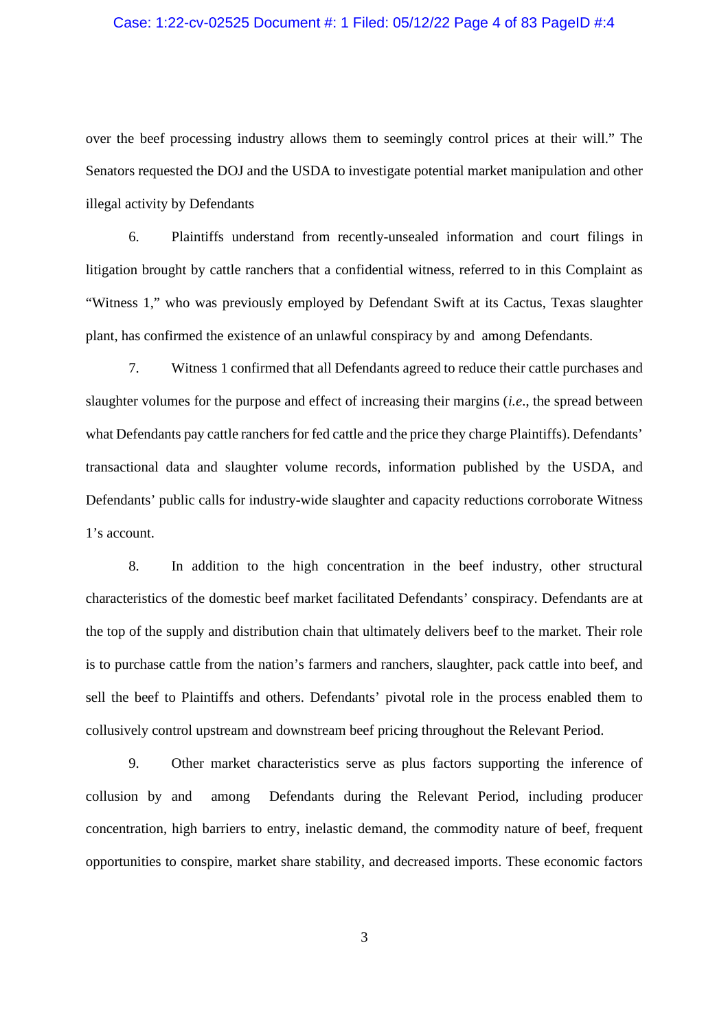over the beef processing industry allows them to seemingly control prices at their will." The Senators requested the DOJ and the USDA to investigate potential market manipulation and other illegal activity by Defendants

6. Plaintiffs understand from recently-unsealed information and court filings in litigation brought by cattle ranchers that a confidential witness, referred to in this Complaint as "Witness 1," who was previously employed by Defendant Swift at its Cactus, Texas slaughter plant, has confirmed the existence of an unlawful conspiracy by and among Defendants.

7. Witness 1 confirmed that all Defendants agreed to reduce their cattle purchases and slaughter volumes for the purpose and effect of increasing their margins (*i.e*., the spread between what Defendants pay cattle ranchers for fed cattle and the price they charge Plaintiffs). Defendants' transactional data and slaughter volume records, information published by the USDA, and Defendants' public calls for industry-wide slaughter and capacity reductions corroborate Witness 1's account.

8. In addition to the high concentration in the beef industry, other structural characteristics of the domestic beef market facilitated Defendants' conspiracy. Defendants are at the top of the supply and distribution chain that ultimately delivers beef to the market. Their role is to purchase cattle from the nation's farmers and ranchers, slaughter, pack cattle into beef, and sell the beef to Plaintiffs and others. Defendants' pivotal role in the process enabled them to collusively control upstream and downstream beef pricing throughout the Relevant Period.

9. Other market characteristics serve as plus factors supporting the inference of collusion by and among Defendants during the Relevant Period, including producer concentration, high barriers to entry, inelastic demand, the commodity nature of beef, frequent opportunities to conspire, market share stability, and decreased imports. These economic factors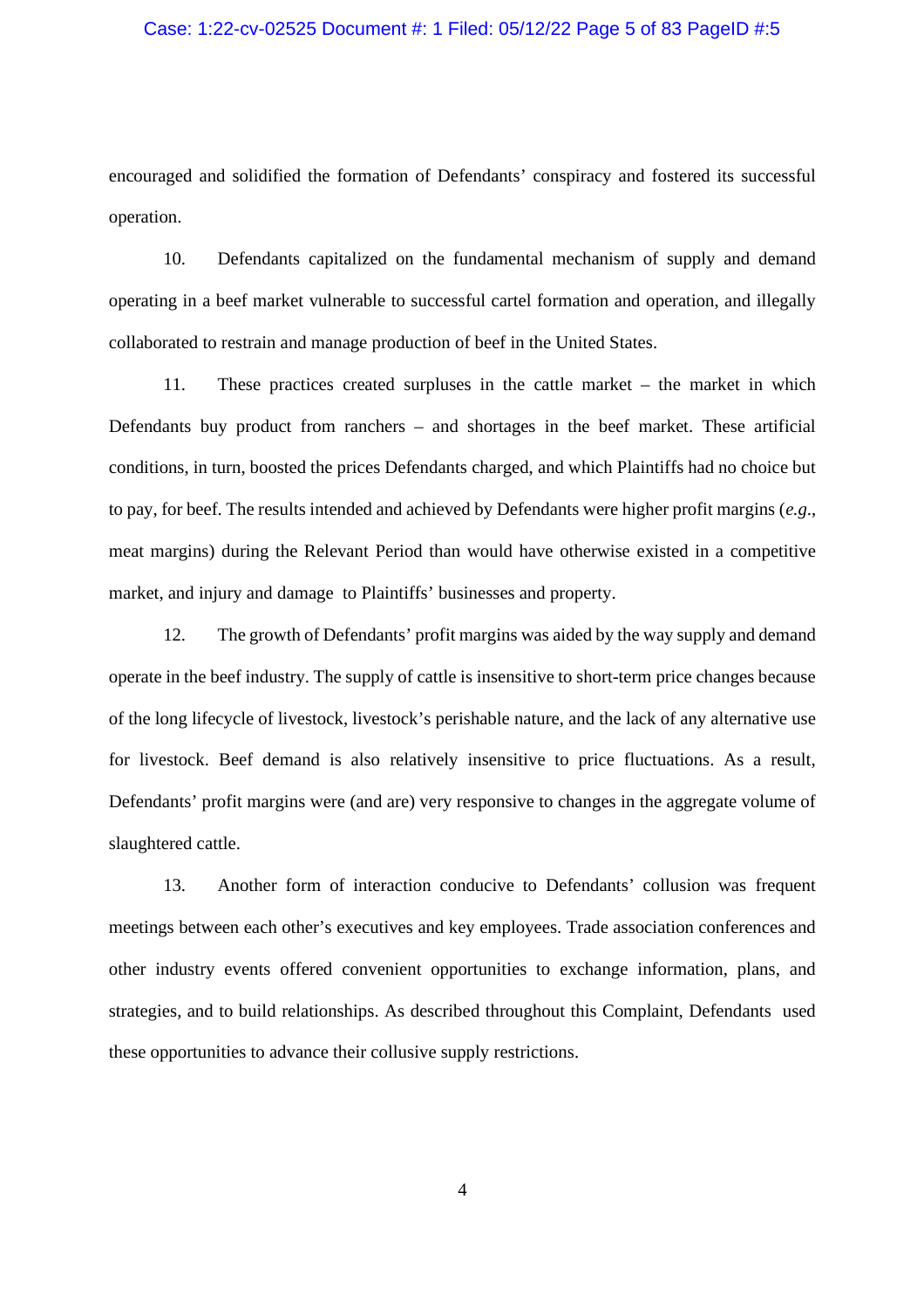encouraged and solidified the formation of Defendants' conspiracy and fostered its successful operation.

10. Defendants capitalized on the fundamental mechanism of supply and demand operating in a beef market vulnerable to successful cartel formation and operation, and illegally collaborated to restrain and manage production of beef in the United States.

11. These practices created surpluses in the cattle market – the market in which Defendants buy product from ranchers – and shortages in the beef market. These artificial conditions, in turn, boosted the prices Defendants charged, and which Plaintiffs had no choice but to pay, for beef. The results intended and achieved by Defendants were higher profit margins (*e.g.*, meat margins) during the Relevant Period than would have otherwise existed in a competitive market, and injury and damage to Plaintiffs' businesses and property.

12. The growth of Defendants' profit margins was aided by the way supply and demand operate in the beef industry. The supply of cattle is insensitive to short-term price changes because of the long lifecycle of livestock, livestock's perishable nature, and the lack of any alternative use for livestock. Beef demand is also relatively insensitive to price fluctuations. As a result, Defendants' profit margins were (and are) very responsive to changes in the aggregate volume of slaughtered cattle.

13. Another form of interaction conducive to Defendants' collusion was frequent meetings between each other's executives and key employees. Trade association conferences and other industry events offered convenient opportunities to exchange information, plans, and strategies, and to build relationships. As described throughout this Complaint, Defendants used these opportunities to advance their collusive supply restrictions.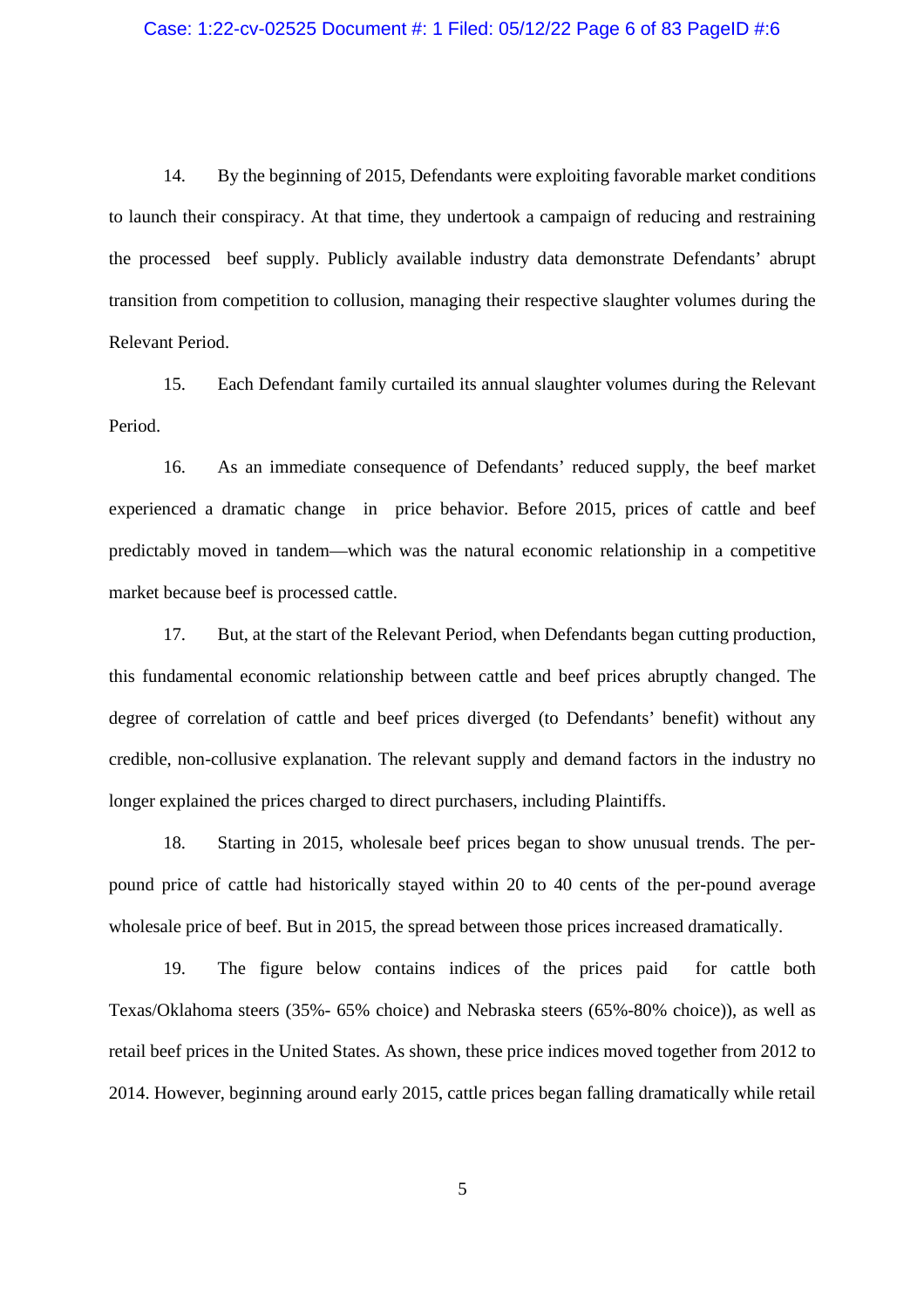14. By the beginning of 2015, Defendants were exploiting favorable market conditions to launch their conspiracy. At that time, they undertook a campaign of reducing and restraining the processed beef supply. Publicly available industry data demonstrate Defendants' abrupt transition from competition to collusion, managing their respective slaughter volumes during the Relevant Period.

15. Each Defendant family curtailed its annual slaughter volumes during the Relevant Period.

16. As an immediate consequence of Defendants' reduced supply, the beef market experienced a dramatic change in price behavior. Before 2015, prices of cattle and beef predictably moved in tandem—which was the natural economic relationship in a competitive market because beef is processed cattle.

17. But, at the start of the Relevant Period, when Defendants began cutting production, this fundamental economic relationship between cattle and beef prices abruptly changed. The degree of correlation of cattle and beef prices diverged (to Defendants' benefit) without any credible, non-collusive explanation. The relevant supply and demand factors in the industry no longer explained the prices charged to direct purchasers, including Plaintiffs.

18. Starting in 2015, wholesale beef prices began to show unusual trends. The per-pound price of cattle had historically stayed within 20 to 40 cents of the per-pound average wholesale price of beef. But in 2015, the spread between those prices increased dramatically.

19. The figure below contains indices of the prices paid for cattle both Texas/Oklahoma steers (35%- 65% choice) and Nebraska steers (65%-80% choice)), as well as retail beef prices in the United States. As shown, these price indices moved together from 2012 to 2014. However, beginning around early 2015, cattle prices began falling dramatically while retail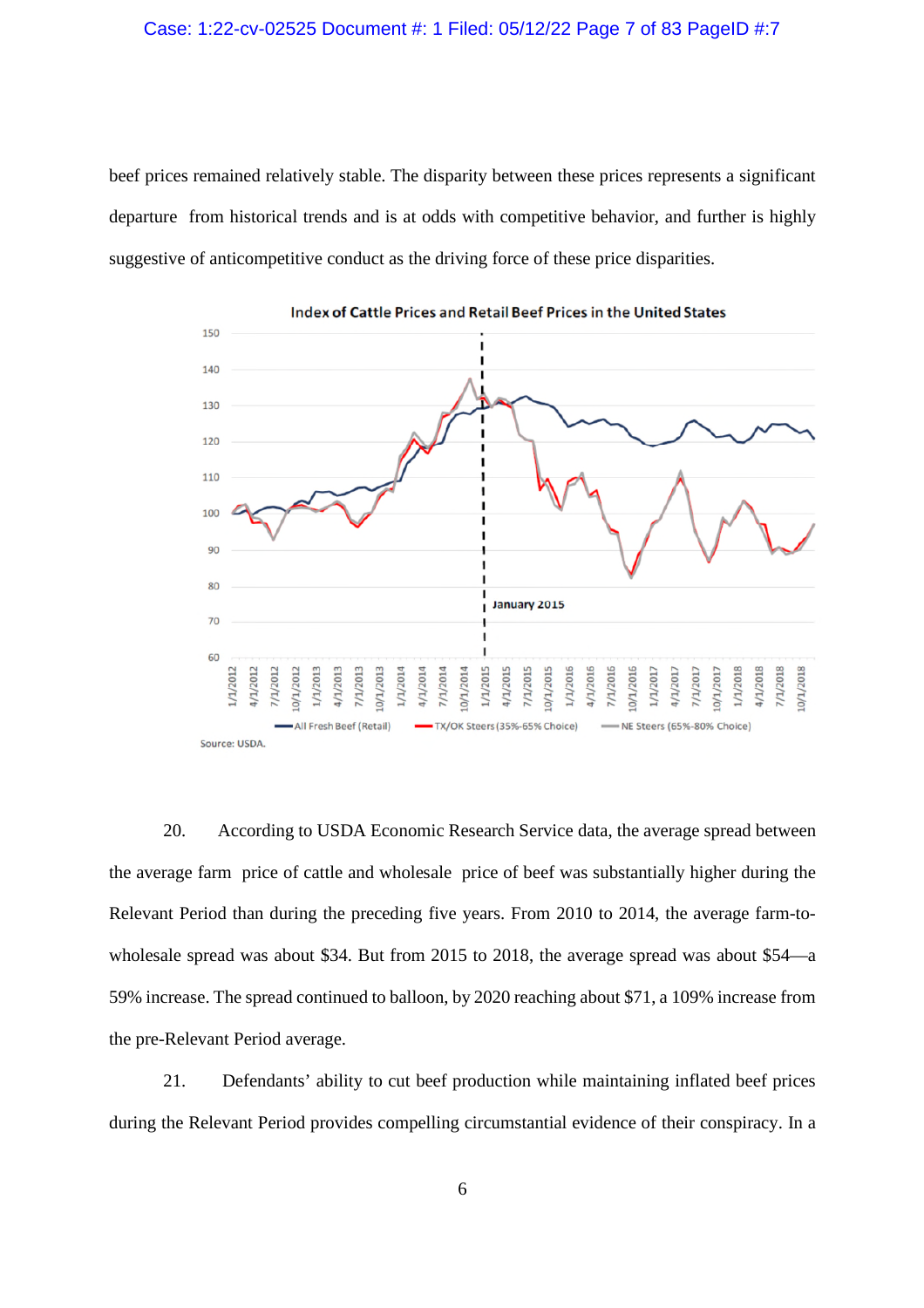beef prices remained relatively stable. The disparity between these prices represents a significant departure from historical trends and is at odds with competitive behavior, and further is highly suggestive of anticompetitive conduct as the driving force of these price disparities.

Index of Cattle Prices and Retail Beef Prices in the United States

Source: USDA.

20. According to USDA Economic Research Service data, the average spread between the average farm price of cattle and wholesale price of beef was substantially higher during the Relevant Period than during the preceding five years. From 2010 to 2014, the average farm-to-wholesale spread was about $34. But from 2015 to 2018, the average spread was about $54—a 59% increase. The spread continued to balloon, by 2020 reaching about $71, a 109% increase from the pre-Relevant Period average.

21. Defendants' ability to cut beef production while maintaining inflated beef prices during the Relevant Period provides compelling circumstantial evidence of their conspiracy. In a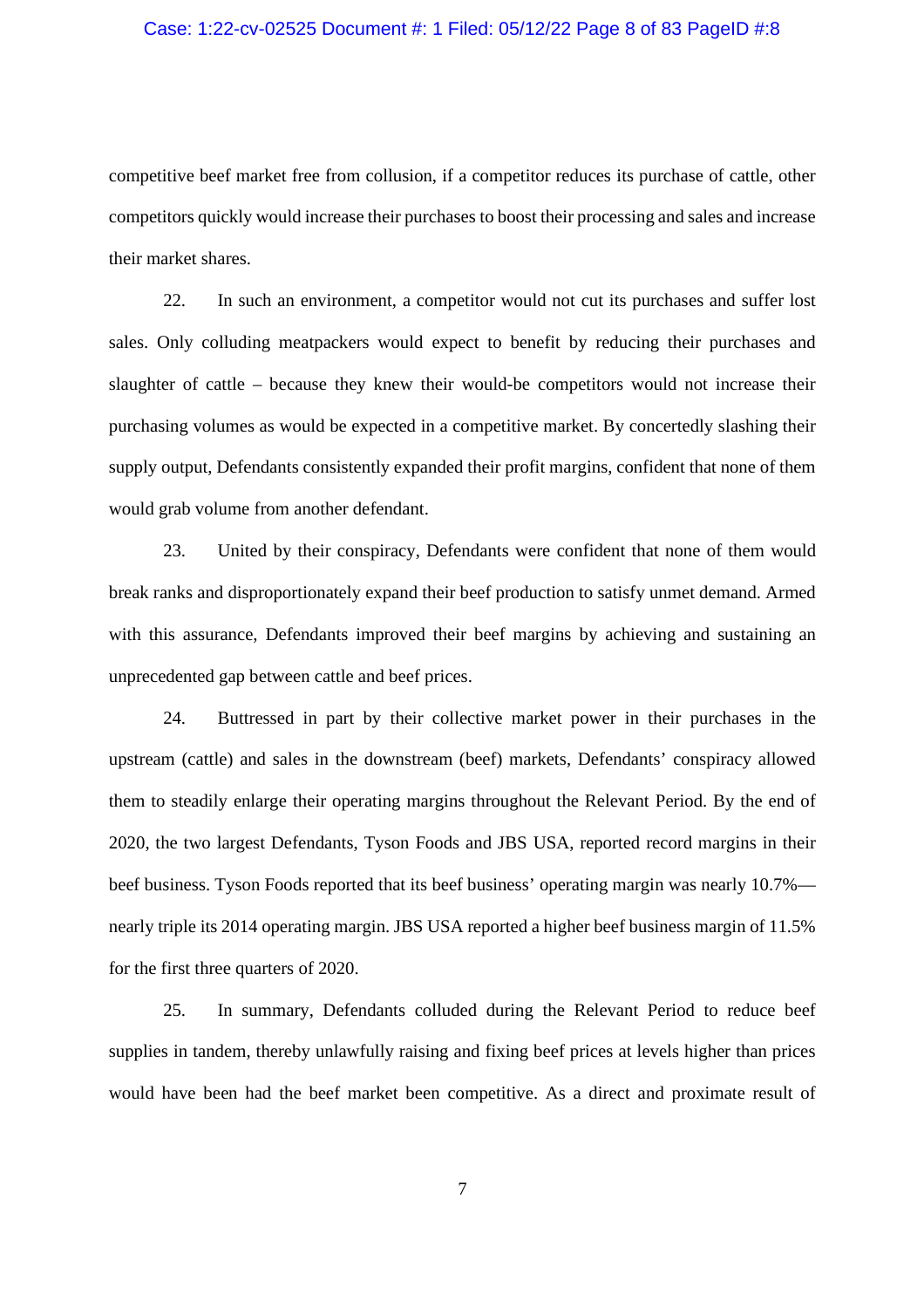competitive beef market free from collusion, if a competitor reduces its purchase of cattle, other competitors quickly would increase their purchases to boost their processing and sales and increase their market shares.

22. In such an environment, a competitor would not cut its purchases and suffer lost sales. Only colluding meatpackers would expect to benefit by reducing their purchases and slaughter of cattle – because they knew their would-be competitors would not increase their purchasing volumes as would be expected in a competitive market. By concertedly slashing their supply output, Defendants consistently expanded their profit margins, confident that none of them would grab volume from another defendant.

23. United by their conspiracy, Defendants were confident that none of them would break ranks and disproportionately expand their beef production to satisfy unmet demand. Armed with this assurance, Defendants improved their beef margins by achieving and sustaining an unprecedented gap between cattle and beef prices.

24. Buttressed in part by their collective market power in their purchases in the upstream (cattle) and sales in the downstream (beef) markets, Defendants' conspiracy allowed them to steadily enlarge their operating margins throughout the Relevant Period. By the end of 2020, the two largest Defendants, Tyson Foods and JBS USA, reported record margins in their beef business. Tyson Foods reported that its beef business' operating margin was nearly 10.7%—nearly triple its 2014 operating margin. JBS USA reported a higher beef business margin of 11.5% for the first three quarters of 2020.

25. In summary, Defendants colluded during the Relevant Period to reduce beef supplies in tandem, thereby unlawfully raising and fixing beef prices at levels higher than prices would have been had the beef market been competitive. As a direct and proximate result of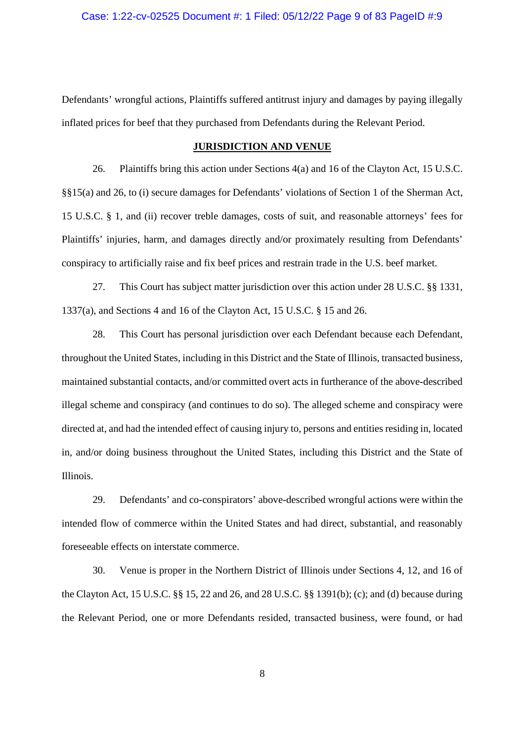Defendants' wrongful actions, Plaintiffs suffered antitrust injury and damages by paying illegally inflated prices for beef that they purchased from Defendants during the Relevant Period.

## JURISDICTION AND VENUE

26. Plaintiffs bring this action under Sections 4(a) and 16 of the Clayton Act, 15 U.S.C. §§15(a) and 26, to (i) secure damages for Defendants' violations of Section 1 of the Sherman Act, 15 U.S.C. § 1, and (ii) recover treble damages, costs of suit, and reasonable attorneys' fees for Plaintiffs' injuries, harm, and damages directly and/or proximately resulting from Defendants' conspiracy to artificially raise and fix beef prices and restrain trade in the U.S. beef market.

27. This Court has subject matter jurisdiction over this action under 28 U.S.C. §§ 1331, 1337(a), and Sections 4 and 16 of the Clayton Act, 15 U.S.C. § 15 and 26.

28. This Court has personal jurisdiction over each Defendant because each Defendant, throughout the United States, including in this District and the State of Illinois, transacted business, maintained substantial contacts, and/or committed overt acts in furtherance of the above-described illegal scheme and conspiracy (and continues to do so). The alleged scheme and conspiracy were directed at, and had the intended effect of causing injury to, persons and entities residing in, located in, and/or doing business throughout the United States, including this District and the State of Illinois.

29. Defendants' and co-conspirators' above-described wrongful actions were within the intended flow of commerce within the United States and had direct, substantial, and reasonably foreseeable effects on interstate commerce.

30. Venue is proper in the Northern District of Illinois under Sections 4, 12, and 16 of the Clayton Act, 15 U.S.C. §§ 15, 22 and 26, and 28 U.S.C. §§ 1391(b); (c); and (d) because during the Relevant Period, one or more Defendants resided, transacted business, were found, or had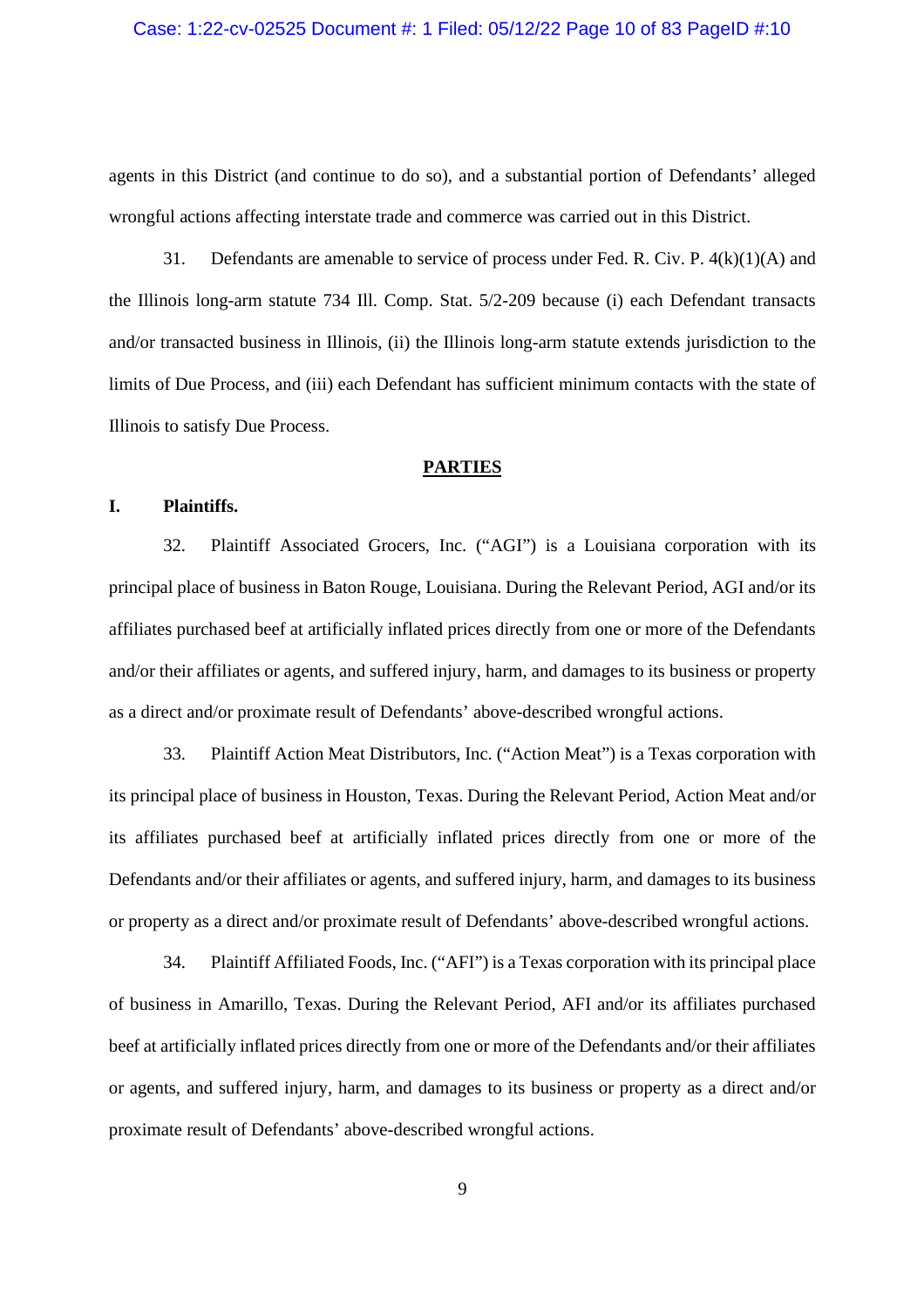agents in this District (and continue to do so), and a substantial portion of Defendants' alleged wrongful actions affecting interstate trade and commerce was carried out in this District.

31. Defendants are amenable to service of process under Fed. R. Civ. P. 4(k)(1)(A) and the Illinois long-arm statute 734 Ill. Comp. Stat. 5/2-209 because (i) each Defendant transacts and/or transacted business in Illinois, (ii) the Illinois long-arm statute extends jurisdiction to the limits of Due Process, and (iii) each Defendant has sufficient minimum contacts with the state of Illinois to satisfy Due Process.

## PARTIES

### I. Plaintiffs.

32. Plaintiff Associated Grocers, Inc. ("AGI") is a Louisiana corporation with its principal place of business in Baton Rouge, Louisiana. During the Relevant Period, AGI and/or its affiliates purchased beef at artificially inflated prices directly from one or more of the Defendants and/or their affiliates or agents, and suffered injury, harm, and damages to its business or property as a direct and/or proximate result of Defendants' above-described wrongful actions.

33. Plaintiff Action Meat Distributors, Inc. ("Action Meat") is a Texas corporation with its principal place of business in Houston, Texas. During the Relevant Period, Action Meat and/or its affiliates purchased beef at artificially inflated prices directly from one or more of the Defendants and/or their affiliates or agents, and suffered injury, harm, and damages to its business or property as a direct and/or proximate result of Defendants' above-described wrongful actions.

34. Plaintiff Affiliated Foods, Inc. ("AFI") is a Texas corporation with its principal place of business in Amarillo, Texas. During the Relevant Period, AFI and/or its affiliates purchased beef at artificially inflated prices directly from one or more of the Defendants and/or their affiliates or agents, and suffered injury, harm, and damages to its business or property as a direct and/or proximate result of Defendants' above-described wrongful actions.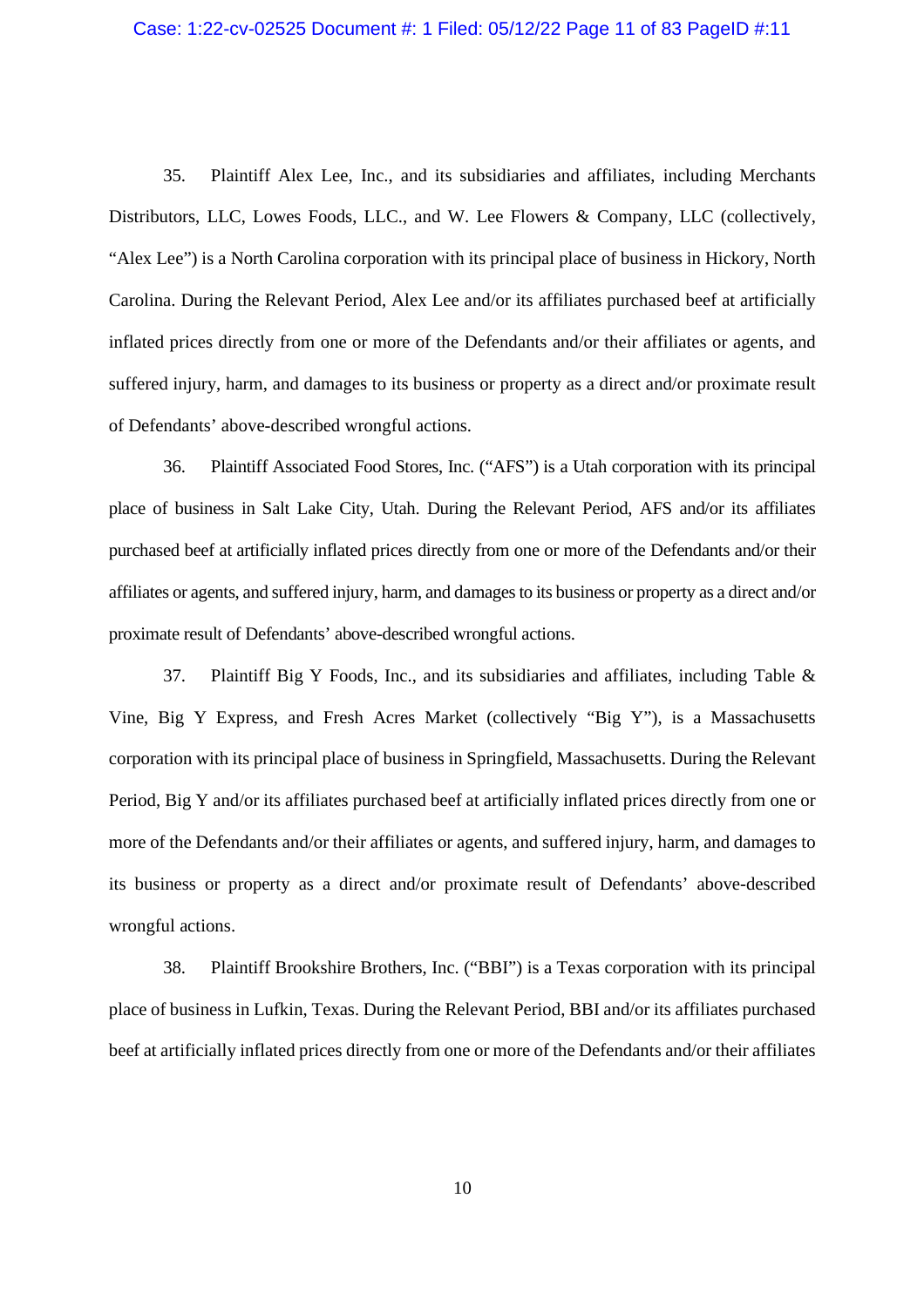35. Plaintiff Alex Lee, Inc., and its subsidiaries and affiliates, including Merchants Distributors, LLC, Lowes Foods, LLC., and W. Lee Flowers & Company, LLC (collectively, "Alex Lee") is a North Carolina corporation with its principal place of business in Hickory, North Carolina. During the Relevant Period, Alex Lee and/or its affiliates purchased beef at artificially inflated prices directly from one or more of the Defendants and/or their affiliates or agents, and suffered injury, harm, and damages to its business or property as a direct and/or proximate result of Defendants' above-described wrongful actions.

36. Plaintiff Associated Food Stores, Inc. ("AFS") is a Utah corporation with its principal place of business in Salt Lake City, Utah. During the Relevant Period, AFS and/or its affiliates purchased beef at artificially inflated prices directly from one or more of the Defendants and/or their affiliates or agents, and suffered injury, harm, and damages to its business or property as a direct and/or proximate result of Defendants' above-described wrongful actions.

37. Plaintiff Big Y Foods, Inc., and its subsidiaries and affiliates, including Table & Vine, Big Y Express, and Fresh Acres Market (collectively "Big Y"), is a Massachusetts corporation with its principal place of business in Springfield, Massachusetts. During the Relevant Period, Big Y and/or its affiliates purchased beef at artificially inflated prices directly from one or more of the Defendants and/or their affiliates or agents, and suffered injury, harm, and damages to its business or property as a direct and/or proximate result of Defendants' above-described wrongful actions.

38. Plaintiff Brookshire Brothers, Inc. ("BBI") is a Texas corporation with its principal place of business in Lufkin, Texas. During the Relevant Period, BBI and/or its affiliates purchased beef at artificially inflated prices directly from one or more of the Defendants and/or their affiliates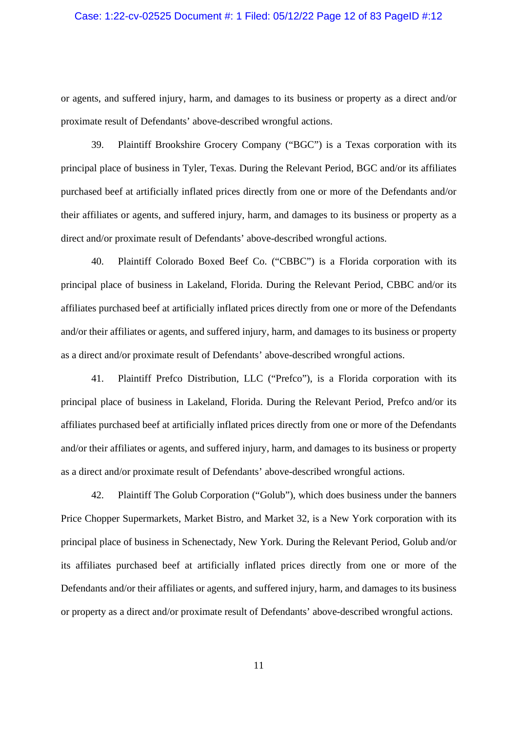or agents, and suffered injury, harm, and damages to its business or property as a direct and/or proximate result of Defendants' above-described wrongful actions.

39. Plaintiff Brookshire Grocery Company ("BGC") is a Texas corporation with its principal place of business in Tyler, Texas. During the Relevant Period, BGC and/or its affiliates purchased beef at artificially inflated prices directly from one or more of the Defendants and/or their affiliates or agents, and suffered injury, harm, and damages to its business or property as a direct and/or proximate result of Defendants' above-described wrongful actions.

40. Plaintiff Colorado Boxed Beef Co. ("CBBC") is a Florida corporation with its principal place of business in Lakeland, Florida. During the Relevant Period, CBBC and/or its affiliates purchased beef at artificially inflated prices directly from one or more of the Defendants and/or their affiliates or agents, and suffered injury, harm, and damages to its business or property as a direct and/or proximate result of Defendants' above-described wrongful actions.

41. Plaintiff Prefco Distribution, LLC ("Prefco"), is a Florida corporation with its principal place of business in Lakeland, Florida. During the Relevant Period, Prefco and/or its affiliates purchased beef at artificially inflated prices directly from one or more of the Defendants and/or their affiliates or agents, and suffered injury, harm, and damages to its business or property as a direct and/or proximate result of Defendants' above-described wrongful actions.

42. Plaintiff The Golub Corporation ("Golub"), which does business under the banners Price Chopper Supermarkets, Market Bistro, and Market 32, is a New York corporation with its principal place of business in Schenectady, New York. During the Relevant Period, Golub and/or its affiliates purchased beef at artificially inflated prices directly from one or more of the Defendants and/or their affiliates or agents, and suffered injury, harm, and damages to its business or property as a direct and/or proximate result of Defendants' above-described wrongful actions.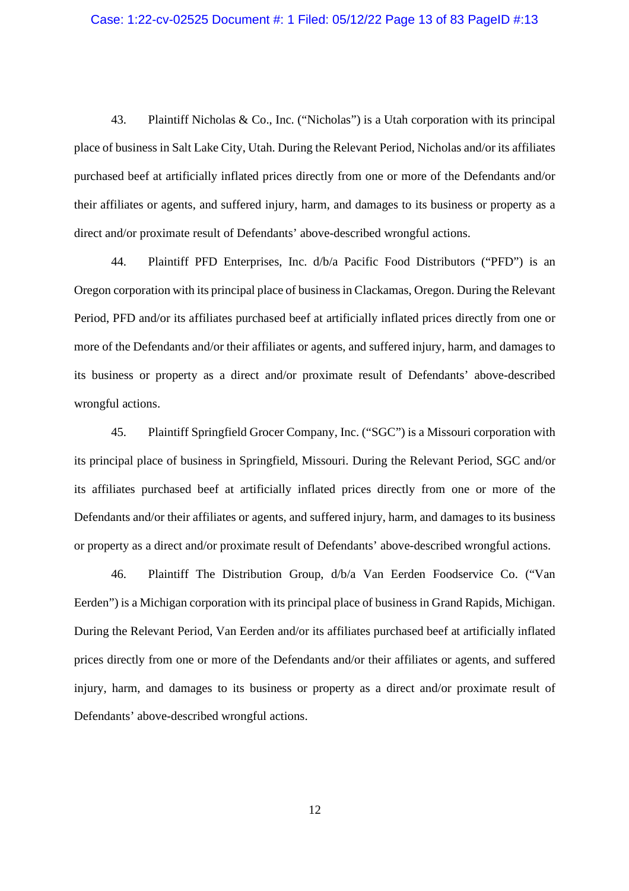43. Plaintiff Nicholas & Co., Inc. ("Nicholas") is a Utah corporation with its principal place of business in Salt Lake City, Utah. During the Relevant Period, Nicholas and/or its affiliates purchased beef at artificially inflated prices directly from one or more of the Defendants and/or their affiliates or agents, and suffered injury, harm, and damages to its business or property as a direct and/or proximate result of Defendants' above-described wrongful actions.

44. Plaintiff PFD Enterprises, Inc. d/b/a Pacific Food Distributors ("PFD") is an Oregon corporation with its principal place of business in Clackamas, Oregon. During the Relevant Period, PFD and/or its affiliates purchased beef at artificially inflated prices directly from one or more of the Defendants and/or their affiliates or agents, and suffered injury, harm, and damages to its business or property as a direct and/or proximate result of Defendants' above-described wrongful actions.

45. Plaintiff Springfield Grocer Company, Inc. ("SGC") is a Missouri corporation with its principal place of business in Springfield, Missouri. During the Relevant Period, SGC and/or its affiliates purchased beef at artificially inflated prices directly from one or more of the Defendants and/or their affiliates or agents, and suffered injury, harm, and damages to its business or property as a direct and/or proximate result of Defendants' above-described wrongful actions.

46. Plaintiff The Distribution Group, d/b/a Van Eerden Foodservice Co. ("Van Eerden") is a Michigan corporation with its principal place of business in Grand Rapids, Michigan. During the Relevant Period, Van Eerden and/or its affiliates purchased beef at artificially inflated prices directly from one or more of the Defendants and/or their affiliates or agents, and suffered injury, harm, and damages to its business or property as a direct and/or proximate result of Defendants' above-described wrongful actions.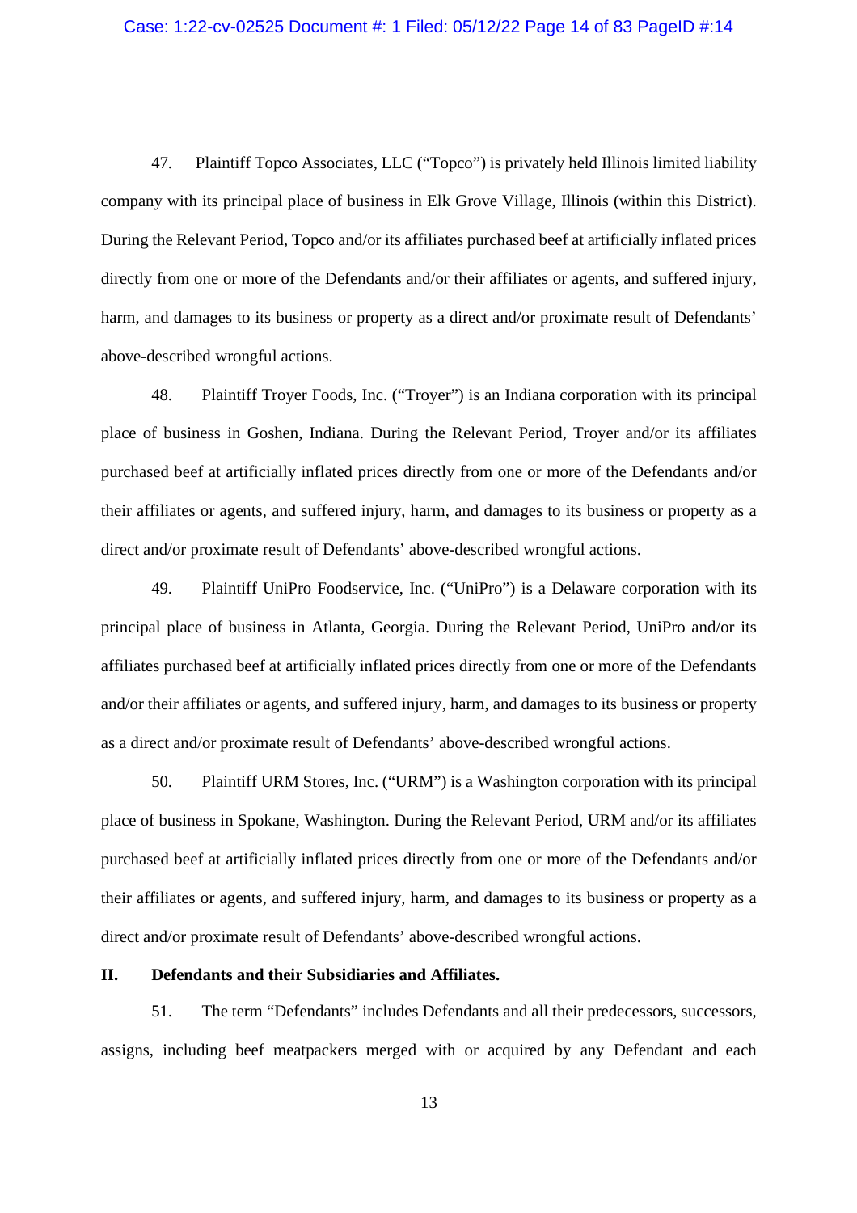47. Plaintiff Topco Associates, LLC ("Topco") is privately held Illinois limited liability company with its principal place of business in Elk Grove Village, Illinois (within this District). During the Relevant Period, Topco and/or its affiliates purchased beef at artificially inflated prices directly from one or more of the Defendants and/or their affiliates or agents, and suffered injury, harm, and damages to its business or property as a direct and/or proximate result of Defendants' above-described wrongful actions.

48. Plaintiff Troyer Foods, Inc. ("Troyer") is an Indiana corporation with its principal place of business in Goshen, Indiana. During the Relevant Period, Troyer and/or its affiliates purchased beef at artificially inflated prices directly from one or more of the Defendants and/or their affiliates or agents, and suffered injury, harm, and damages to its business or property as a direct and/or proximate result of Defendants' above-described wrongful actions.

49. Plaintiff UniPro Foodservice, Inc. ("UniPro") is a Delaware corporation with its principal place of business in Atlanta, Georgia. During the Relevant Period, UniPro and/or its affiliates purchased beef at artificially inflated prices directly from one or more of the Defendants and/or their affiliates or agents, and suffered injury, harm, and damages to its business or property as a direct and/or proximate result of Defendants' above-described wrongful actions.

50. Plaintiff URM Stores, Inc. ("URM") is a Washington corporation with its principal place of business in Spokane, Washington. During the Relevant Period, URM and/or its affiliates purchased beef at artificially inflated prices directly from one or more of the Defendants and/or their affiliates or agents, and suffered injury, harm, and damages to its business or property as a direct and/or proximate result of Defendants' above-described wrongful actions.

## II. Defendants and their Subsidiaries and Affiliates.

51. The term "Defendants" includes Defendants and all their predecessors, successors, assigns, including beef meatpackers merged with or acquired by any Defendant and each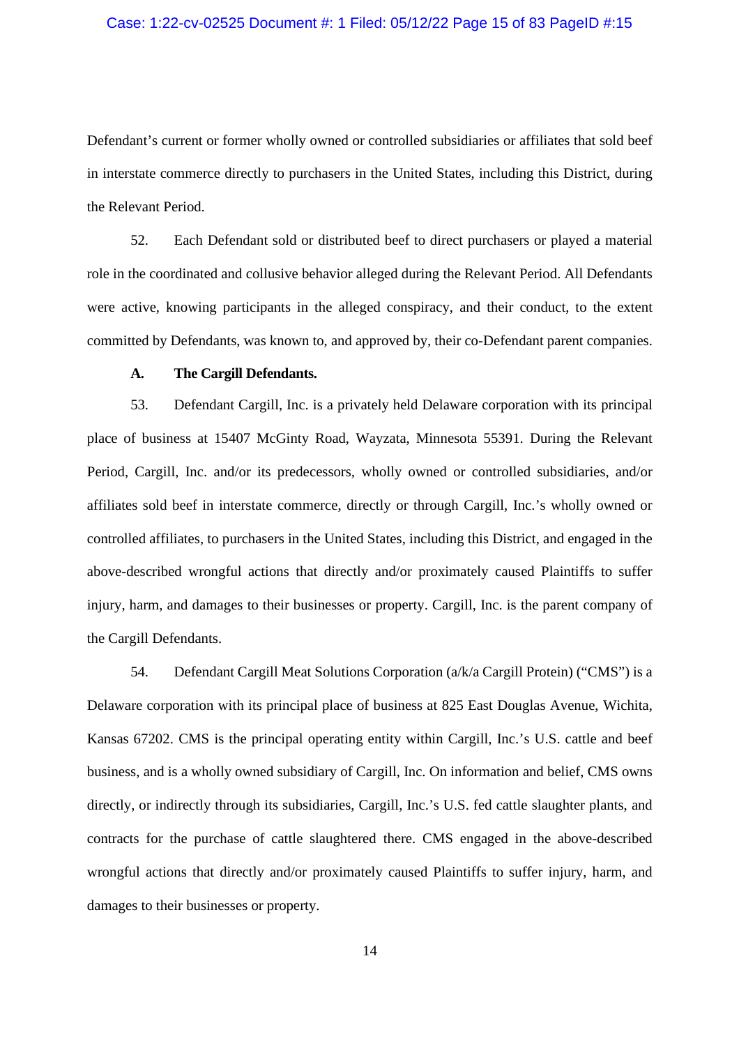Defendant's current or former wholly owned or controlled subsidiaries or affiliates that sold beef in interstate commerce directly to purchasers in the United States, including this District, during the Relevant Period.

52. Each Defendant sold or distributed beef to direct purchasers or played a material role in the coordinated and collusive behavior alleged during the Relevant Period. All Defendants were active, knowing participants in the alleged conspiracy, and their conduct, to the extent committed by Defendants, was known to, and approved by, their co-Defendant parent companies.

### A. The Cargill Defendants.

53. Defendant Cargill, Inc. is a privately held Delaware corporation with its principal place of business at 15407 McGinty Road, Wayzata, Minnesota 55391. During the Relevant Period, Cargill, Inc. and/or its predecessors, wholly owned or controlled subsidiaries, and/or affiliates sold beef in interstate commerce, directly or through Cargill, Inc.'s wholly owned or controlled affiliates, to purchasers in the United States, including this District, and engaged in the above-described wrongful actions that directly and/or proximately caused Plaintiffs to suffer injury, harm, and damages to their businesses or property. Cargill, Inc. is the parent company of the Cargill Defendants.

54. Defendant Cargill Meat Solutions Corporation (a/k/a Cargill Protein) ("CMS") is a Delaware corporation with its principal place of business at 825 East Douglas Avenue, Wichita, Kansas 67202. CMS is the principal operating entity within Cargill, Inc.'s U.S. cattle and beef business, and is a wholly owned subsidiary of Cargill, Inc. On information and belief, CMS owns directly, or indirectly through its subsidiaries, Cargill, Inc.'s U.S. fed cattle slaughter plants, and contracts for the purchase of cattle slaughtered there. CMS engaged in the above-described wrongful actions that directly and/or proximately caused Plaintiffs to suffer injury, harm, and damages to their businesses or property.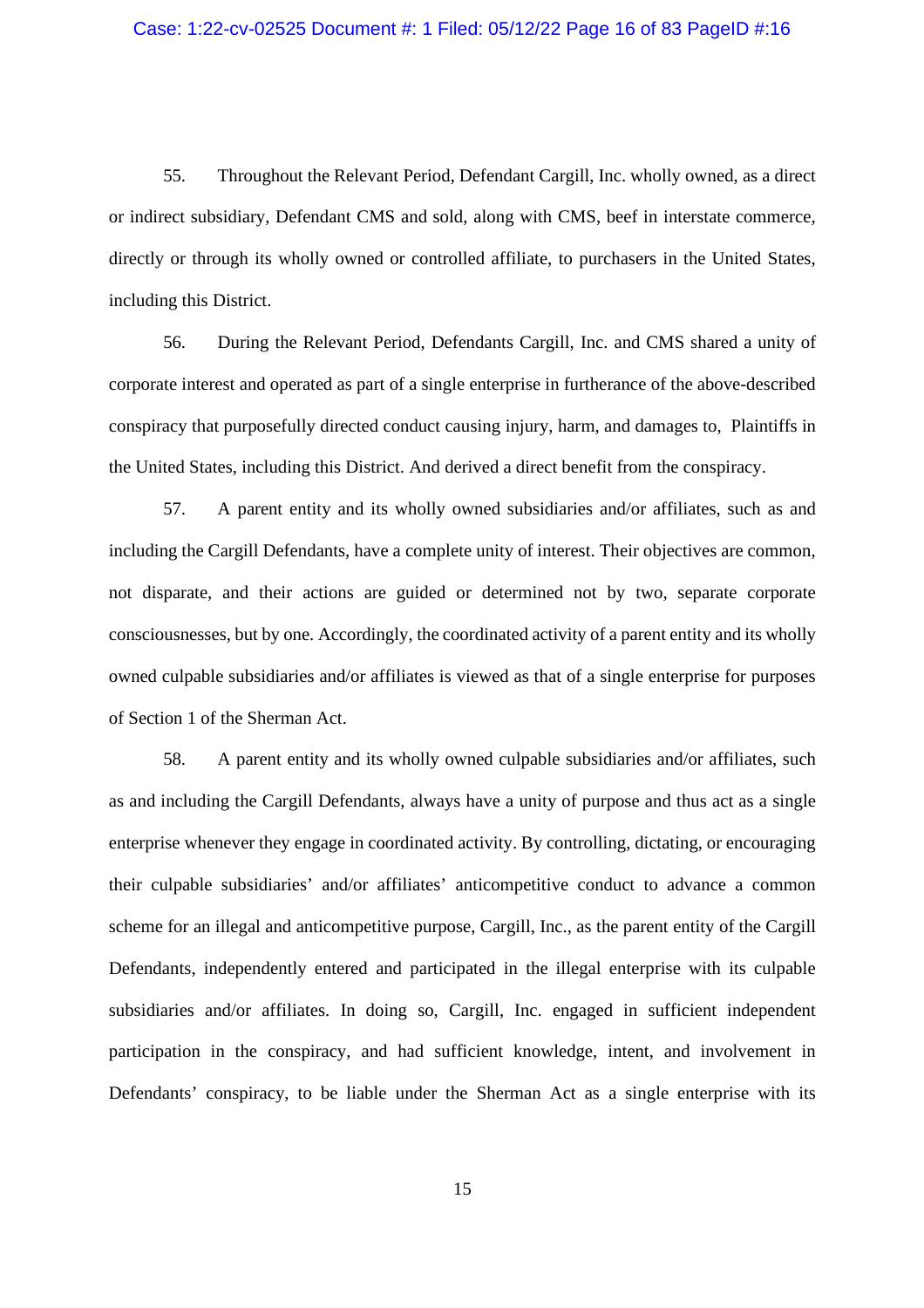55. Throughout the Relevant Period, Defendant Cargill, Inc. wholly owned, as a direct or indirect subsidiary, Defendant CMS and sold, along with CMS, beef in interstate commerce, directly or through its wholly owned or controlled affiliate, to purchasers in the United States, including this District.

56. During the Relevant Period, Defendants Cargill, Inc. and CMS shared a unity of corporate interest and operated as part of a single enterprise in furtherance of the above-described conspiracy that purposefully directed conduct causing injury, harm, and damages to, Plaintiffs in the United States, including this District. And derived a direct benefit from the conspiracy.

57. A parent entity and its wholly owned subsidiaries and/or affiliates, such as and including the Cargill Defendants, have a complete unity of interest. Their objectives are common, not disparate, and their actions are guided or determined not by two, separate corporate consciousnesses, but by one. Accordingly, the coordinated activity of a parent entity and its wholly owned culpable subsidiaries and/or affiliates is viewed as that of a single enterprise for purposes of Section 1 of the Sherman Act.

58. A parent entity and its wholly owned culpable subsidiaries and/or affiliates, such as and including the Cargill Defendants, always have a unity of purpose and thus act as a single enterprise whenever they engage in coordinated activity. By controlling, dictating, or encouraging their culpable subsidiaries' and/or affiliates' anticompetitive conduct to advance a common scheme for an illegal and anticompetitive purpose, Cargill, Inc., as the parent entity of the Cargill Defendants, independently entered and participated in the illegal enterprise with its culpable subsidiaries and/or affiliates. In doing so, Cargill, Inc. engaged in sufficient independent participation in the conspiracy, and had sufficient knowledge, intent, and involvement in Defendants' conspiracy, to be liable under the Sherman Act as a single enterprise with its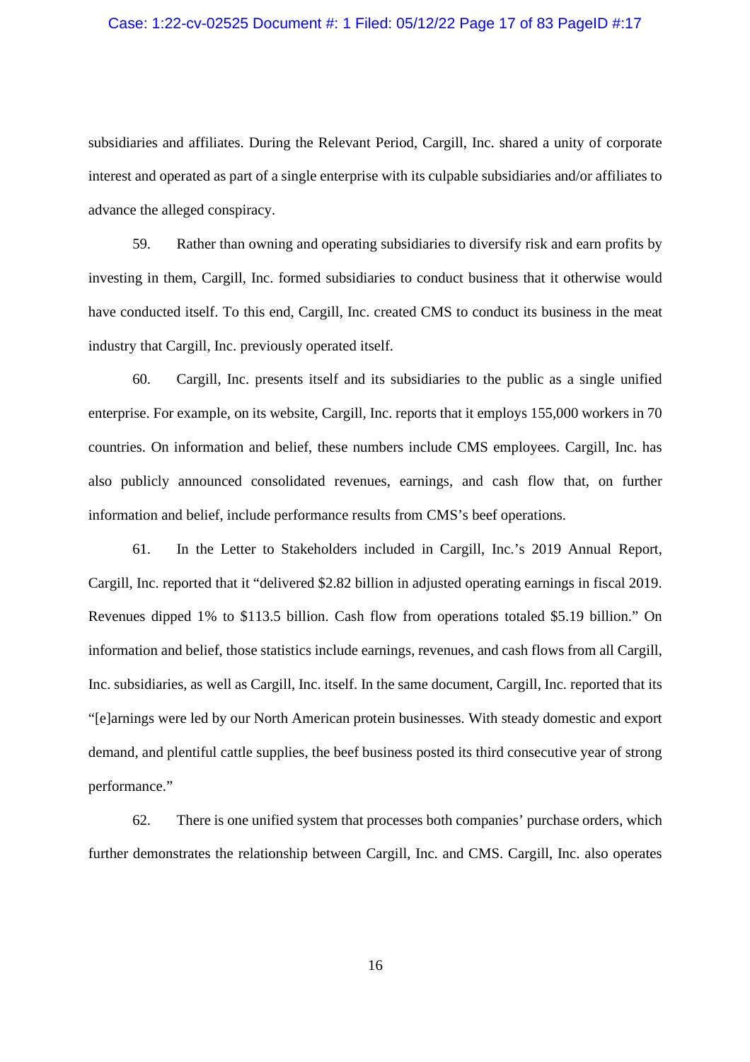subsidiaries and affiliates. During the Relevant Period, Cargill, Inc. shared a unity of corporate interest and operated as part of a single enterprise with its culpable subsidiaries and/or affiliates to advance the alleged conspiracy.

59. Rather than owning and operating subsidiaries to diversify risk and earn profits by investing in them, Cargill, Inc. formed subsidiaries to conduct business that it otherwise would have conducted itself. To this end, Cargill, Inc. created CMS to conduct its business in the meat industry that Cargill, Inc. previously operated itself.

60. Cargill, Inc. presents itself and its subsidiaries to the public as a single unified enterprise. For example, on its website, Cargill, Inc. reports that it employs 155,000 workers in 70 countries. On information and belief, these numbers include CMS employees. Cargill, Inc. has also publicly announced consolidated revenues, earnings, and cash flow that, on further information and belief, include performance results from CMS's beef operations.

61. In the Letter to Stakeholders included in Cargill, Inc.'s 2019 Annual Report, Cargill, Inc. reported that it "delivered $2.82 billion in adjusted operating earnings in fiscal 2019. Revenues dipped 1% to $113.5 billion. Cash flow from operations totaled $5.19 billion." On information and belief, those statistics include earnings, revenues, and cash flows from all Cargill, Inc. subsidiaries, as well as Cargill, Inc. itself. In the same document, Cargill, Inc. reported that its "[e]arnings were led by our North American protein businesses. With steady domestic and export demand, and plentiful cattle supplies, the beef business posted its third consecutive year of strong performance."

62. There is one unified system that processes both companies' purchase orders, which further demonstrates the relationship between Cargill, Inc. and CMS. Cargill, Inc. also operates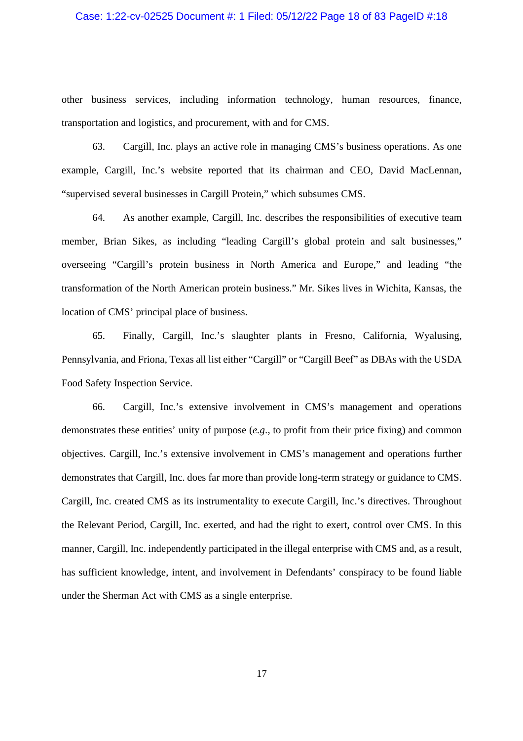other business services, including information technology, human resources, finance, transportation and logistics, and procurement, with and for CMS.

63. Cargill, Inc. plays an active role in managing CMS's business operations. As one example, Cargill, Inc.'s website reported that its chairman and CEO, David MacLennan, "supervised several businesses in Cargill Protein," which subsumes CMS.

64. As another example, Cargill, Inc. describes the responsibilities of executive team member, Brian Sikes, as including "leading Cargill's global protein and salt businesses," overseeing "Cargill's protein business in North America and Europe," and leading "the transformation of the North American protein business." Mr. Sikes lives in Wichita, Kansas, the location of CMS' principal place of business.

65. Finally, Cargill, Inc.'s slaughter plants in Fresno, California, Wyalusing, Pennsylvania, and Friona, Texas all list either "Cargill" or "Cargill Beef" as DBAs with the USDA Food Safety Inspection Service.

66. Cargill, Inc.'s extensive involvement in CMS's management and operations demonstrates these entities' unity of purpose (*e.g.*, to profit from their price fixing) and common objectives. Cargill, Inc.'s extensive involvement in CMS's management and operations further demonstrates that Cargill, Inc. does far more than provide long-term strategy or guidance to CMS. Cargill, Inc. created CMS as its instrumentality to execute Cargill, Inc.'s directives. Throughout the Relevant Period, Cargill, Inc. exerted, and had the right to exert, control over CMS. In this manner, Cargill, Inc. independently participated in the illegal enterprise with CMS and, as a result, has sufficient knowledge, intent, and involvement in Defendants' conspiracy to be found liable under the Sherman Act with CMS as a single enterprise.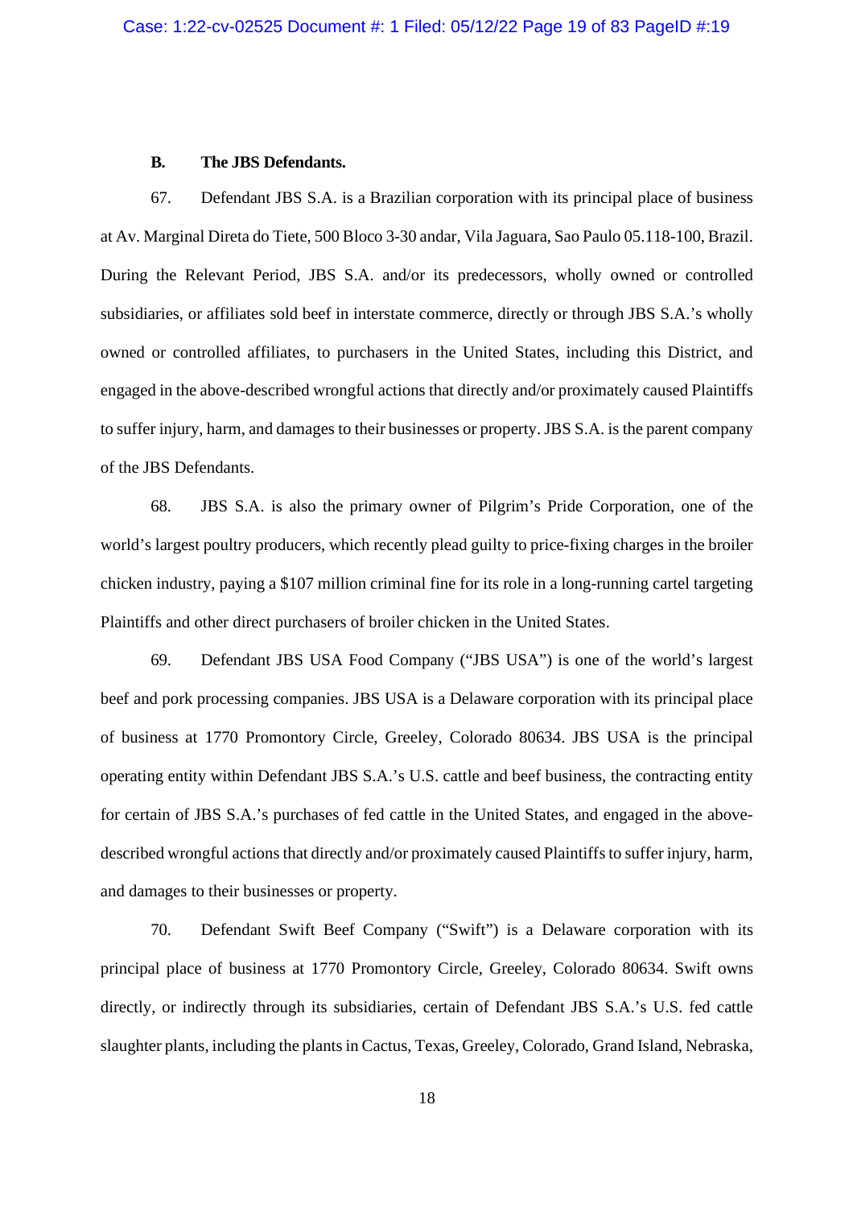### B. The JBS Defendants.

67. Defendant JBS S.A. is a Brazilian corporation with its principal place of business at Av. Marginal Direta do Tiete, 500 Bloco 3-30 andar, Vila Jaguara, Sao Paulo 05.118-100, Brazil. During the Relevant Period, JBS S.A. and/or its predecessors, wholly owned or controlled subsidiaries, or affiliates sold beef in interstate commerce, directly or through JBS S.A.'s wholly owned or controlled affiliates, to purchasers in the United States, including this District, and engaged in the above-described wrongful actions that directly and/or proximately caused Plaintiffs to suffer injury, harm, and damages to their businesses or property. JBS S.A. is the parent company of the JBS Defendants.

68. JBS S.A. is also the primary owner of Pilgrim's Pride Corporation, one of the world's largest poultry producers, which recently plead guilty to price-fixing charges in the broiler chicken industry, paying a $107 million criminal fine for its role in a long-running cartel targeting Plaintiffs and other direct purchasers of broiler chicken in the United States.

69. Defendant JBS USA Food Company ("JBS USA") is one of the world's largest beef and pork processing companies. JBS USA is a Delaware corporation with its principal place of business at 1770 Promontory Circle, Greeley, Colorado 80634. JBS USA is the principal operating entity within Defendant JBS S.A.'s U.S. cattle and beef business, the contracting entity for certain of JBS S.A.'s purchases of fed cattle in the United States, and engaged in the above-described wrongful actions that directly and/or proximately caused Plaintiffs to suffer injury, harm, and damages to their businesses or property.

70. Defendant Swift Beef Company ("Swift") is a Delaware corporation with its principal place of business at 1770 Promontory Circle, Greeley, Colorado 80634. Swift owns directly, or indirectly through its subsidiaries, certain of Defendant JBS S.A.'s U.S. fed cattle slaughter plants, including the plants in Cactus, Texas, Greeley, Colorado, Grand Island, Nebraska,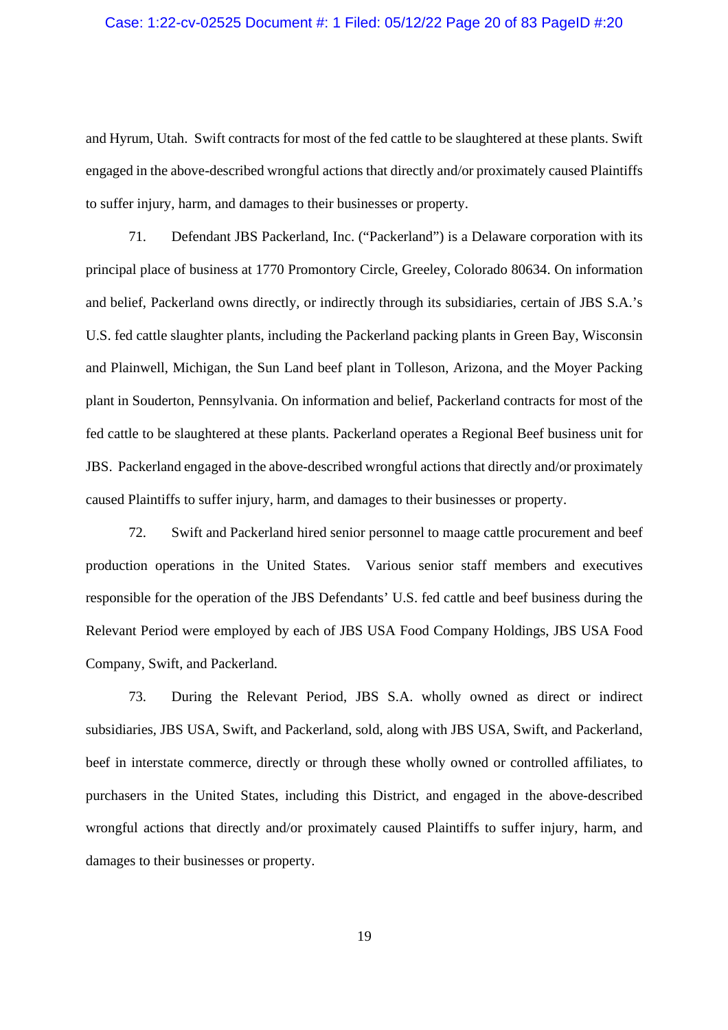and Hyrum, Utah. Swift contracts for most of the fed cattle to be slaughtered at these plants. Swift engaged in the above-described wrongful actions that directly and/or proximately caused Plaintiffs to suffer injury, harm, and damages to their businesses or property.

71. Defendant JBS Packerland, Inc. ("Packerland") is a Delaware corporation with its principal place of business at 1770 Promontory Circle, Greeley, Colorado 80634. On information and belief, Packerland owns directly, or indirectly through its subsidiaries, certain of JBS S.A.'s U.S. fed cattle slaughter plants, including the Packerland packing plants in Green Bay, Wisconsin and Plainwell, Michigan, the Sun Land beef plant in Tolleson, Arizona, and the Moyer Packing plant in Souderton, Pennsylvania. On information and belief, Packerland contracts for most of the fed cattle to be slaughtered at these plants. Packerland operates a Regional Beef business unit for JBS. Packerland engaged in the above-described wrongful actions that directly and/or proximately caused Plaintiffs to suffer injury, harm, and damages to their businesses or property.

72. Swift and Packerland hired senior personnel to maage cattle procurement and beef production operations in the United States. Various senior staff members and executives responsible for the operation of the JBS Defendants' U.S. fed cattle and beef business during the Relevant Period were employed by each of JBS USA Food Company Holdings, JBS USA Food Company, Swift, and Packerland.

73. During the Relevant Period, JBS S.A. wholly owned as direct or indirect subsidiaries, JBS USA, Swift, and Packerland, sold, along with JBS USA, Swift, and Packerland, beef in interstate commerce, directly or through these wholly owned or controlled affiliates, to purchasers in the United States, including this District, and engaged in the above-described wrongful actions that directly and/or proximately caused Plaintiffs to suffer injury, harm, and damages to their businesses or property.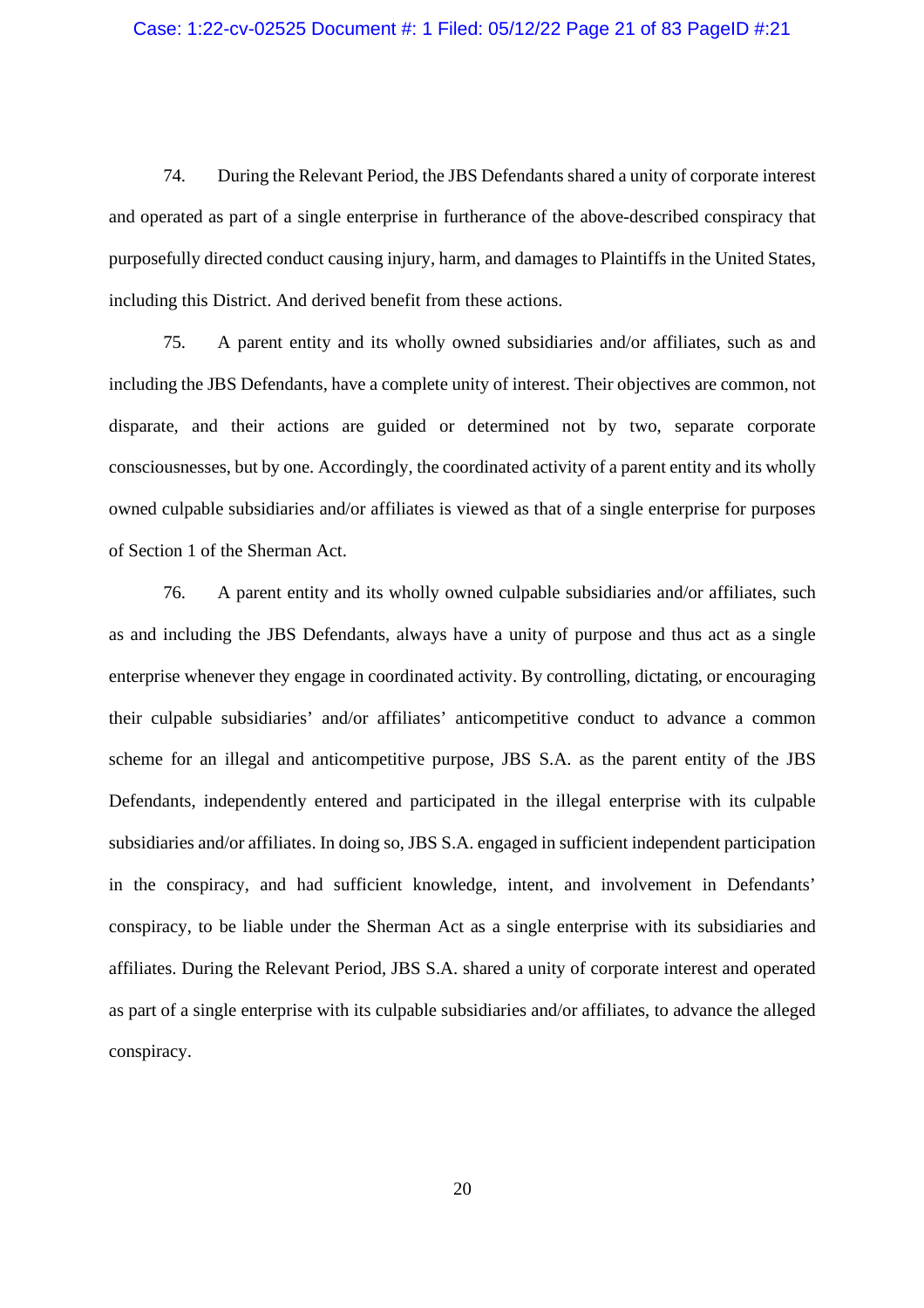74. During the Relevant Period, the JBS Defendants shared a unity of corporate interest and operated as part of a single enterprise in furtherance of the above-described conspiracy that purposefully directed conduct causing injury, harm, and damages to Plaintiffs in the United States, including this District. And derived benefit from these actions.

75. A parent entity and its wholly owned subsidiaries and/or affiliates, such as and including the JBS Defendants, have a complete unity of interest. Their objectives are common, not disparate, and their actions are guided or determined not by two, separate corporate consciousnesses, but by one. Accordingly, the coordinated activity of a parent entity and its wholly owned culpable subsidiaries and/or affiliates is viewed as that of a single enterprise for purposes of Section 1 of the Sherman Act.

76. A parent entity and its wholly owned culpable subsidiaries and/or affiliates, such as and including the JBS Defendants, always have a unity of purpose and thus act as a single enterprise whenever they engage in coordinated activity. By controlling, dictating, or encouraging their culpable subsidiaries' and/or affiliates' anticompetitive conduct to advance a common scheme for an illegal and anticompetitive purpose, JBS S.A. as the parent entity of the JBS Defendants, independently entered and participated in the illegal enterprise with its culpable subsidiaries and/or affiliates. In doing so, JBS S.A. engaged in sufficient independent participation in the conspiracy, and had sufficient knowledge, intent, and involvement in Defendants' conspiracy, to be liable under the Sherman Act as a single enterprise with its subsidiaries and affiliates. During the Relevant Period, JBS S.A. shared a unity of corporate interest and operated as part of a single enterprise with its culpable subsidiaries and/or affiliates, to advance the alleged conspiracy.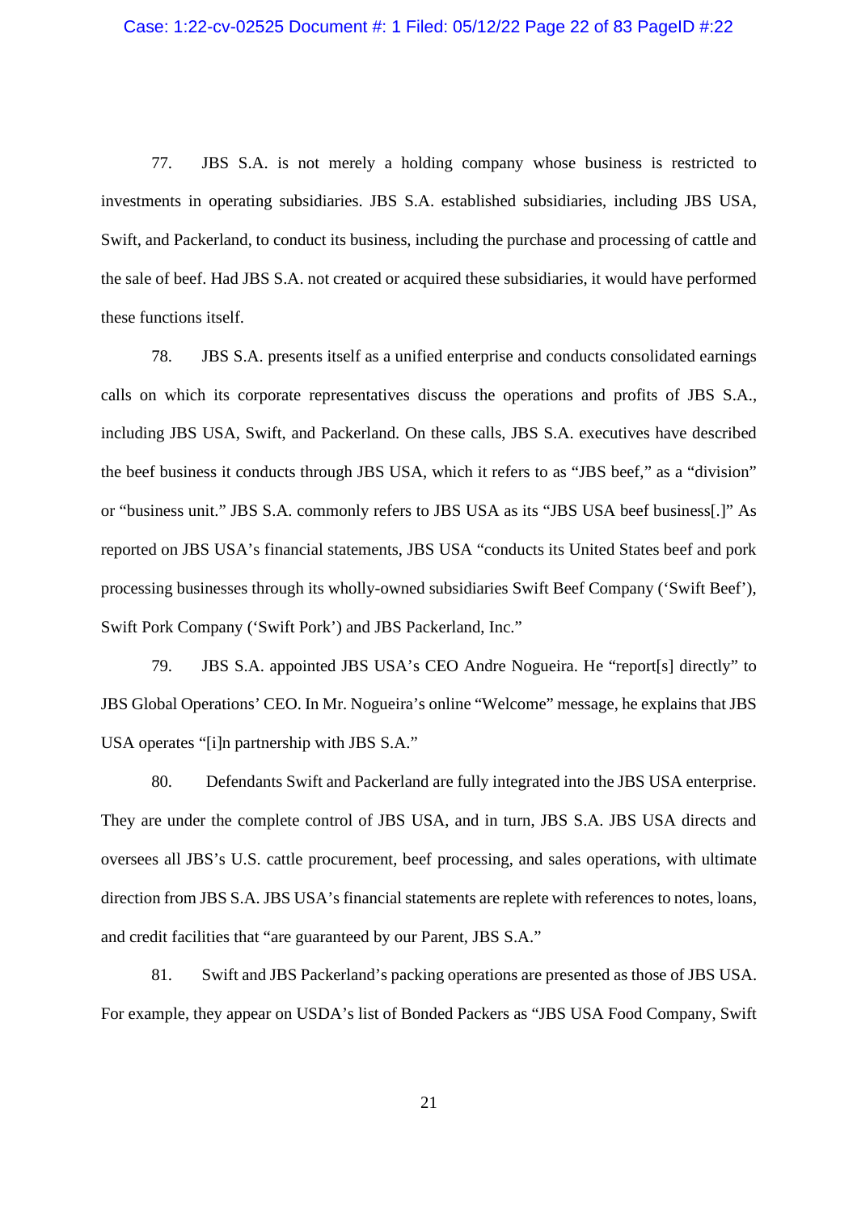77. JBS S.A. is not merely a holding company whose business is restricted to investments in operating subsidiaries. JBS S.A. established subsidiaries, including JBS USA, Swift, and Packerland, to conduct its business, including the purchase and processing of cattle and the sale of beef. Had JBS S.A. not created or acquired these subsidiaries, it would have performed these functions itself.

78. JBS S.A. presents itself as a unified enterprise and conducts consolidated earnings calls on which its corporate representatives discuss the operations and profits of JBS S.A., including JBS USA, Swift, and Packerland. On these calls, JBS S.A. executives have described the beef business it conducts through JBS USA, which it refers to as "JBS beef," as a "division" or "business unit." JBS S.A. commonly refers to JBS USA as its "JBS USA beef business[.]" As reported on JBS USA's financial statements, JBS USA "conducts its United States beef and pork processing businesses through its wholly-owned subsidiaries Swift Beef Company ('Swift Beef'), Swift Pork Company ('Swift Pork') and JBS Packerland, Inc."

79. JBS S.A. appointed JBS USA's CEO Andre Nogueira. He "report[s] directly" to JBS Global Operations' CEO. In Mr. Nogueira's online "Welcome" message, he explains that JBS USA operates "[i]n partnership with JBS S.A."

80. Defendants Swift and Packerland are fully integrated into the JBS USA enterprise. They are under the complete control of JBS USA, and in turn, JBS S.A. JBS USA directs and oversees all JBS's U.S. cattle procurement, beef processing, and sales operations, with ultimate direction from JBS S.A. JBS USA's financial statements are replete with references to notes, loans, and credit facilities that "are guaranteed by our Parent, JBS S.A."

81. Swift and JBS Packerland's packing operations are presented as those of JBS USA. For example, they appear on USDA's list of Bonded Packers as "JBS USA Food Company, Swift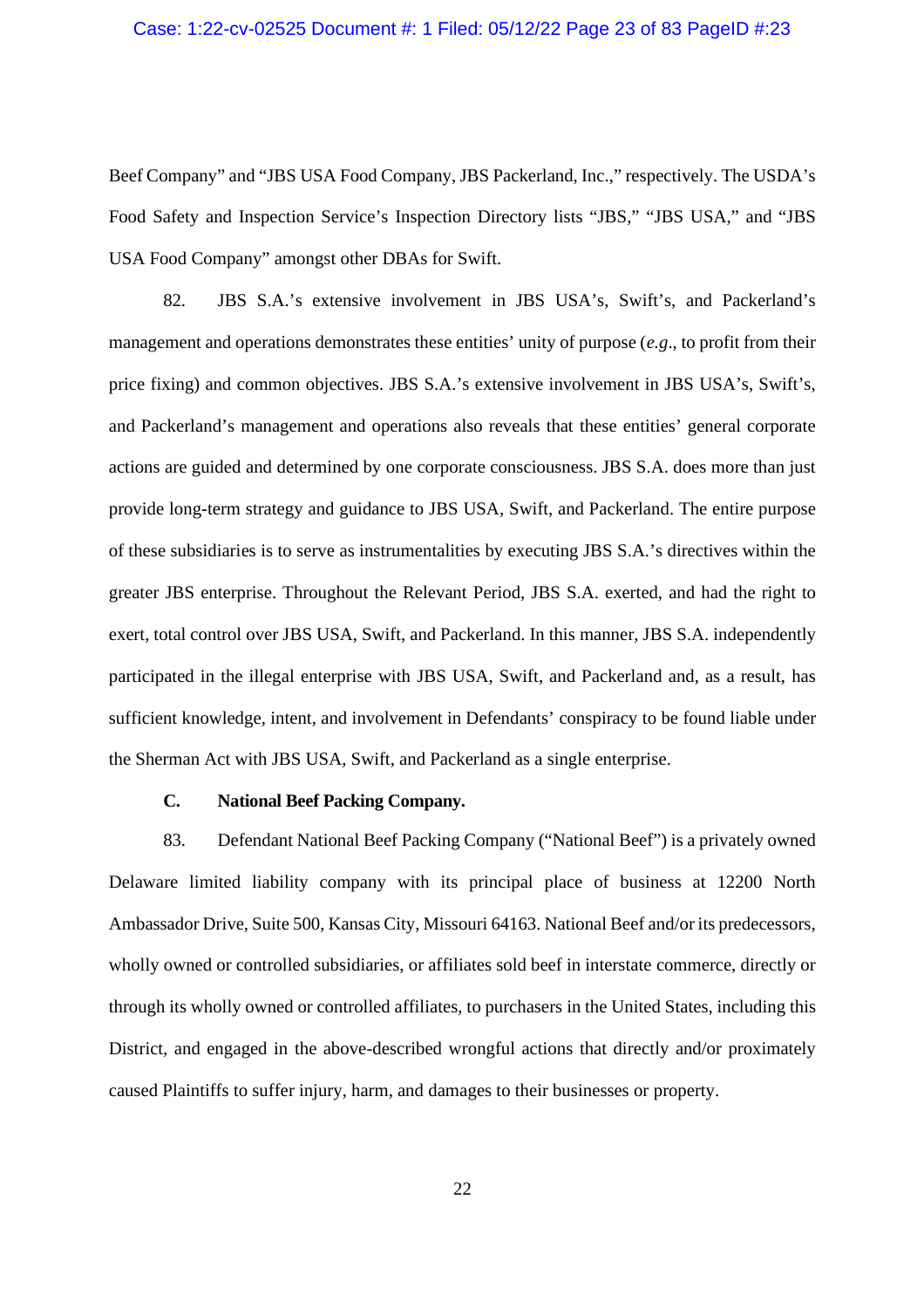Beef Company" and "JBS USA Food Company, JBS Packerland, Inc.," respectively. The USDA's Food Safety and Inspection Service's Inspection Directory lists "JBS," "JBS USA," and "JBS USA Food Company" amongst other DBAs for Swift.

82. JBS S.A.'s extensive involvement in JBS USA's, Swift's, and Packerland's management and operations demonstrates these entities' unity of purpose (*e.g*., to profit from their price fixing) and common objectives. JBS S.A.'s extensive involvement in JBS USA's, Swift's, and Packerland's management and operations also reveals that these entities' general corporate actions are guided and determined by one corporate consciousness. JBS S.A. does more than just provide long-term strategy and guidance to JBS USA, Swift, and Packerland. The entire purpose of these subsidiaries is to serve as instrumentalities by executing JBS S.A.'s directives within the greater JBS enterprise. Throughout the Relevant Period, JBS S.A. exerted, and had the right to exert, total control over JBS USA, Swift, and Packerland. In this manner, JBS S.A. independently participated in the illegal enterprise with JBS USA, Swift, and Packerland and, as a result, has sufficient knowledge, intent, and involvement in Defendants' conspiracy to be found liable under the Sherman Act with JBS USA, Swift, and Packerland as a single enterprise.

### C. National Beef Packing Company.

83. Defendant National Beef Packing Company ("National Beef") is a privately owned Delaware limited liability company with its principal place of business at 12200 North Ambassador Drive, Suite 500, Kansas City, Missouri 64163. National Beef and/or its predecessors, wholly owned or controlled subsidiaries, or affiliates sold beef in interstate commerce, directly or through its wholly owned or controlled affiliates, to purchasers in the United States, including this District, and engaged in the above-described wrongful actions that directly and/or proximately caused Plaintiffs to suffer injury, harm, and damages to their businesses or property.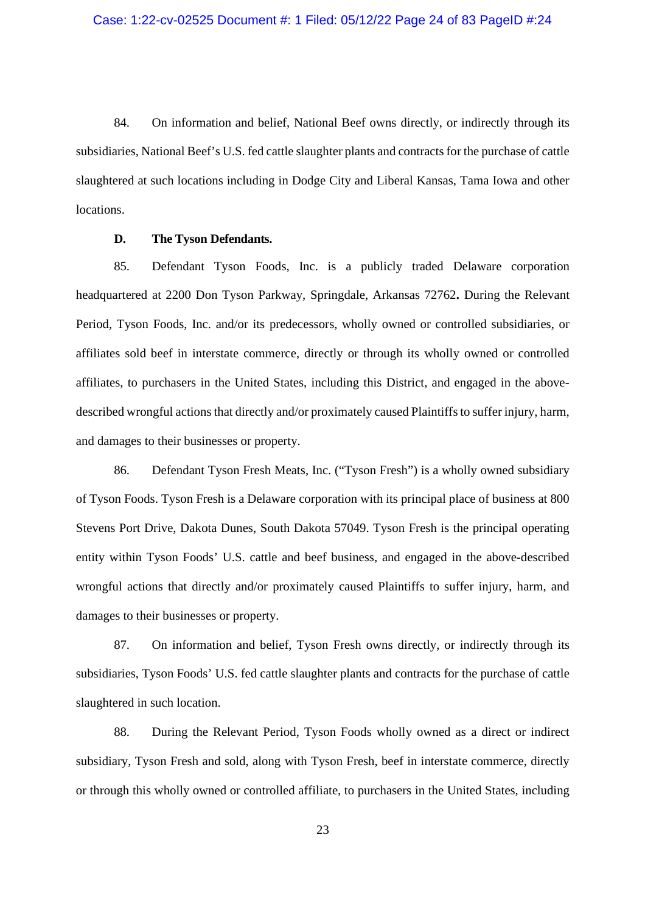84. On information and belief, National Beef owns directly, or indirectly through its subsidiaries, National Beef's U.S. fed cattle slaughter plants and contracts for the purchase of cattle slaughtered at such locations including in Dodge City and Liberal Kansas, Tama Iowa and other locations.

**D. The Tyson Defendants.**

85. Defendant Tyson Foods, Inc. is a publicly traded Delaware corporation headquartered at 2200 Don Tyson Parkway, Springdale, Arkansas 72762**.** During the Relevant Period, Tyson Foods, Inc. and/or its predecessors, wholly owned or controlled subsidiaries, or affiliates sold beef in interstate commerce, directly or through its wholly owned or controlled affiliates, to purchasers in the United States, including this District, and engaged in the above-described wrongful actions that directly and/or proximately caused Plaintiffs to suffer injury, harm, and damages to their businesses or property.

86. Defendant Tyson Fresh Meats, Inc. ("Tyson Fresh") is a wholly owned subsidiary of Tyson Foods. Tyson Fresh is a Delaware corporation with its principal place of business at 800 Stevens Port Drive, Dakota Dunes, South Dakota 57049. Tyson Fresh is the principal operating entity within Tyson Foods' U.S. cattle and beef business, and engaged in the above-described wrongful actions that directly and/or proximately caused Plaintiffs to suffer injury, harm, and damages to their businesses or property.

87. On information and belief, Tyson Fresh owns directly, or indirectly through its subsidiaries, Tyson Foods' U.S. fed cattle slaughter plants and contracts for the purchase of cattle slaughtered in such location.

88. During the Relevant Period, Tyson Foods wholly owned as a direct or indirect subsidiary, Tyson Fresh and sold, along with Tyson Fresh, beef in interstate commerce, directly or through this wholly owned or controlled affiliate, to purchasers in the United States, including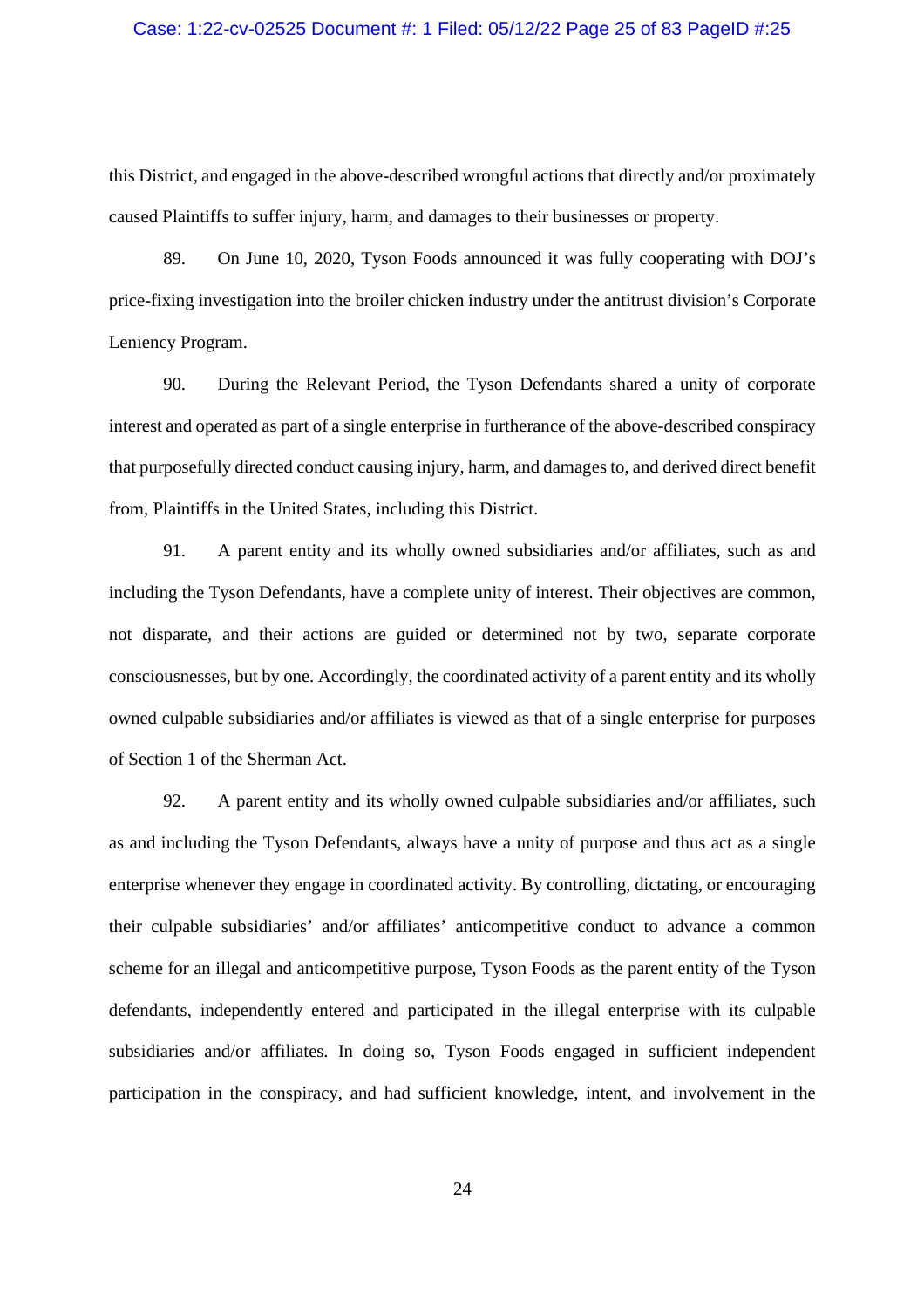this District, and engaged in the above-described wrongful actions that directly and/or proximately caused Plaintiffs to suffer injury, harm, and damages to their businesses or property.

89. On June 10, 2020, Tyson Foods announced it was fully cooperating with DOJ's price-fixing investigation into the broiler chicken industry under the antitrust division's Corporate Leniency Program.

90. During the Relevant Period, the Tyson Defendants shared a unity of corporate interest and operated as part of a single enterprise in furtherance of the above-described conspiracy that purposefully directed conduct causing injury, harm, and damages to, and derived direct benefit from, Plaintiffs in the United States, including this District.

91. A parent entity and its wholly owned subsidiaries and/or affiliates, such as and including the Tyson Defendants, have a complete unity of interest. Their objectives are common, not disparate, and their actions are guided or determined not by two, separate corporate consciousnesses, but by one. Accordingly, the coordinated activity of a parent entity and its wholly owned culpable subsidiaries and/or affiliates is viewed as that of a single enterprise for purposes of Section 1 of the Sherman Act.

92. A parent entity and its wholly owned culpable subsidiaries and/or affiliates, such as and including the Tyson Defendants, always have a unity of purpose and thus act as a single enterprise whenever they engage in coordinated activity. By controlling, dictating, or encouraging their culpable subsidiaries' and/or affiliates' anticompetitive conduct to advance a common scheme for an illegal and anticompetitive purpose, Tyson Foods as the parent entity of the Tyson defendants, independently entered and participated in the illegal enterprise with its culpable subsidiaries and/or affiliates. In doing so, Tyson Foods engaged in sufficient independent participation in the conspiracy, and had sufficient knowledge, intent, and involvement in the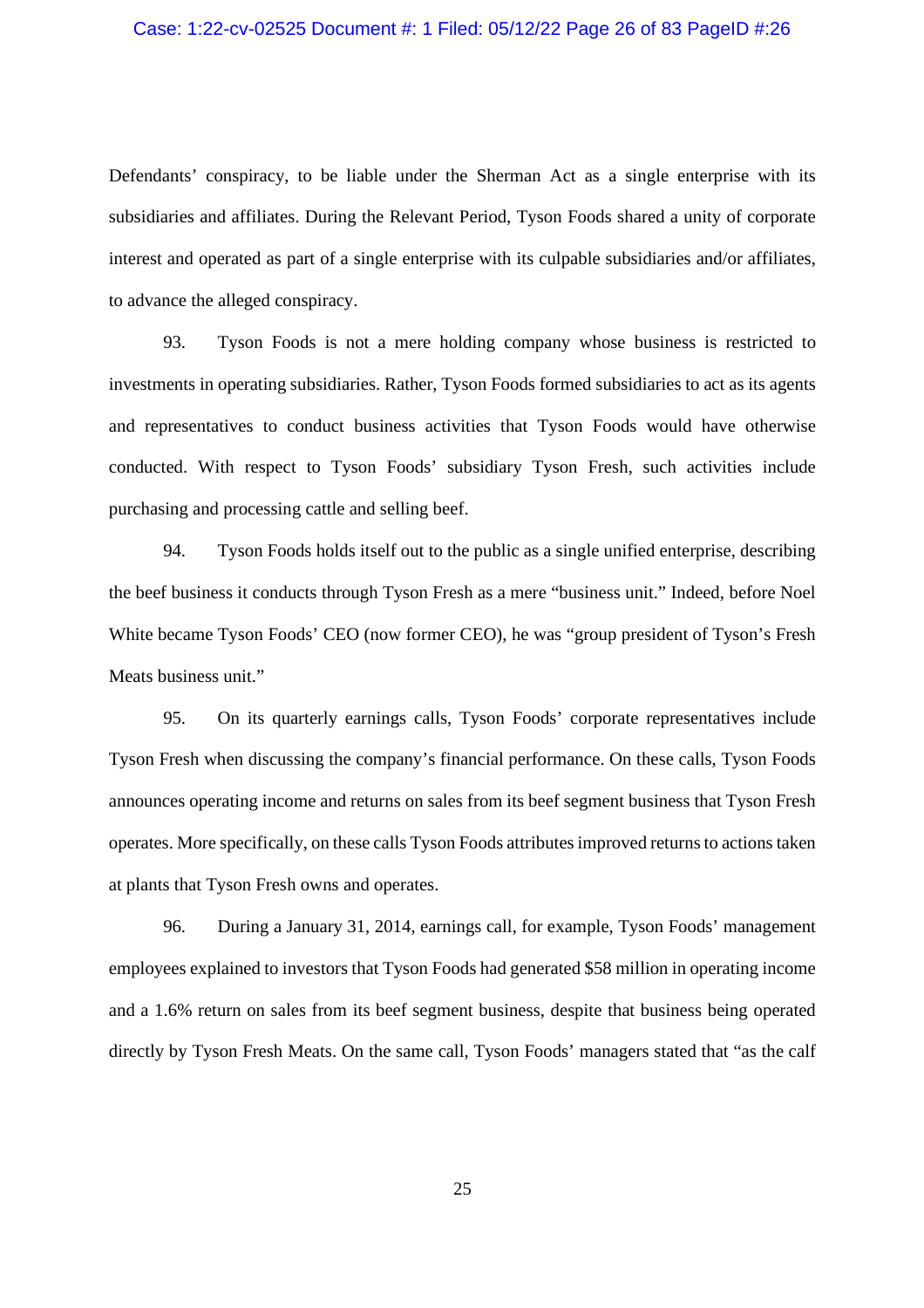Defendants' conspiracy, to be liable under the Sherman Act as a single enterprise with its subsidiaries and affiliates. During the Relevant Period, Tyson Foods shared a unity of corporate interest and operated as part of a single enterprise with its culpable subsidiaries and/or affiliates, to advance the alleged conspiracy.

93. Tyson Foods is not a mere holding company whose business is restricted to investments in operating subsidiaries. Rather, Tyson Foods formed subsidiaries to act as its agents and representatives to conduct business activities that Tyson Foods would have otherwise conducted. With respect to Tyson Foods' subsidiary Tyson Fresh, such activities include purchasing and processing cattle and selling beef.

94. Tyson Foods holds itself out to the public as a single unified enterprise, describing the beef business it conducts through Tyson Fresh as a mere "business unit." Indeed, before Noel White became Tyson Foods' CEO (now former CEO), he was "group president of Tyson's Fresh Meats business unit."

95. On its quarterly earnings calls, Tyson Foods' corporate representatives include Tyson Fresh when discussing the company's financial performance. On these calls, Tyson Foods announces operating income and returns on sales from its beef segment business that Tyson Fresh operates. More specifically, on these calls Tyson Foods attributes improved returns to actions taken at plants that Tyson Fresh owns and operates.

96. During a January 31, 2014, earnings call, for example, Tyson Foods' management employees explained to investors that Tyson Foods had generated $58 million in operating income and a 1.6% return on sales from its beef segment business, despite that business being operated directly by Tyson Fresh Meats. On the same call, Tyson Foods' managers stated that "as the calf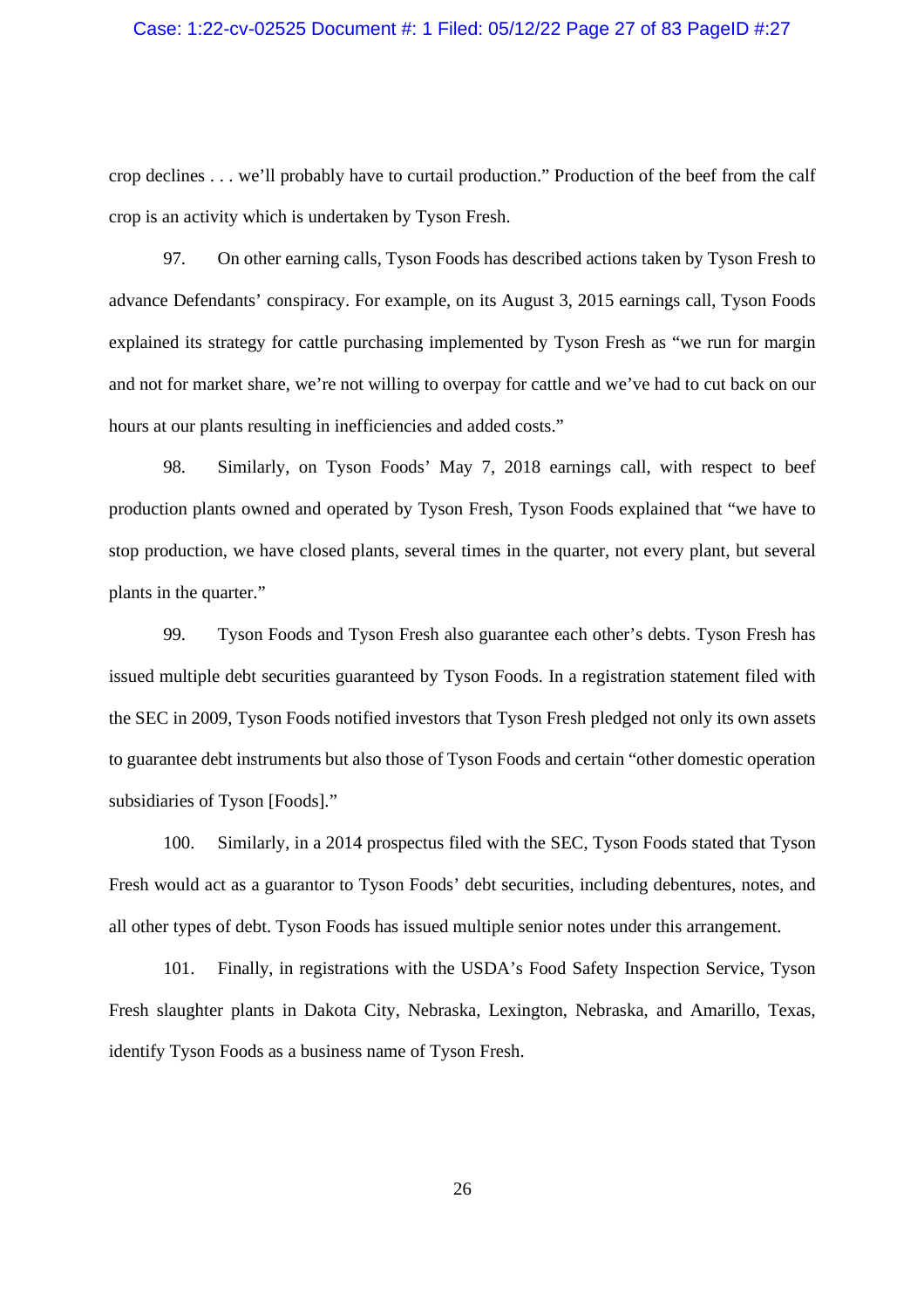crop declines . . . we'll probably have to curtail production." Production of the beef from the calf crop is an activity which is undertaken by Tyson Fresh.

97. On other earning calls, Tyson Foods has described actions taken by Tyson Fresh to advance Defendants' conspiracy. For example, on its August 3, 2015 earnings call, Tyson Foods explained its strategy for cattle purchasing implemented by Tyson Fresh as "we run for margin and not for market share, we're not willing to overpay for cattle and we've had to cut back on our hours at our plants resulting in inefficiencies and added costs."

98. Similarly, on Tyson Foods' May 7, 2018 earnings call, with respect to beef production plants owned and operated by Tyson Fresh, Tyson Foods explained that "we have to stop production, we have closed plants, several times in the quarter, not every plant, but several plants in the quarter."

99. Tyson Foods and Tyson Fresh also guarantee each other's debts. Tyson Fresh has issued multiple debt securities guaranteed by Tyson Foods. In a registration statement filed with the SEC in 2009, Tyson Foods notified investors that Tyson Fresh pledged not only its own assets to guarantee debt instruments but also those of Tyson Foods and certain "other domestic operation subsidiaries of Tyson [Foods]."

100. Similarly, in a 2014 prospectus filed with the SEC, Tyson Foods stated that Tyson Fresh would act as a guarantor to Tyson Foods' debt securities, including debentures, notes, and all other types of debt. Tyson Foods has issued multiple senior notes under this arrangement.

101. Finally, in registrations with the USDA's Food Safety Inspection Service, Tyson Fresh slaughter plants in Dakota City, Nebraska, Lexington, Nebraska, and Amarillo, Texas, identify Tyson Foods as a business name of Tyson Fresh.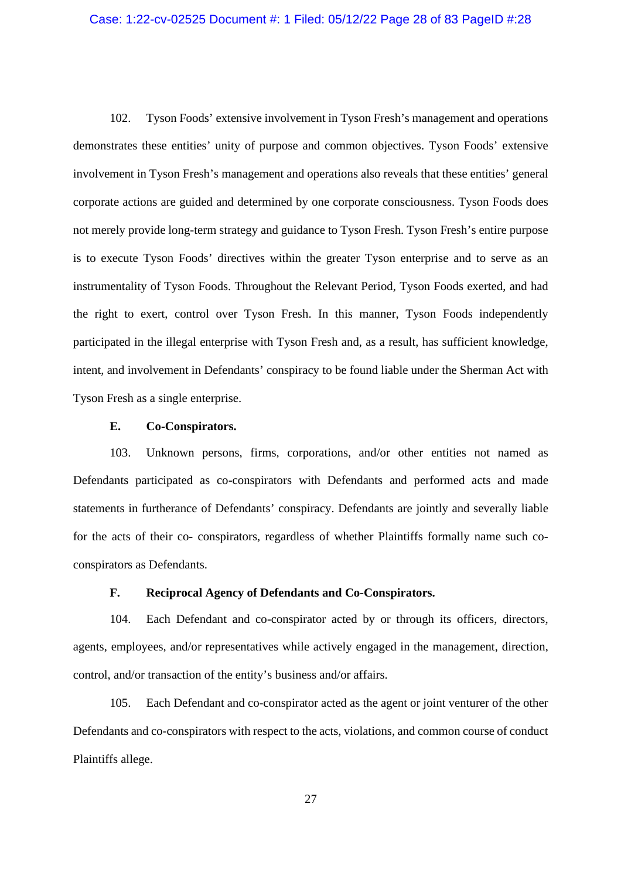102. Tyson Foods' extensive involvement in Tyson Fresh's management and operations demonstrates these entities' unity of purpose and common objectives. Tyson Foods' extensive involvement in Tyson Fresh's management and operations also reveals that these entities' general corporate actions are guided and determined by one corporate consciousness. Tyson Foods does not merely provide long-term strategy and guidance to Tyson Fresh. Tyson Fresh's entire purpose is to execute Tyson Foods' directives within the greater Tyson enterprise and to serve as an instrumentality of Tyson Foods. Throughout the Relevant Period, Tyson Foods exerted, and had the right to exert, control over Tyson Fresh. In this manner, Tyson Foods independently participated in the illegal enterprise with Tyson Fresh and, as a result, has sufficient knowledge, intent, and involvement in Defendants' conspiracy to be found liable under the Sherman Act with Tyson Fresh as a single enterprise.

### E. Co-Conspirators.

103. Unknown persons, firms, corporations, and/or other entities not named as Defendants participated as co-conspirators with Defendants and performed acts and made statements in furtherance of Defendants' conspiracy. Defendants are jointly and severally liable for the acts of their co- conspirators, regardless of whether Plaintiffs formally name such co-conspirators as Defendants.

### F. Reciprocal Agency of Defendants and Co-Conspirators.

104. Each Defendant and co-conspirator acted by or through its officers, directors, agents, employees, and/or representatives while actively engaged in the management, direction, control, and/or transaction of the entity's business and/or affairs.

105. Each Defendant and co-conspirator acted as the agent or joint venturer of the other Defendants and co-conspirators with respect to the acts, violations, and common course of conduct Plaintiffs allege.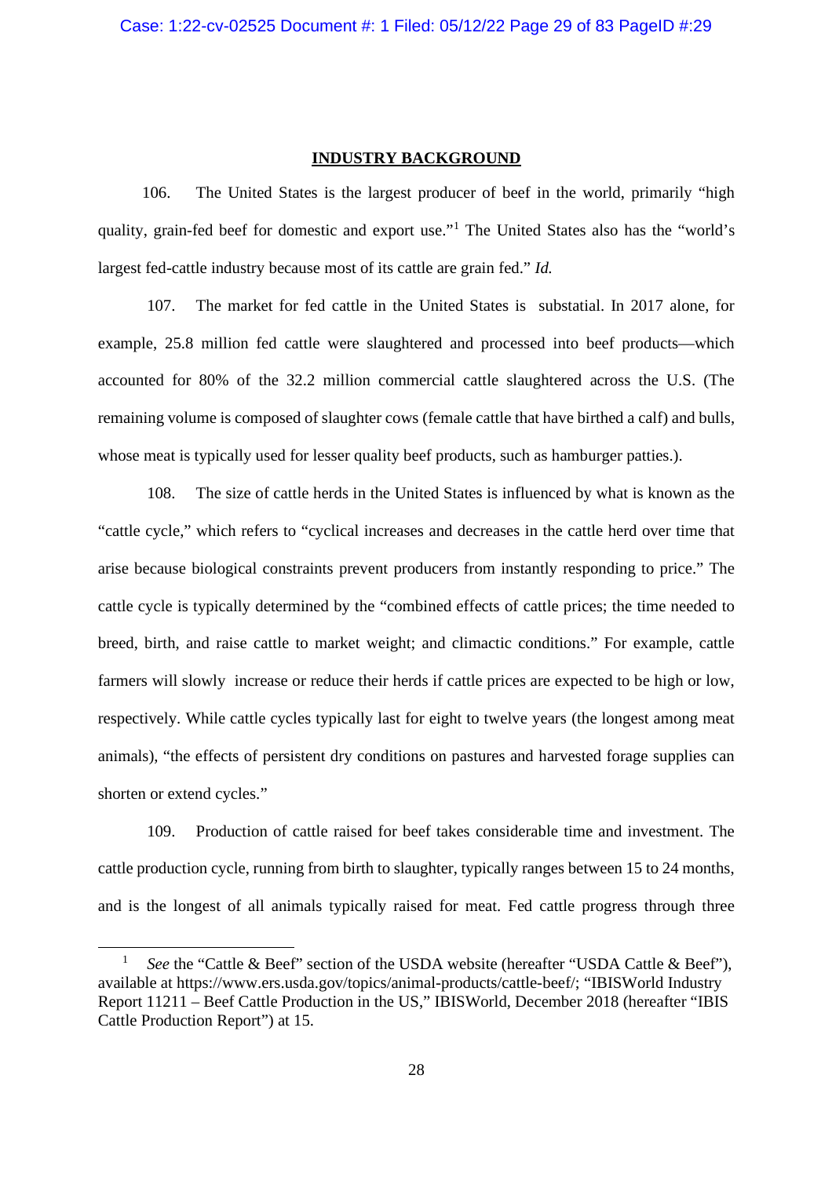## INDUSTRY BACKGROUND

106. The United States is the largest producer of beef in the world, primarily "high quality, grain-fed beef for domestic and export use."[1] The United States also has the "world's largest fed-cattle industry because most of its cattle are grain fed." *Id.*

107. The market for fed cattle in the United States is substatial. In 2017 alone, for example, 25.8 million fed cattle were slaughtered and processed into beef products—which accounted for 80% of the 32.2 million commercial cattle slaughtered across the U.S. (The remaining volume is composed of slaughter cows (female cattle that have birthed a calf) and bulls, whose meat is typically used for lesser quality beef products, such as hamburger patties.).

108. The size of cattle herds in the United States is influenced by what is known as the "cattle cycle," which refers to "cyclical increases and decreases in the cattle herd over time that arise because biological constraints prevent producers from instantly responding to price." The cattle cycle is typically determined by the "combined effects of cattle prices; the time needed to breed, birth, and raise cattle to market weight; and climactic conditions." For example, cattle farmers will slowly increase or reduce their herds if cattle prices are expected to be high or low, respectively. While cattle cycles typically last for eight to twelve years (the longest among meat animals), "the effects of persistent dry conditions on pastures and harvested forage supplies can shorten or extend cycles."

109. Production of cattle raised for beef takes considerable time and investment. The cattle production cycle, running from birth to slaughter, typically ranges between 15 to 24 months, and is the longest of all animals typically raised for meat. Fed cattle progress through three

---

[1] *See* the "Cattle & Beef" section of the USDA website (hereafter "USDA Cattle & Beef"), available at https://www.ers.usda.gov/topics/animal-products/cattle-beef/; "IBISWorld Industry Report 11211 – Beef Cattle Production in the US," IBISWorld, December 2018 (hereafter "IBIS Cattle Production Report") at 15.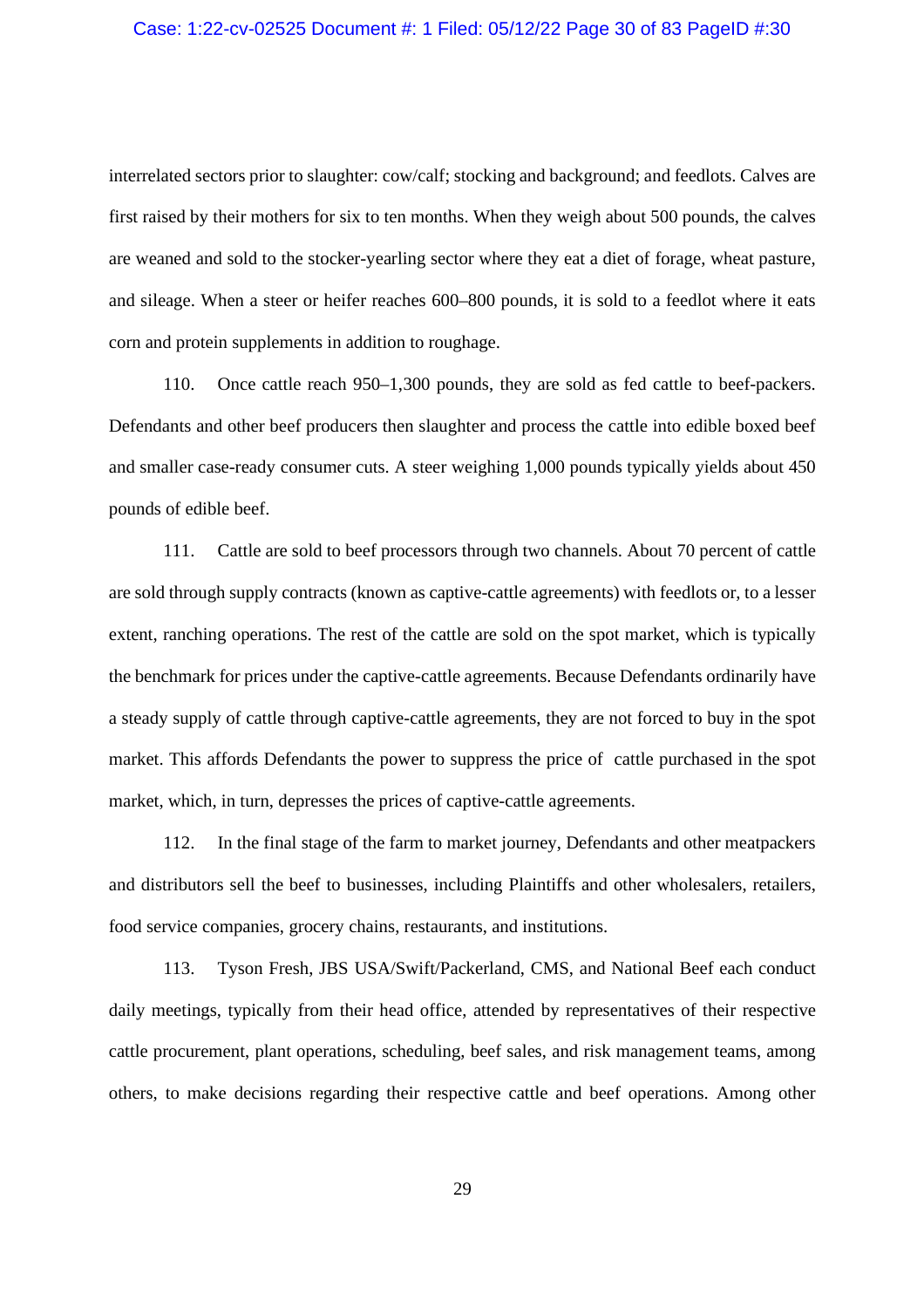interrelated sectors prior to slaughter: cow/calf; stocking and background; and feedlots. Calves are first raised by their mothers for six to ten months. When they weigh about 500 pounds, the calves are weaned and sold to the stocker-yearling sector where they eat a diet of forage, wheat pasture, and sileage. When a steer or heifer reaches 600–800 pounds, it is sold to a feedlot where it eats corn and protein supplements in addition to roughage.

110. Once cattle reach 950–1,300 pounds, they are sold as fed cattle to beef-packers. Defendants and other beef producers then slaughter and process the cattle into edible boxed beef and smaller case-ready consumer cuts. A steer weighing 1,000 pounds typically yields about 450 pounds of edible beef.

111. Cattle are sold to beef processors through two channels. About 70 percent of cattle are sold through supply contracts (known as captive-cattle agreements) with feedlots or, to a lesser extent, ranching operations. The rest of the cattle are sold on the spot market, which is typically the benchmark for prices under the captive-cattle agreements. Because Defendants ordinarily have a steady supply of cattle through captive-cattle agreements, they are not forced to buy in the spot market. This affords Defendants the power to suppress the price of cattle purchased in the spot market, which, in turn, depresses the prices of captive-cattle agreements.

112. In the final stage of the farm to market journey, Defendants and other meatpackers and distributors sell the beef to businesses, including Plaintiffs and other wholesalers, retailers, food service companies, grocery chains, restaurants, and institutions.

113. Tyson Fresh, JBS USA/Swift/Packerland, CMS, and National Beef each conduct daily meetings, typically from their head office, attended by representatives of their respective cattle procurement, plant operations, scheduling, beef sales, and risk management teams, among others, to make decisions regarding their respective cattle and beef operations. Among other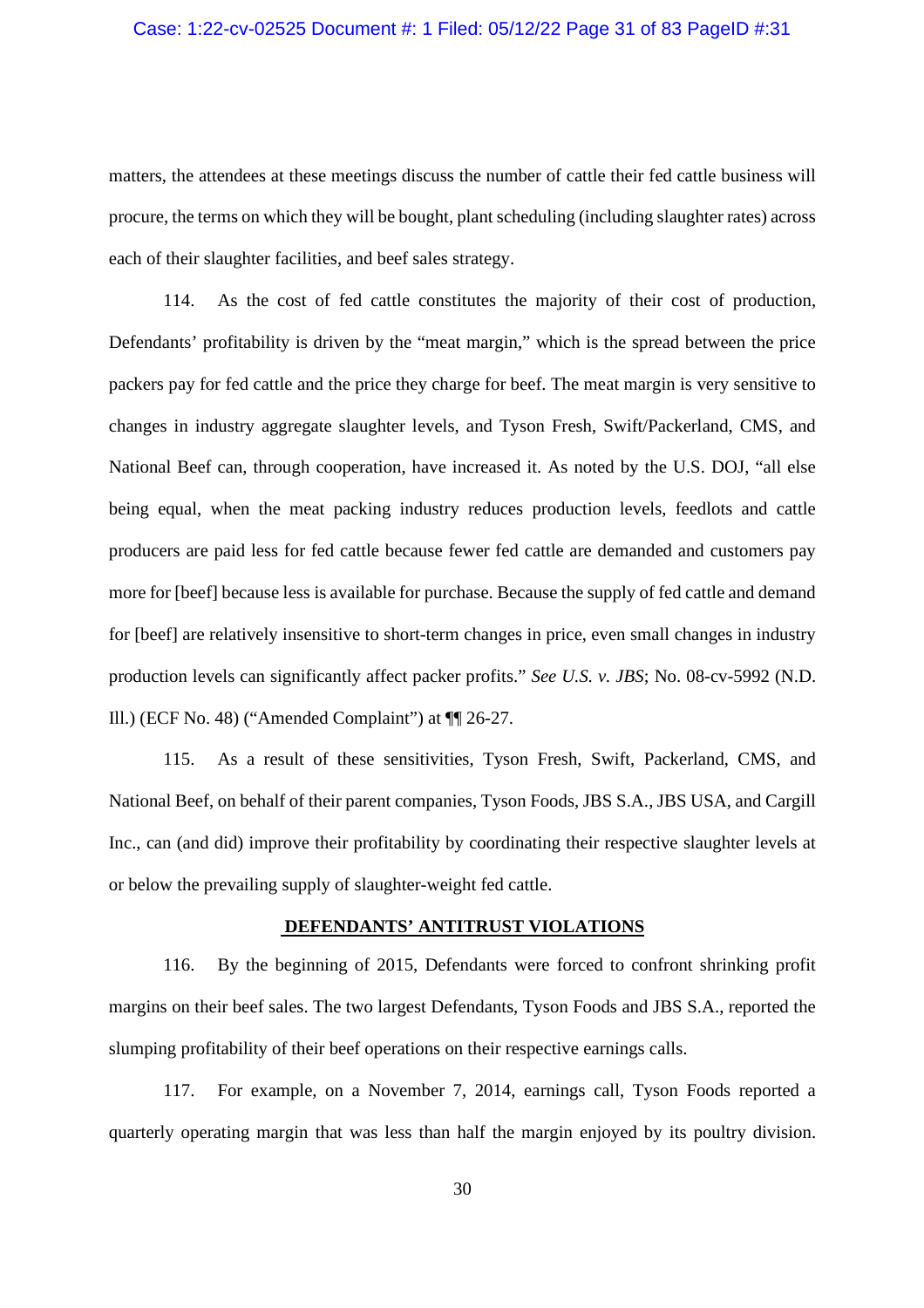matters, the attendees at these meetings discuss the number of cattle their fed cattle business will procure, the terms on which they will be bought, plant scheduling (including slaughter rates) across each of their slaughter facilities, and beef sales strategy.

114. As the cost of fed cattle constitutes the majority of their cost of production, Defendants' profitability is driven by the "meat margin," which is the spread between the price packers pay for fed cattle and the price they charge for beef. The meat margin is very sensitive to changes in industry aggregate slaughter levels, and Tyson Fresh, Swift/Packerland, CMS, and National Beef can, through cooperation, have increased it. As noted by the U.S. DOJ, "all else being equal, when the meat packing industry reduces production levels, feedlots and cattle producers are paid less for fed cattle because fewer fed cattle are demanded and customers pay more for [beef] because less is available for purchase. Because the supply of fed cattle and demand for [beef] are relatively insensitive to short-term changes in price, even small changes in industry production levels can significantly affect packer profits." *See U.S. v. JBS*; No. 08-cv-5992 (N.D. Ill.) (ECF No. 48) ("Amended Complaint") at ¶¶ 26-27.

115. As a result of these sensitivities, Tyson Fresh, Swift, Packerland, CMS, and National Beef, on behalf of their parent companies, Tyson Foods, JBS S.A., JBS USA, and Cargill Inc., can (and did) improve their profitability by coordinating their respective slaughter levels at or below the prevailing supply of slaughter-weight fed cattle.

## DEFENDANTS' ANTITRUST VIOLATIONS

116. By the beginning of 2015, Defendants were forced to confront shrinking profit margins on their beef sales. The two largest Defendants, Tyson Foods and JBS S.A., reported the slumping profitability of their beef operations on their respective earnings calls.

117. For example, on a November 7, 2014, earnings call, Tyson Foods reported a quarterly operating margin that was less than half the margin enjoyed by its poultry division.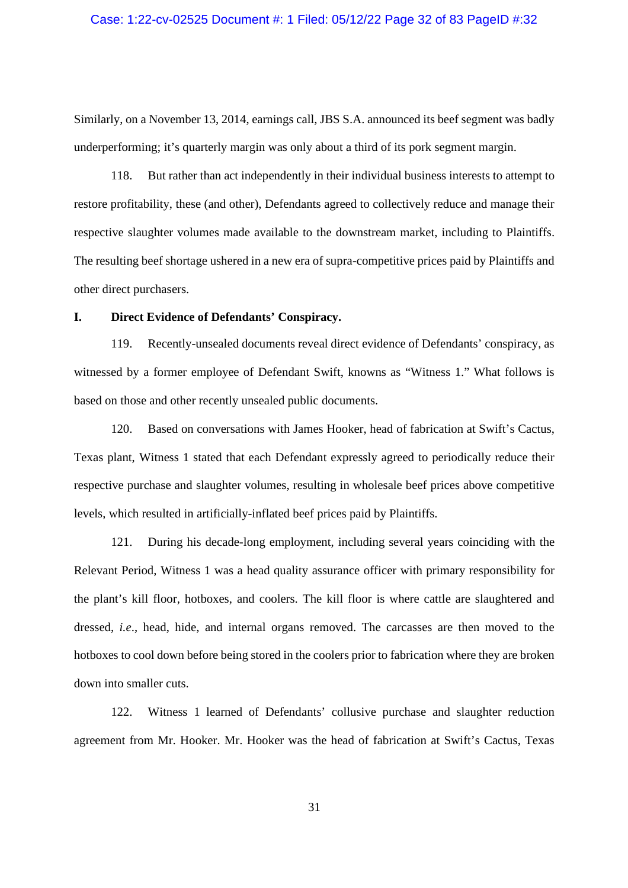Similarly, on a November 13, 2014, earnings call, JBS S.A. announced its beef segment was badly underperforming; it's quarterly margin was only about a third of its pork segment margin.

118. But rather than act independently in their individual business interests to attempt to restore profitability, these (and other), Defendants agreed to collectively reduce and manage their respective slaughter volumes made available to the downstream market, including to Plaintiffs. The resulting beef shortage ushered in a new era of supra-competitive prices paid by Plaintiffs and other direct purchasers.

## I. Direct Evidence of Defendants' Conspiracy.

119. Recently-unsealed documents reveal direct evidence of Defendants' conspiracy, as witnessed by a former employee of Defendant Swift, knowns as "Witness 1." What follows is based on those and other recently unsealed public documents.

120. Based on conversations with James Hooker, head of fabrication at Swift's Cactus, Texas plant, Witness 1 stated that each Defendant expressly agreed to periodically reduce their respective purchase and slaughter volumes, resulting in wholesale beef prices above competitive levels, which resulted in artificially-inflated beef prices paid by Plaintiffs.

121. During his decade-long employment, including several years coinciding with the Relevant Period, Witness 1 was a head quality assurance officer with primary responsibility for the plant's kill floor, hotboxes, and coolers. The kill floor is where cattle are slaughtered and dressed, *i.e.*, head, hide, and internal organs removed. The carcasses are then moved to the hotboxes to cool down before being stored in the coolers prior to fabrication where they are broken down into smaller cuts.

122. Witness 1 learned of Defendants' collusive purchase and slaughter reduction agreement from Mr. Hooker. Mr. Hooker was the head of fabrication at Swift's Cactus, Texas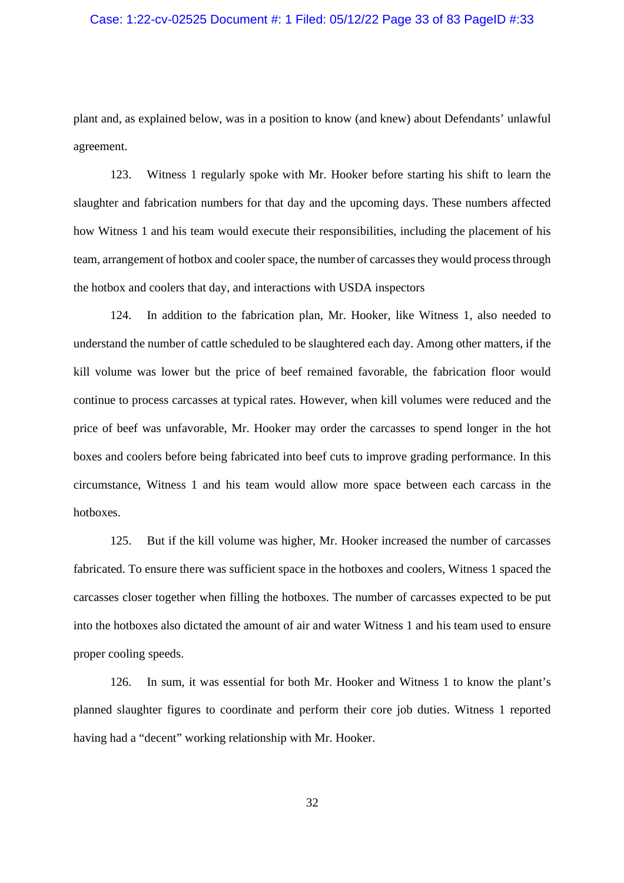plant and, as explained below, was in a position to know (and knew) about Defendants' unlawful agreement.

123. Witness 1 regularly spoke with Mr. Hooker before starting his shift to learn the slaughter and fabrication numbers for that day and the upcoming days. These numbers affected how Witness 1 and his team would execute their responsibilities, including the placement of his team, arrangement of hotbox and cooler space, the number of carcasses they would process through the hotbox and coolers that day, and interactions with USDA inspectors

124. In addition to the fabrication plan, Mr. Hooker, like Witness 1, also needed to understand the number of cattle scheduled to be slaughtered each day. Among other matters, if the kill volume was lower but the price of beef remained favorable, the fabrication floor would continue to process carcasses at typical rates. However, when kill volumes were reduced and the price of beef was unfavorable, Mr. Hooker may order the carcasses to spend longer in the hot boxes and coolers before being fabricated into beef cuts to improve grading performance. In this circumstance, Witness 1 and his team would allow more space between each carcass in the hotboxes.

125. But if the kill volume was higher, Mr. Hooker increased the number of carcasses fabricated. To ensure there was sufficient space in the hotboxes and coolers, Witness 1 spaced the carcasses closer together when filling the hotboxes. The number of carcasses expected to be put into the hotboxes also dictated the amount of air and water Witness 1 and his team used to ensure proper cooling speeds.

126. In sum, it was essential for both Mr. Hooker and Witness 1 to know the plant's planned slaughter figures to coordinate and perform their core job duties. Witness 1 reported having had a "decent" working relationship with Mr. Hooker.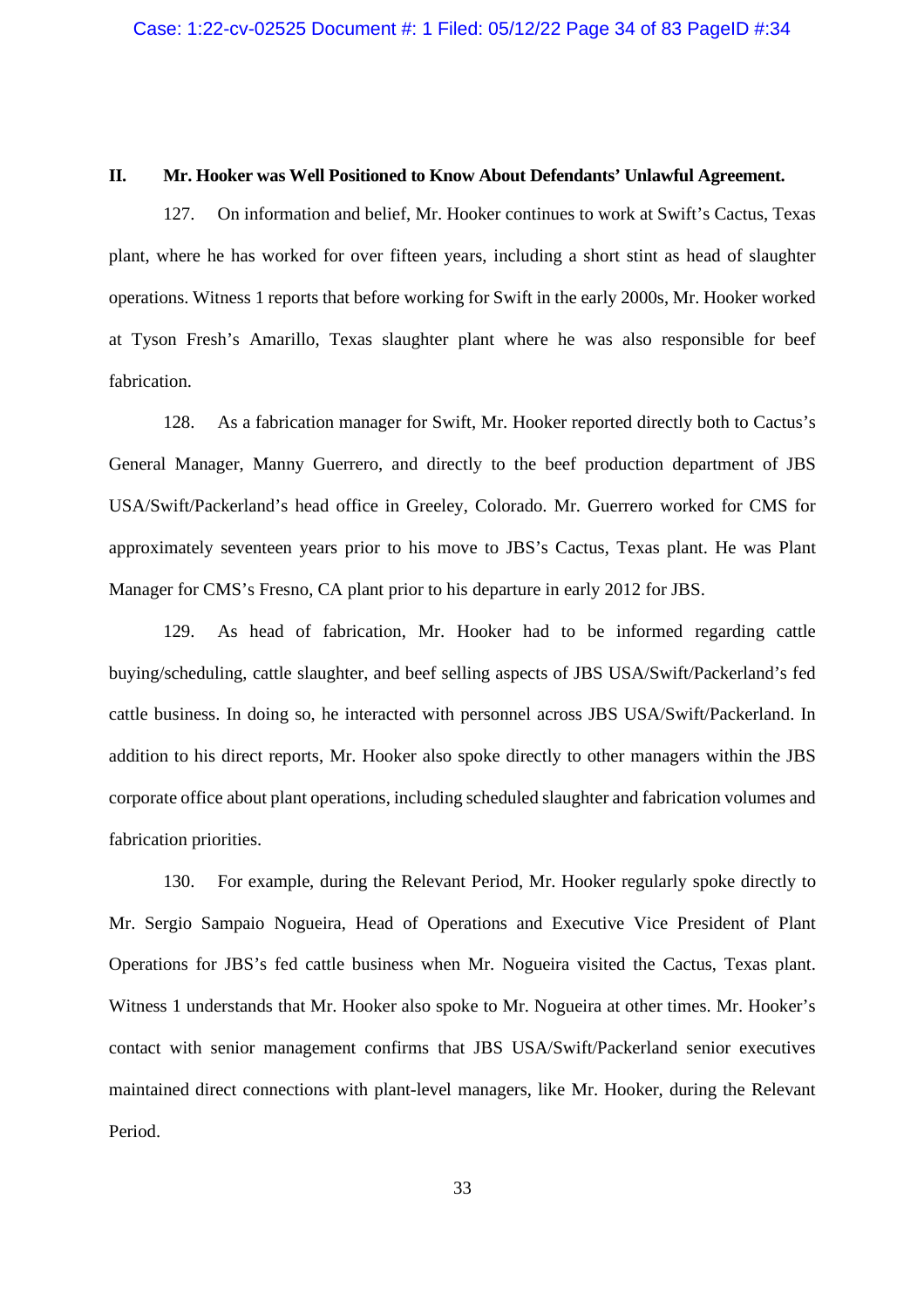## II. Mr. Hooker was Well Positioned to Know About Defendants' Unlawful Agreement.

127. On information and belief, Mr. Hooker continues to work at Swift's Cactus, Texas plant, where he has worked for over fifteen years, including a short stint as head of slaughter operations. Witness 1 reports that before working for Swift in the early 2000s, Mr. Hooker worked at Tyson Fresh's Amarillo, Texas slaughter plant where he was also responsible for beef fabrication.

128. As a fabrication manager for Swift, Mr. Hooker reported directly both to Cactus's General Manager, Manny Guerrero, and directly to the beef production department of JBS USA/Swift/Packerland's head office in Greeley, Colorado. Mr. Guerrero worked for CMS for approximately seventeen years prior to his move to JBS's Cactus, Texas plant. He was Plant Manager for CMS's Fresno, CA plant prior to his departure in early 2012 for JBS.

129. As head of fabrication, Mr. Hooker had to be informed regarding cattle buying/scheduling, cattle slaughter, and beef selling aspects of JBS USA/Swift/Packerland's fed cattle business. In doing so, he interacted with personnel across JBS USA/Swift/Packerland. In addition to his direct reports, Mr. Hooker also spoke directly to other managers within the JBS corporate office about plant operations, including scheduled slaughter and fabrication volumes and fabrication priorities.

130. For example, during the Relevant Period, Mr. Hooker regularly spoke directly to Mr. Sergio Sampaio Nogueira, Head of Operations and Executive Vice President of Plant Operations for JBS's fed cattle business when Mr. Nogueira visited the Cactus, Texas plant. Witness 1 understands that Mr. Hooker also spoke to Mr. Nogueira at other times. Mr. Hooker's contact with senior management confirms that JBS USA/Swift/Packerland senior executives maintained direct connections with plant-level managers, like Mr. Hooker, during the Relevant Period.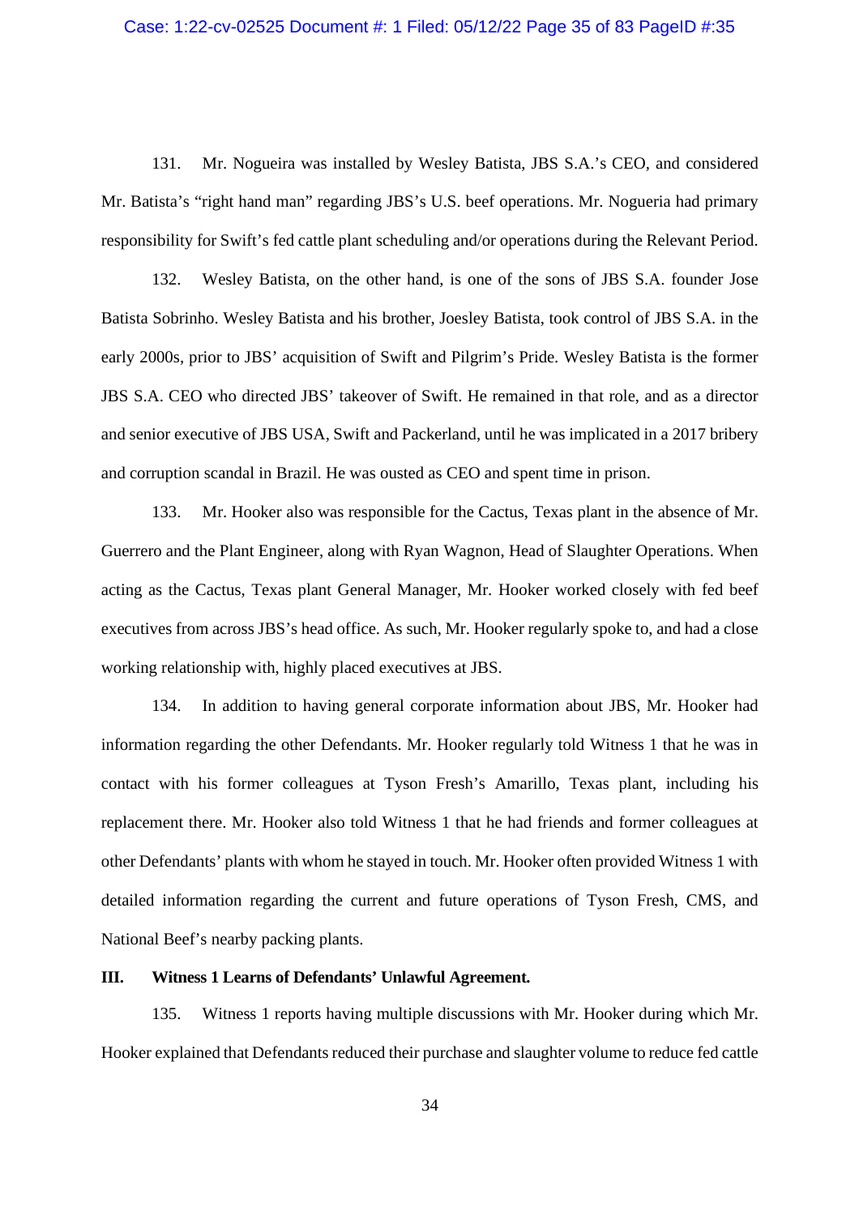131. Mr. Nogueira was installed by Wesley Batista, JBS S.A.'s CEO, and considered Mr. Batista's "right hand man" regarding JBS's U.S. beef operations. Mr. Nogueria had primary responsibility for Swift's fed cattle plant scheduling and/or operations during the Relevant Period.

132. Wesley Batista, on the other hand, is one of the sons of JBS S.A. founder Jose Batista Sobrinho. Wesley Batista and his brother, Joesley Batista, took control of JBS S.A. in the early 2000s, prior to JBS' acquisition of Swift and Pilgrim's Pride. Wesley Batista is the former JBS S.A. CEO who directed JBS' takeover of Swift. He remained in that role, and as a director and senior executive of JBS USA, Swift and Packerland, until he was implicated in a 2017 bribery and corruption scandal in Brazil. He was ousted as CEO and spent time in prison.

133. Mr. Hooker also was responsible for the Cactus, Texas plant in the absence of Mr. Guerrero and the Plant Engineer, along with Ryan Wagnon, Head of Slaughter Operations. When acting as the Cactus, Texas plant General Manager, Mr. Hooker worked closely with fed beef executives from across JBS's head office. As such, Mr. Hooker regularly spoke to, and had a close working relationship with, highly placed executives at JBS.

134. In addition to having general corporate information about JBS, Mr. Hooker had information regarding the other Defendants. Mr. Hooker regularly told Witness 1 that he was in contact with his former colleagues at Tyson Fresh's Amarillo, Texas plant, including his replacement there. Mr. Hooker also told Witness 1 that he had friends and former colleagues at other Defendants' plants with whom he stayed in touch. Mr. Hooker often provided Witness 1 with detailed information regarding the current and future operations of Tyson Fresh, CMS, and National Beef's nearby packing plants.

### III. Witness 1 Learns of Defendants' Unlawful Agreement.

135. Witness 1 reports having multiple discussions with Mr. Hooker during which Mr. Hooker explained that Defendants reduced their purchase and slaughter volume to reduce fed cattle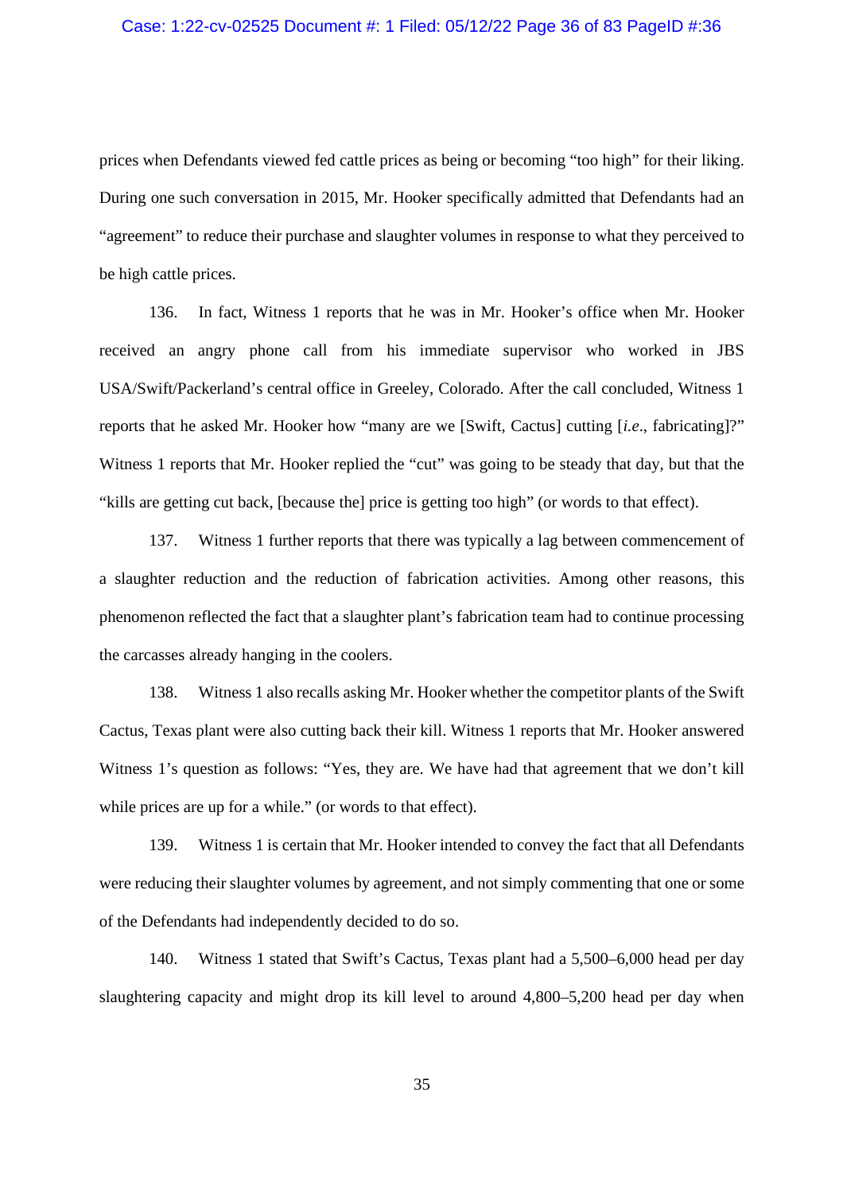prices when Defendants viewed fed cattle prices as being or becoming "too high" for their liking. During one such conversation in 2015, Mr. Hooker specifically admitted that Defendants had an "agreement" to reduce their purchase and slaughter volumes in response to what they perceived to be high cattle prices.

136. In fact, Witness 1 reports that he was in Mr. Hooker's office when Mr. Hooker received an angry phone call from his immediate supervisor who worked in JBS USA/Swift/Packerland's central office in Greeley, Colorado. After the call concluded, Witness 1 reports that he asked Mr. Hooker how "many are we [Swift, Cactus] cutting [*i.e.*, fabricating]?" Witness 1 reports that Mr. Hooker replied the "cut" was going to be steady that day, but that the "kills are getting cut back, [because the] price is getting too high" (or words to that effect).

137. Witness 1 further reports that there was typically a lag between commencement of a slaughter reduction and the reduction of fabrication activities. Among other reasons, this phenomenon reflected the fact that a slaughter plant's fabrication team had to continue processing the carcasses already hanging in the coolers.

138. Witness 1 also recalls asking Mr. Hooker whether the competitor plants of the Swift Cactus, Texas plant were also cutting back their kill. Witness 1 reports that Mr. Hooker answered Witness 1's question as follows: "Yes, they are. We have had that agreement that we don't kill while prices are up for a while." (or words to that effect).

139. Witness 1 is certain that Mr. Hooker intended to convey the fact that all Defendants were reducing their slaughter volumes by agreement, and not simply commenting that one or some of the Defendants had independently decided to do so.

140. Witness 1 stated that Swift's Cactus, Texas plant had a 5,500–6,000 head per day slaughtering capacity and might drop its kill level to around 4,800–5,200 head per day when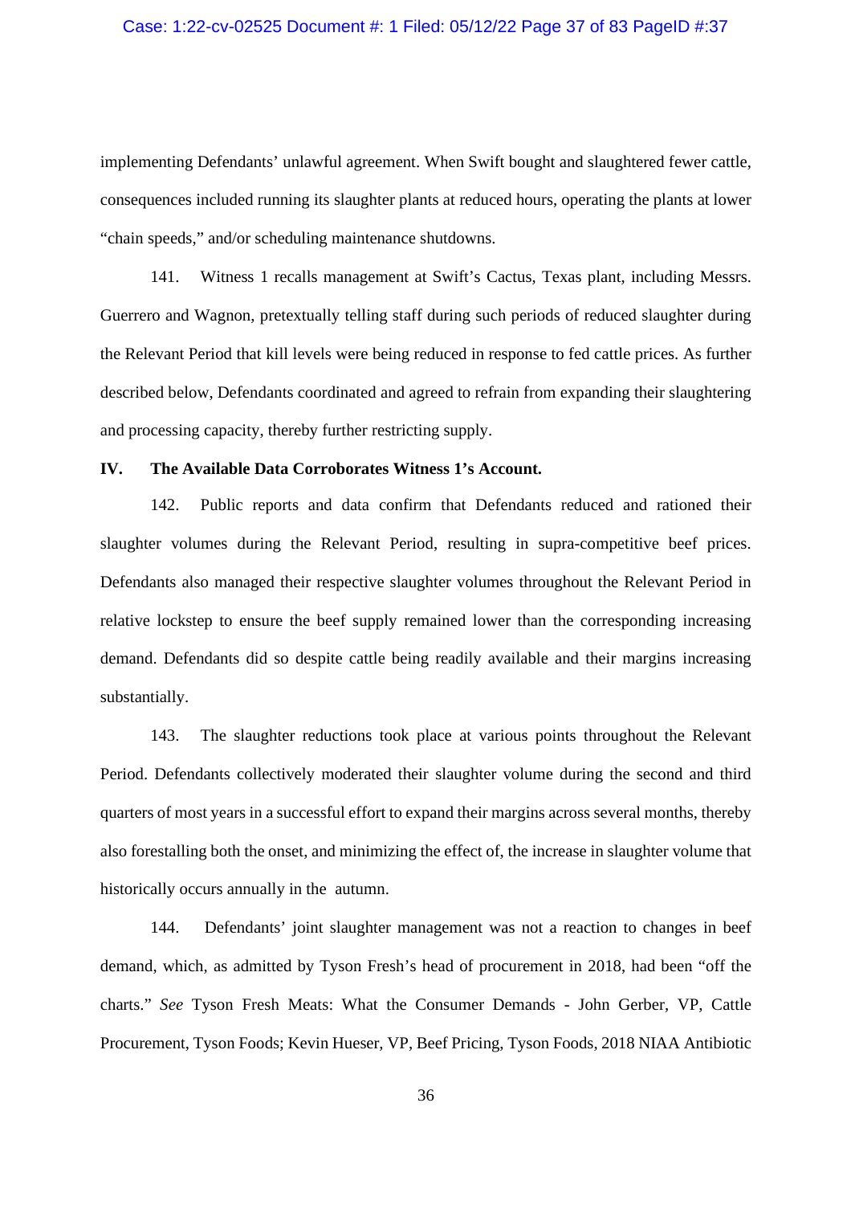implementing Defendants' unlawful agreement. When Swift bought and slaughtered fewer cattle, consequences included running its slaughter plants at reduced hours, operating the plants at lower "chain speeds," and/or scheduling maintenance shutdowns.

141. Witness 1 recalls management at Swift's Cactus, Texas plant, including Messrs. Guerrero and Wagnon, pretextually telling staff during such periods of reduced slaughter during the Relevant Period that kill levels were being reduced in response to fed cattle prices. As further described below, Defendants coordinated and agreed to refrain from expanding their slaughtering and processing capacity, thereby further restricting supply.

## IV. The Available Data Corroborates Witness 1's Account.

142. Public reports and data confirm that Defendants reduced and rationed their slaughter volumes during the Relevant Period, resulting in supra-competitive beef prices. Defendants also managed their respective slaughter volumes throughout the Relevant Period in relative lockstep to ensure the beef supply remained lower than the corresponding increasing demand. Defendants did so despite cattle being readily available and their margins increasing substantially.

143. The slaughter reductions took place at various points throughout the Relevant Period. Defendants collectively moderated their slaughter volume during the second and third quarters of most years in a successful effort to expand their margins across several months, thereby also forestalling both the onset, and minimizing the effect of, the increase in slaughter volume that historically occurs annually in the autumn.

144. Defendants' joint slaughter management was not a reaction to changes in beef demand, which, as admitted by Tyson Fresh's head of procurement in 2018, had been "off the charts." *See* Tyson Fresh Meats: What the Consumer Demands - John Gerber, VP, Cattle Procurement, Tyson Foods; Kevin Hueser, VP, Beef Pricing, Tyson Foods, 2018 NIAA Antibiotic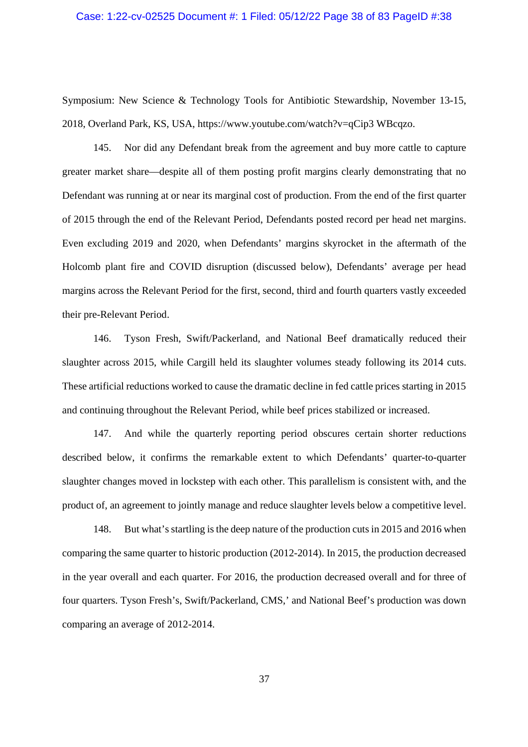Symposium: New Science & Technology Tools for Antibiotic Stewardship, November 13-15, 2018, Overland Park, KS, USA, https://www.youtube.com/watch?v=qCip3 WBcqzo.

145. Nor did any Defendant break from the agreement and buy more cattle to capture greater market share—despite all of them posting profit margins clearly demonstrating that no Defendant was running at or near its marginal cost of production. From the end of the first quarter of 2015 through the end of the Relevant Period, Defendants posted record per head net margins. Even excluding 2019 and 2020, when Defendants' margins skyrocket in the aftermath of the Holcomb plant fire and COVID disruption (discussed below), Defendants' average per head margins across the Relevant Period for the first, second, third and fourth quarters vastly exceeded their pre-Relevant Period.

146. Tyson Fresh, Swift/Packerland, and National Beef dramatically reduced their slaughter across 2015, while Cargill held its slaughter volumes steady following its 2014 cuts. These artificial reductions worked to cause the dramatic decline in fed cattle prices starting in 2015 and continuing throughout the Relevant Period, while beef prices stabilized or increased.

147. And while the quarterly reporting period obscures certain shorter reductions described below, it confirms the remarkable extent to which Defendants' quarter-to-quarter slaughter changes moved in lockstep with each other. This parallelism is consistent with, and the product of, an agreement to jointly manage and reduce slaughter levels below a competitive level.

148. But what's startling is the deep nature of the production cuts in 2015 and 2016 when comparing the same quarter to historic production (2012-2014). In 2015, the production decreased in the year overall and each quarter. For 2016, the production decreased overall and for three of four quarters. Tyson Fresh's, Swift/Packerland, CMS,' and National Beef's production was down comparing an average of 2012-2014.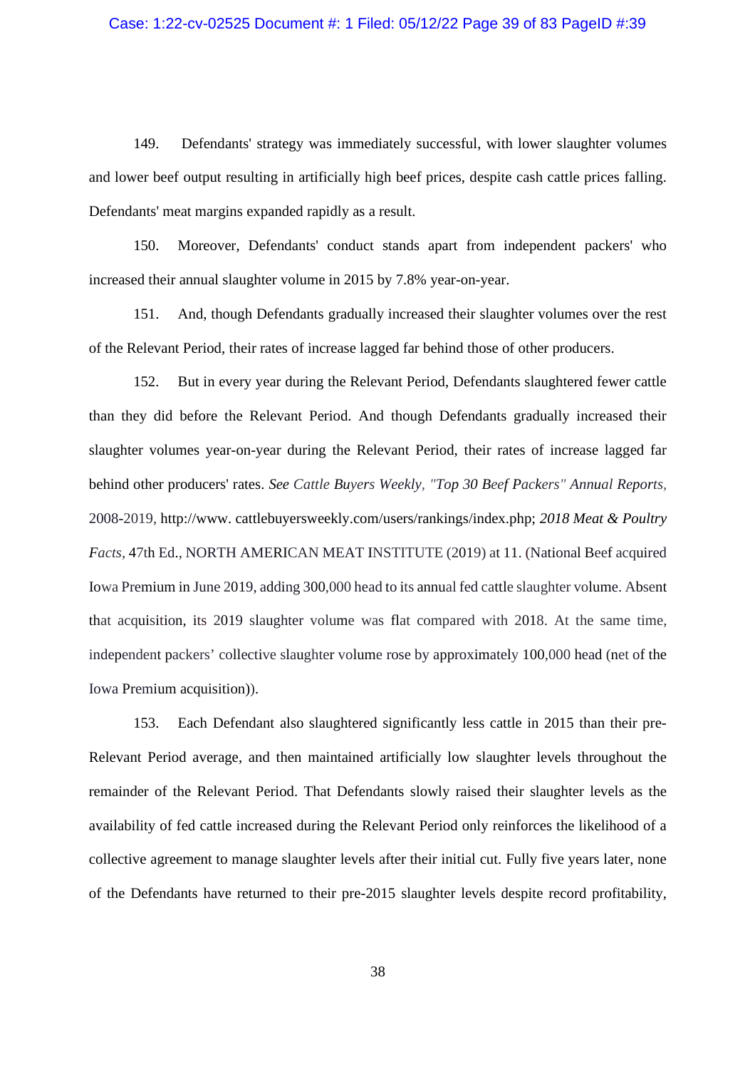149. Defendants' strategy was immediately successful, with lower slaughter volumes and lower beef output resulting in artificially high beef prices, despite cash cattle prices falling. Defendants' meat margins expanded rapidly as a result.

150. Moreover, Defendants' conduct stands apart from independent packers' who increased their annual slaughter volume in 2015 by 7.8% year-on-year.

151. And, though Defendants gradually increased their slaughter volumes over the rest of the Relevant Period, their rates of increase lagged far behind those of other producers.

152. But in every year during the Relevant Period, Defendants slaughtered fewer cattle than they did before the Relevant Period. And though Defendants gradually increased their slaughter volumes year-on-year during the Relevant Period, their rates of increase lagged far behind other producers' rates. *See Cattle Buyers Weekly, "Top 30 Beef Packers" Annual Reports*, 2008-2019, http://www. cattlebuyersweekly.com/users/rankings/index.php; *2018 Meat & Poultry Facts*, 47th Ed., NORTH AMERICAN MEAT INSTITUTE (2019) at 11. (National Beef acquired Iowa Premium in June 2019, adding 300,000 head to its annual fed cattle slaughter volume. Absent that acquisition, its 2019 slaughter volume was flat compared with 2018. At the same time, independent packers' collective slaughter volume rose by approximately 100,000 head (net of the Iowa Premium acquisition)).

153. Each Defendant also slaughtered significantly less cattle in 2015 than their pre-Relevant Period average, and then maintained artificially low slaughter levels throughout the remainder of the Relevant Period. That Defendants slowly raised their slaughter levels as the availability of fed cattle increased during the Relevant Period only reinforces the likelihood of a collective agreement to manage slaughter levels after their initial cut. Fully five years later, none of the Defendants have returned to their pre-2015 slaughter levels despite record profitability,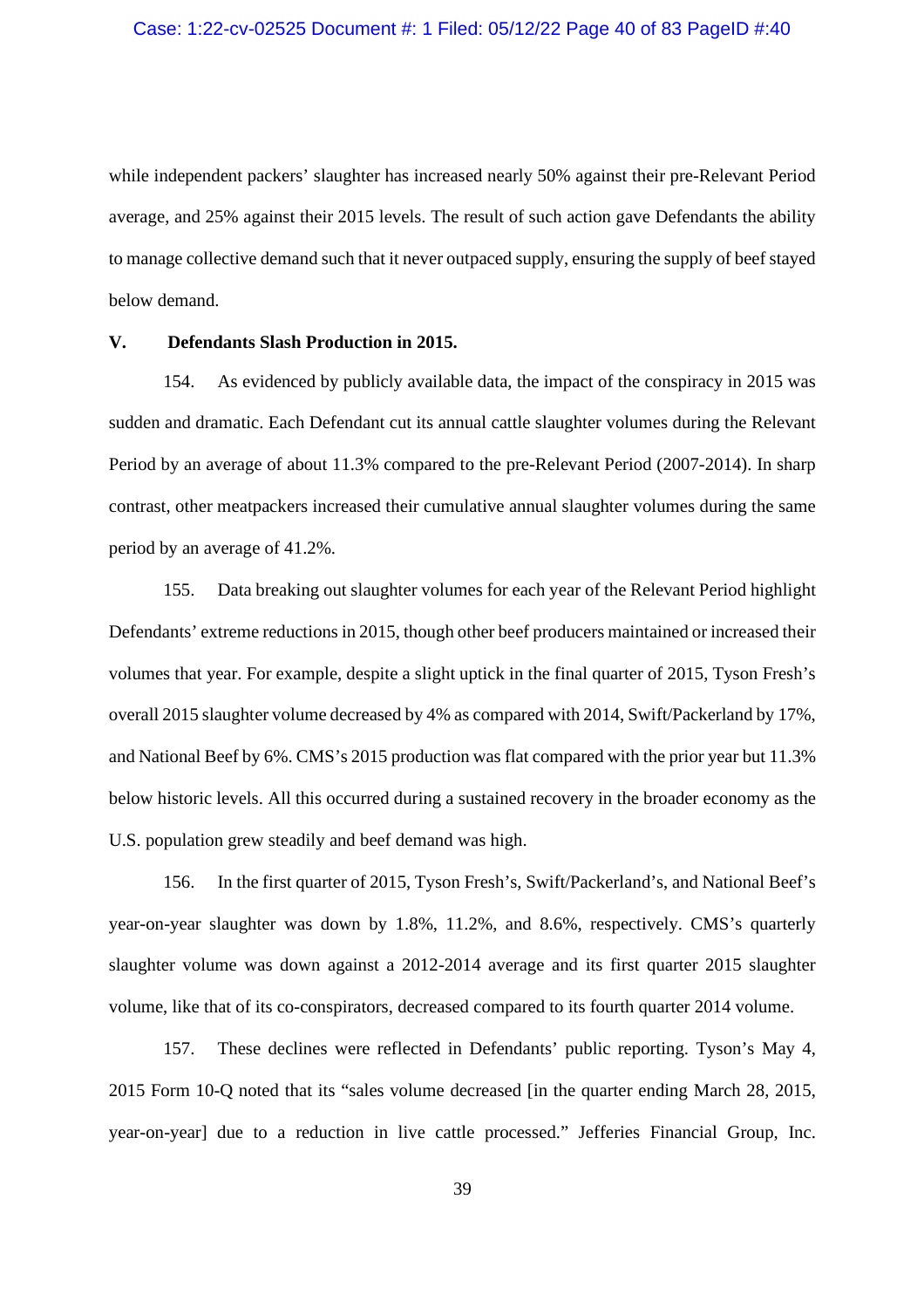while independent packers' slaughter has increased nearly 50% against their pre-Relevant Period average, and 25% against their 2015 levels. The result of such action gave Defendants the ability to manage collective demand such that it never outpaced supply, ensuring the supply of beef stayed below demand.

## V. Defendants Slash Production in 2015.

154. As evidenced by publicly available data, the impact of the conspiracy in 2015 was sudden and dramatic. Each Defendant cut its annual cattle slaughter volumes during the Relevant Period by an average of about 11.3% compared to the pre-Relevant Period (2007-2014). In sharp contrast, other meatpackers increased their cumulative annual slaughter volumes during the same period by an average of 41.2%.

155. Data breaking out slaughter volumes for each year of the Relevant Period highlight Defendants' extreme reductions in 2015, though other beef producers maintained or increased their volumes that year. For example, despite a slight uptick in the final quarter of 2015, Tyson Fresh's overall 2015 slaughter volume decreased by 4% as compared with 2014, Swift/Packerland by 17%, and National Beef by 6%. CMS's 2015 production was flat compared with the prior year but 11.3% below historic levels. All this occurred during a sustained recovery in the broader economy as the U.S. population grew steadily and beef demand was high.

156. In the first quarter of 2015, Tyson Fresh's, Swift/Packerland's, and National Beef's year-on-year slaughter was down by 1.8%, 11.2%, and 8.6%, respectively. CMS's quarterly slaughter volume was down against a 2012-2014 average and its first quarter 2015 slaughter volume, like that of its co-conspirators, decreased compared to its fourth quarter 2014 volume.

157. These declines were reflected in Defendants' public reporting. Tyson's May 4, 2015 Form 10-Q noted that its "sales volume decreased [in the quarter ending March 28, 2015, year-on-year] due to a reduction in live cattle processed." Jefferies Financial Group, Inc.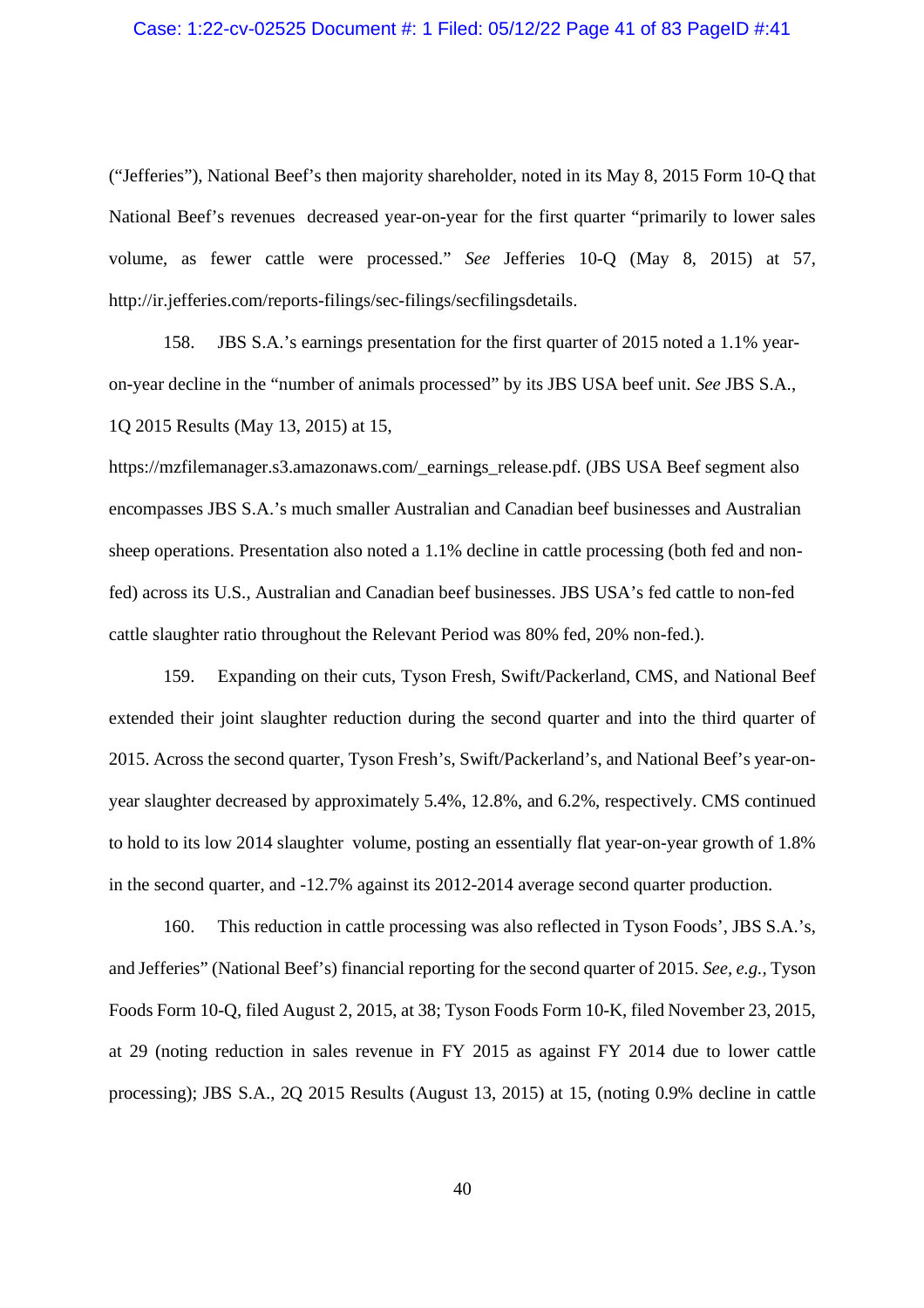("Jefferies"), National Beef's then majority shareholder, noted in its May 8, 2015 Form 10-Q that National Beef's revenues decreased year-on-year for the first quarter "primarily to lower sales volume, as fewer cattle were processed." *See* Jefferies 10-Q (May 8, 2015) at 57, http://ir.jefferies.com/reports-filings/sec-filings/secfilingsdetails.

158. JBS S.A.'s earnings presentation for the first quarter of 2015 noted a 1.1% year-on-year decline in the "number of animals processed" by its JBS USA beef unit. *See* JBS S.A., 1Q 2015 Results (May 13, 2015) at 15, https://mzfilemanager.s3.amazonaws.com/_earnings_release.pdf. (JBS USA Beef segment also encompasses JBS S.A.'s much smaller Australian and Canadian beef businesses and Australian sheep operations. Presentation also noted a 1.1% decline in cattle processing (both fed and non-fed) across its U.S., Australian and Canadian beef businesses. JBS USA's fed cattle to non-fed cattle slaughter ratio throughout the Relevant Period was 80% fed, 20% non-fed.).

159. Expanding on their cuts, Tyson Fresh, Swift/Packerland, CMS, and National Beef extended their joint slaughter reduction during the second quarter and into the third quarter of 2015. Across the second quarter, Tyson Fresh's, Swift/Packerland's, and National Beef's year-on-year slaughter decreased by approximately 5.4%, 12.8%, and 6.2%, respectively. CMS continued to hold to its low 2014 slaughter volume, posting an essentially flat year-on-year growth of 1.8% in the second quarter, and -12.7% against its 2012-2014 average second quarter production.

160. This reduction in cattle processing was also reflected in Tyson Foods', JBS S.A.'s, and Jefferies" (National Beef's) financial reporting for the second quarter of 2015. *See, e.g.*, Tyson Foods Form 10-Q, filed August 2, 2015, at 38; Tyson Foods Form 10-K, filed November 23, 2015, at 29 (noting reduction in sales revenue in FY 2015 as against FY 2014 due to lower cattle processing); JBS S.A., 2Q 2015 Results (August 13, 2015) at 15, (noting 0.9% decline in cattle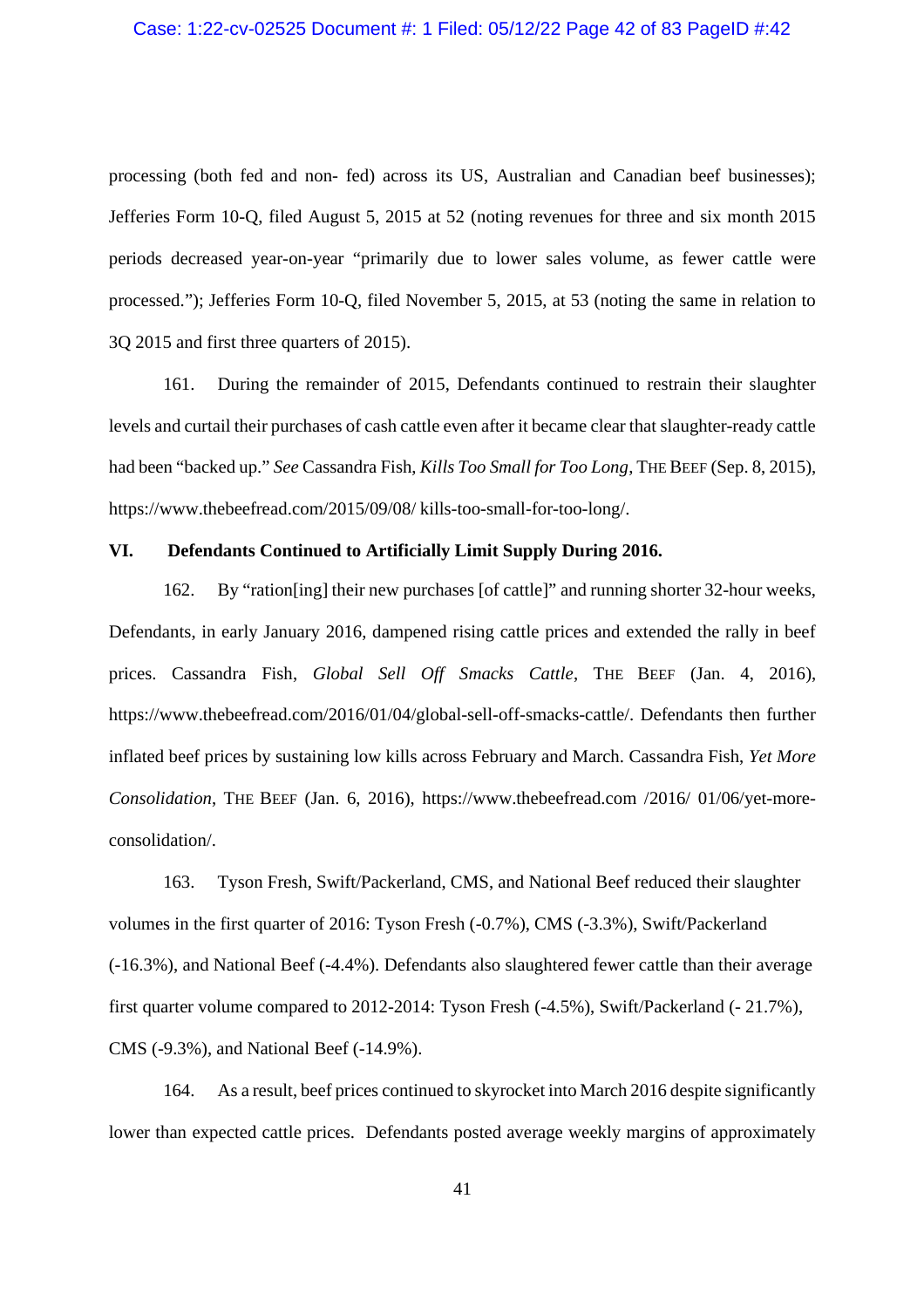processing (both fed and non- fed) across its US, Australian and Canadian beef businesses); Jefferies Form 10-Q, filed August 5, 2015 at 52 (noting revenues for three and six month 2015 periods decreased year-on-year "primarily due to lower sales volume, as fewer cattle were processed."); Jefferies Form 10-Q, filed November 5, 2015, at 53 (noting the same in relation to 3Q 2015 and first three quarters of 2015).

161. During the remainder of 2015, Defendants continued to restrain their slaughter levels and curtail their purchases of cash cattle even after it became clear that slaughter-ready cattle had been "backed up." *See* Cassandra Fish, *Kills Too Small for Too Long*, THE BEEF (Sep. 8, 2015), https://www.thebeefread.com/2015/09/08/ kills-too-small-for-too-long/.

## VI. Defendants Continued to Artificially Limit Supply During 2016.

162. By "ration[ing] their new purchases [of cattle]" and running shorter 32-hour weeks, Defendants, in early January 2016, dampened rising cattle prices and extended the rally in beef prices. Cassandra Fish, *Global Sell Off Smacks Cattle*, THE BEEF (Jan. 4, 2016), https://www.thebeefread.com/2016/01/04/global-sell-off-smacks-cattle/. Defendants then further inflated beef prices by sustaining low kills across February and March. Cassandra Fish, *Yet More Consolidation*, THE BEEF (Jan. 6, 2016), https://www.thebeefread.com /2016/ 01/06/yet-more-consolidation/.

163. Tyson Fresh, Swift/Packerland, CMS, and National Beef reduced their slaughter volumes in the first quarter of 2016: Tyson Fresh (-0.7%), CMS (-3.3%), Swift/Packerland (-16.3%), and National Beef (-4.4%). Defendants also slaughtered fewer cattle than their average first quarter volume compared to 2012-2014: Tyson Fresh (-4.5%), Swift/Packerland (- 21.7%), CMS (-9.3%), and National Beef (-14.9%).

164. As a result, beef prices continued to skyrocket into March 2016 despite significantly lower than expected cattle prices. Defendants posted average weekly margins of approximately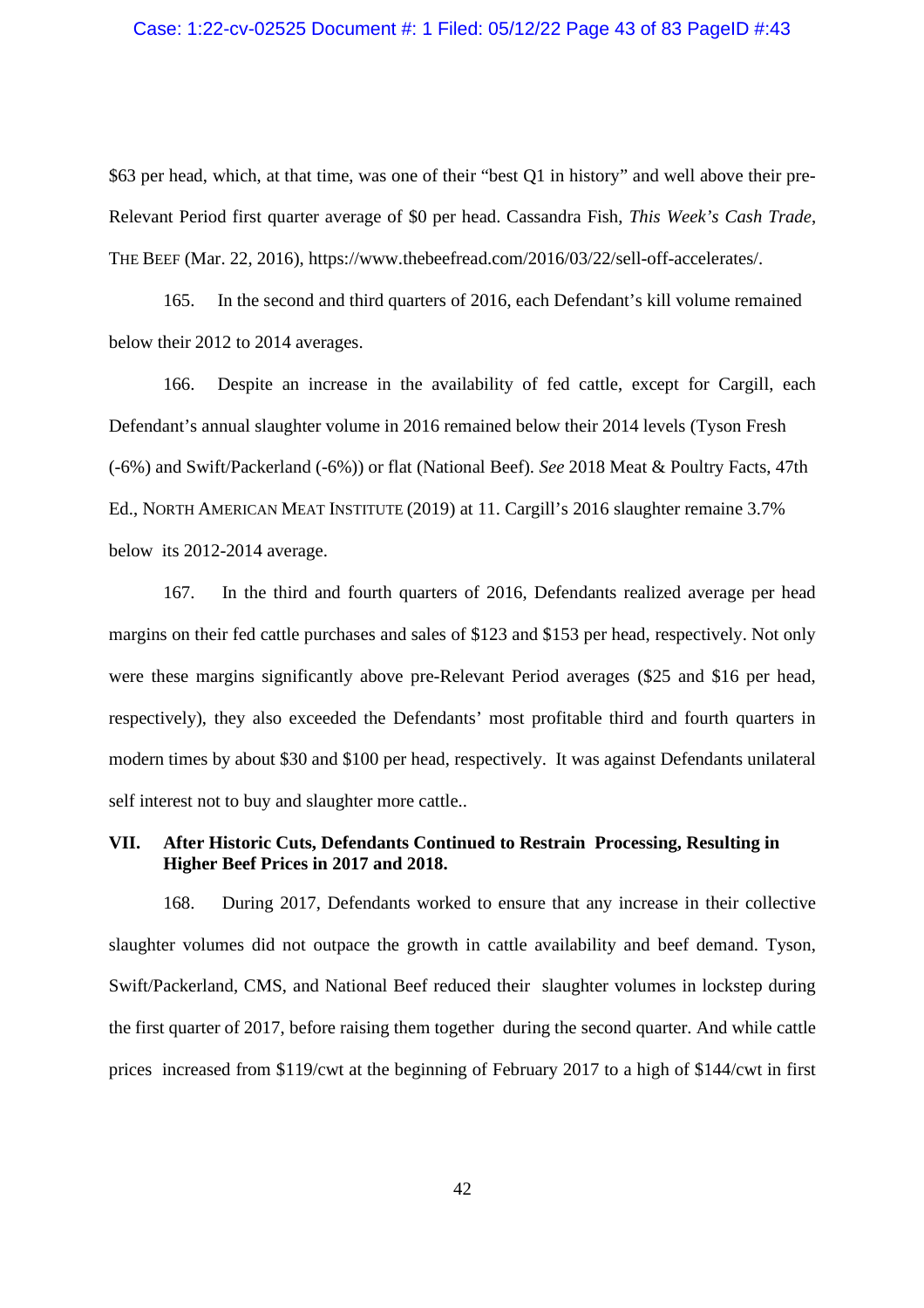$63 per head, which, at that time, was one of their "best Q1 in history" and well above their pre-Relevant Period first quarter average of $0 per head. Cassandra Fish, *This Week's Cash Trade*, THE BEEF (Mar. 22, 2016), https://www.thebeefread.com/2016/03/22/sell-off-accelerates/.

165. In the second and third quarters of 2016, each Defendant's kill volume remained below their 2012 to 2014 averages.

166. Despite an increase in the availability of fed cattle, except for Cargill, each Defendant's annual slaughter volume in 2016 remained below their 2014 levels (Tyson Fresh (-6%) and Swift/Packerland (-6%)) or flat (National Beef). *See* 2018 Meat & Poultry Facts, 47th Ed., NORTH AMERICAN MEAT INSTITUTE (2019) at 11. Cargill's 2016 slaughter remaine 3.7% below its 2012-2014 average.

167. In the third and fourth quarters of 2016, Defendants realized average per head margins on their fed cattle purchases and sales of $123 and $153 per head, respectively. Not only were these margins significantly above pre-Relevant Period averages ($25 and $16 per head, respectively), they also exceeded the Defendants' most profitable third and fourth quarters in modern times by about $30 and $100 per head, respectively. It was against Defendants unilateral self interest not to buy and slaughter more cattle..

## VII. After Historic Cuts, Defendants Continued to Restrain Processing, Resulting in Higher Beef Prices in 2017 and 2018.

168. During 2017, Defendants worked to ensure that any increase in their collective slaughter volumes did not outpace the growth in cattle availability and beef demand. Tyson, Swift/Packerland, CMS, and National Beef reduced their slaughter volumes in lockstep during the first quarter of 2017, before raising them together during the second quarter. And while cattle prices increased from $119/cwt at the beginning of February 2017 to a high of $144/cwt in first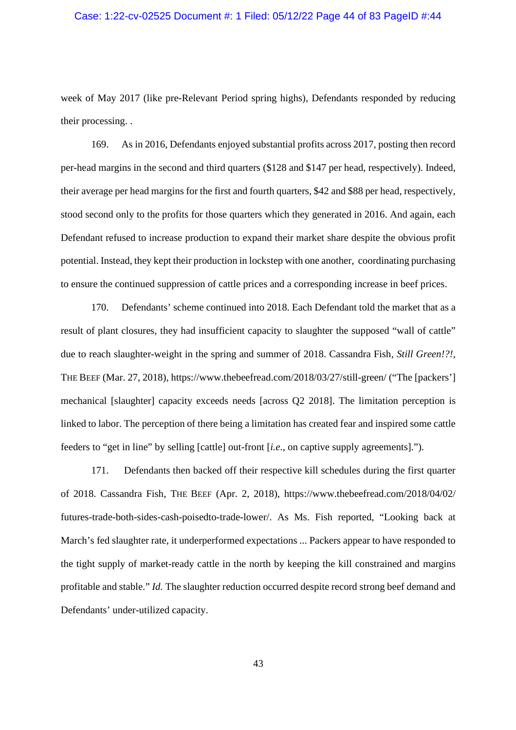week of May 2017 (like pre-Relevant Period spring highs), Defendants responded by reducing their processing. .

169. As in 2016, Defendants enjoyed substantial profits across 2017, posting then record per-head margins in the second and third quarters ($128 and $147 per head, respectively). Indeed, their average per head margins for the first and fourth quarters, $42 and $88 per head, respectively, stood second only to the profits for those quarters which they generated in 2016. And again, each Defendant refused to increase production to expand their market share despite the obvious profit potential. Instead, they kept their production in lockstep with one another, coordinating purchasing to ensure the continued suppression of cattle prices and a corresponding increase in beef prices.

170. Defendants' scheme continued into 2018. Each Defendant told the market that as a result of plant closures, they had insufficient capacity to slaughter the supposed "wall of cattle" due to reach slaughter-weight in the spring and summer of 2018. Cassandra Fish, *Still Green!?!*, THE BEEF (Mar. 27, 2018), https://www.thebeefread.com/2018/03/27/still-green/ ("The [packers'] mechanical [slaughter] capacity exceeds needs [across Q2 2018]. The limitation perception is linked to labor. The perception of there being a limitation has created fear and inspired some cattle feeders to "get in line" by selling [cattle] out-front [*i.e.*, on captive supply agreements].").

171. Defendants then backed off their respective kill schedules during the first quarter of 2018. Cassandra Fish, THE BEEF (Apr. 2, 2018), https://www.thebeefread.com/2018/04/02/futures-trade-both-sides-cash-poisedto-trade-lower/. As Ms. Fish reported, "Looking back at March's fed slaughter rate, it underperformed expectations ... Packers appear to have responded to the tight supply of market-ready cattle in the north by keeping the kill constrained and margins profitable and stable." *Id.* The slaughter reduction occurred despite record strong beef demand and Defendants' under-utilized capacity.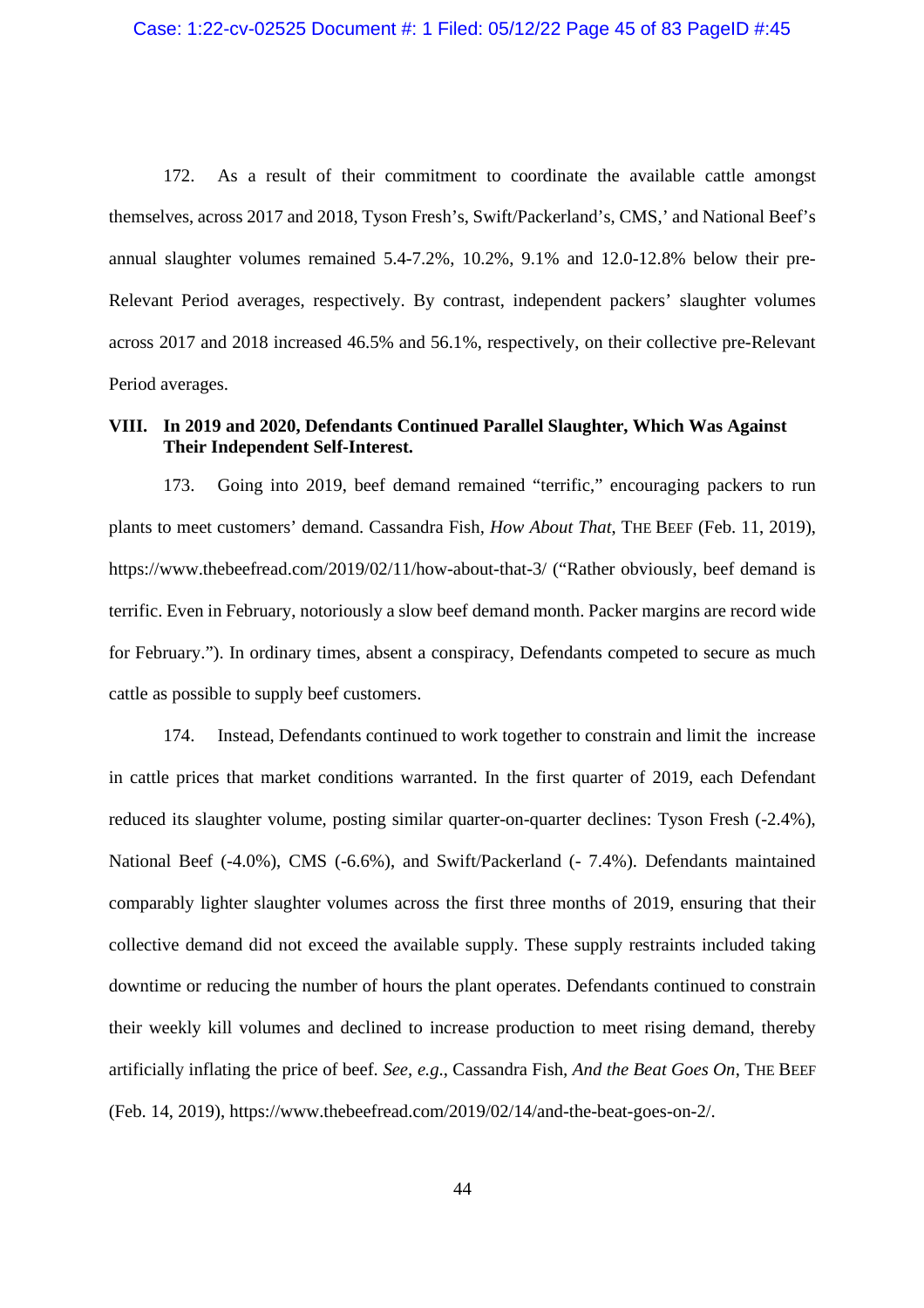172. As a result of their commitment to coordinate the available cattle amongst themselves, across 2017 and 2018, Tyson Fresh's, Swift/Packerland's, CMS,' and National Beef's annual slaughter volumes remained 5.4-7.2%, 10.2%, 9.1% and 12.0-12.8% below their pre-Relevant Period averages, respectively. By contrast, independent packers' slaughter volumes across 2017 and 2018 increased 46.5% and 56.1%, respectively, on their collective pre-Relevant Period averages.

## VIII. In 2019 and 2020, Defendants Continued Parallel Slaughter, Which Was Against Their Independent Self-Interest.

173. Going into 2019, beef demand remained "terrific," encouraging packers to run plants to meet customers' demand. Cassandra Fish, *How About That*, THE BEEF (Feb. 11, 2019), https://www.thebeefread.com/2019/02/11/how-about-that-3/ ("Rather obviously, beef demand is terrific. Even in February, notoriously a slow beef demand month. Packer margins are record wide for February."). In ordinary times, absent a conspiracy, Defendants competed to secure as much cattle as possible to supply beef customers.

174. Instead, Defendants continued to work together to constrain and limit the increase in cattle prices that market conditions warranted. In the first quarter of 2019, each Defendant reduced its slaughter volume, posting similar quarter-on-quarter declines: Tyson Fresh (-2.4%), National Beef (-4.0%), CMS (-6.6%), and Swift/Packerland (- 7.4%). Defendants maintained comparably lighter slaughter volumes across the first three months of 2019, ensuring that their collective demand did not exceed the available supply. These supply restraints included taking downtime or reducing the number of hours the plant operates. Defendants continued to constrain their weekly kill volumes and declined to increase production to meet rising demand, thereby artificially inflating the price of beef. *See, e.g.*, Cassandra Fish, *And the Beat Goes On*, THE BEEF (Feb. 14, 2019), https://www.thebeefread.com/2019/02/14/and-the-beat-goes-on-2/.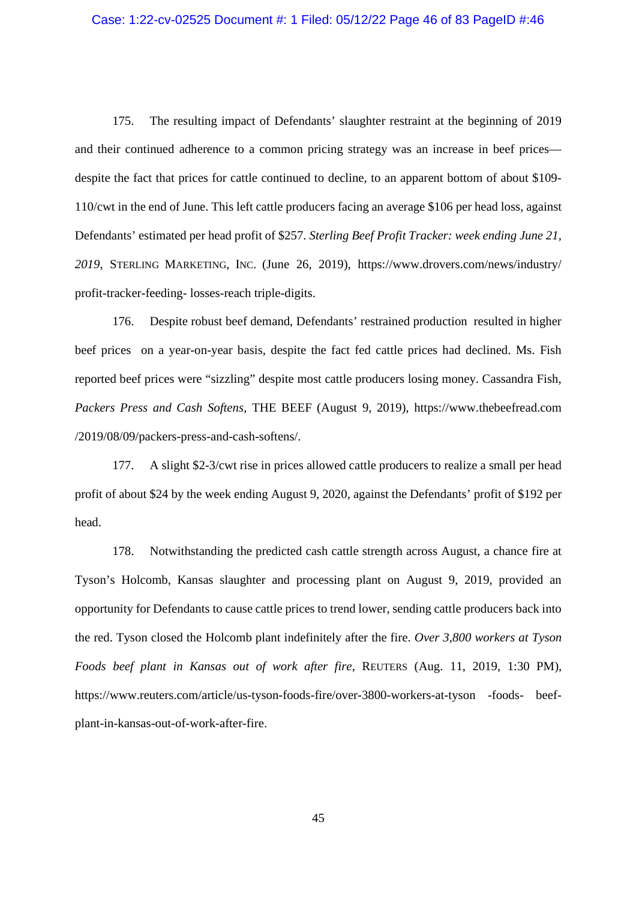175. The resulting impact of Defendants' slaughter restraint at the beginning of 2019 and their continued adherence to a common pricing strategy was an increase in beef prices—despite the fact that prices for cattle continued to decline, to an apparent bottom of about $109-110/cwt in the end of June. This left cattle producers facing an average $106 per head loss, against Defendants' estimated per head profit of $257. *Sterling Beef Profit Tracker: week ending June 21, 2019*, STERLING MARKETING, INC. (June 26, 2019), https://www.drovers.com/news/industry/profit-tracker-feeding- losses-reach triple-digits.

176. Despite robust beef demand, Defendants' restrained production resulted in higher beef prices on a year-on-year basis, despite the fact fed cattle prices had declined. Ms. Fish reported beef prices were "sizzling" despite most cattle producers losing money. Cassandra Fish, *Packers Press and Cash Softens*, THE BEEF (August 9, 2019), https://www.thebeefread.com/2019/08/09/packers-press-and-cash-softens/.

177. A slight $2-3/cwt rise in prices allowed cattle producers to realize a small per head profit of about $24 by the week ending August 9, 2020, against the Defendants' profit of $192 per head.

178. Notwithstanding the predicted cash cattle strength across August, a chance fire at Tyson's Holcomb, Kansas slaughter and processing plant on August 9, 2019, provided an opportunity for Defendants to cause cattle prices to trend lower, sending cattle producers back into the red. Tyson closed the Holcomb plant indefinitely after the fire. *Over 3,800 workers at Tyson Foods beef plant in Kansas out of work after fire*, REUTERS (Aug. 11, 2019, 1:30 PM), https://www.reuters.com/article/us-tyson-foods-fire/over-3800-workers-at-tyson -foods- beef-plant-in-kansas-out-of-work-after-fire.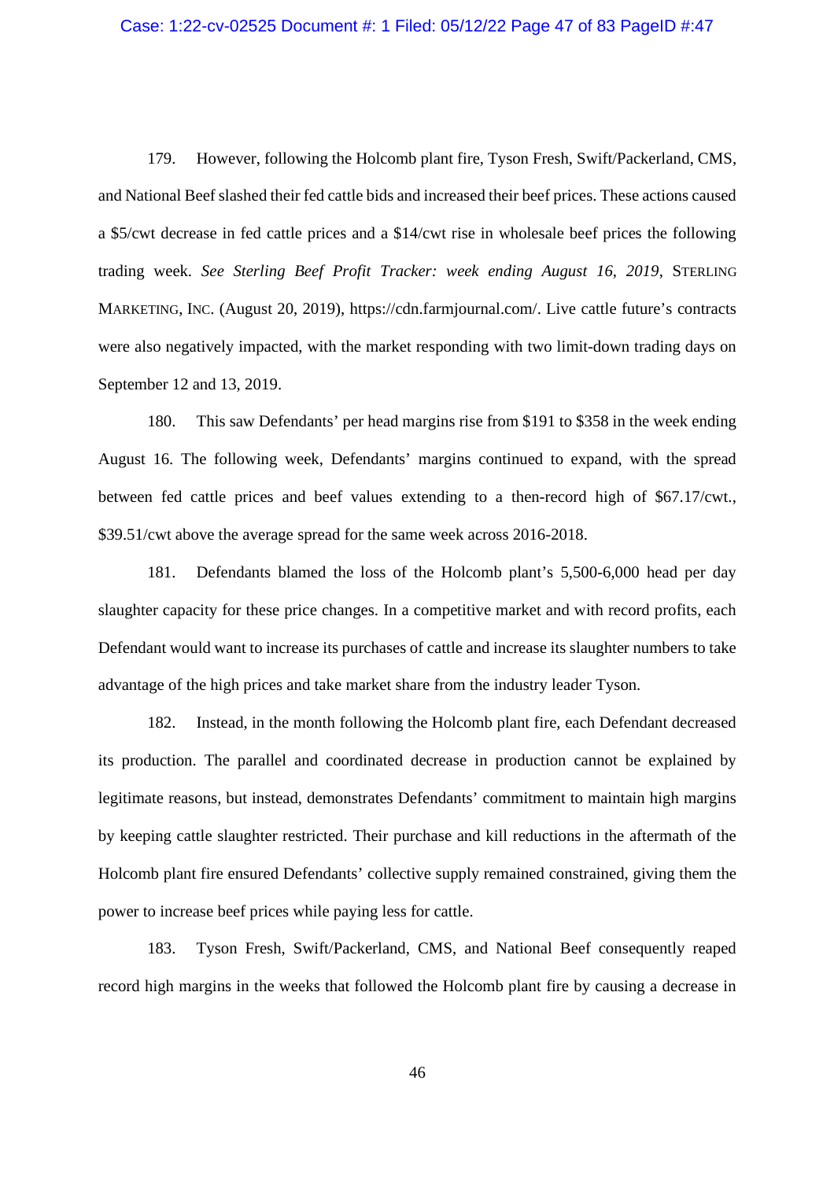179. However, following the Holcomb plant fire, Tyson Fresh, Swift/Packerland, CMS, and National Beef slashed their fed cattle bids and increased their beef prices. These actions caused a $5/cwt decrease in fed cattle prices and a $14/cwt rise in wholesale beef prices the following trading week. *See Sterling Beef Profit Tracker: week ending August 16, 2019*, STERLING MARKETING, INC. (August 20, 2019), https://cdn.farmjournal.com/. Live cattle future's contracts were also negatively impacted, with the market responding with two limit-down trading days on September 12 and 13, 2019.

180. This saw Defendants' per head margins rise from $191 to $358 in the week ending August 16. The following week, Defendants' margins continued to expand, with the spread between fed cattle prices and beef values extending to a then-record high of $67.17/cwt., $39.51/cwt above the average spread for the same week across 2016-2018.

181. Defendants blamed the loss of the Holcomb plant's 5,500-6,000 head per day slaughter capacity for these price changes. In a competitive market and with record profits, each Defendant would want to increase its purchases of cattle and increase its slaughter numbers to take advantage of the high prices and take market share from the industry leader Tyson.

182. Instead, in the month following the Holcomb plant fire, each Defendant decreased its production. The parallel and coordinated decrease in production cannot be explained by legitimate reasons, but instead, demonstrates Defendants' commitment to maintain high margins by keeping cattle slaughter restricted. Their purchase and kill reductions in the aftermath of the Holcomb plant fire ensured Defendants' collective supply remained constrained, giving them the power to increase beef prices while paying less for cattle.

183. Tyson Fresh, Swift/Packerland, CMS, and National Beef consequently reaped record high margins in the weeks that followed the Holcomb plant fire by causing a decrease in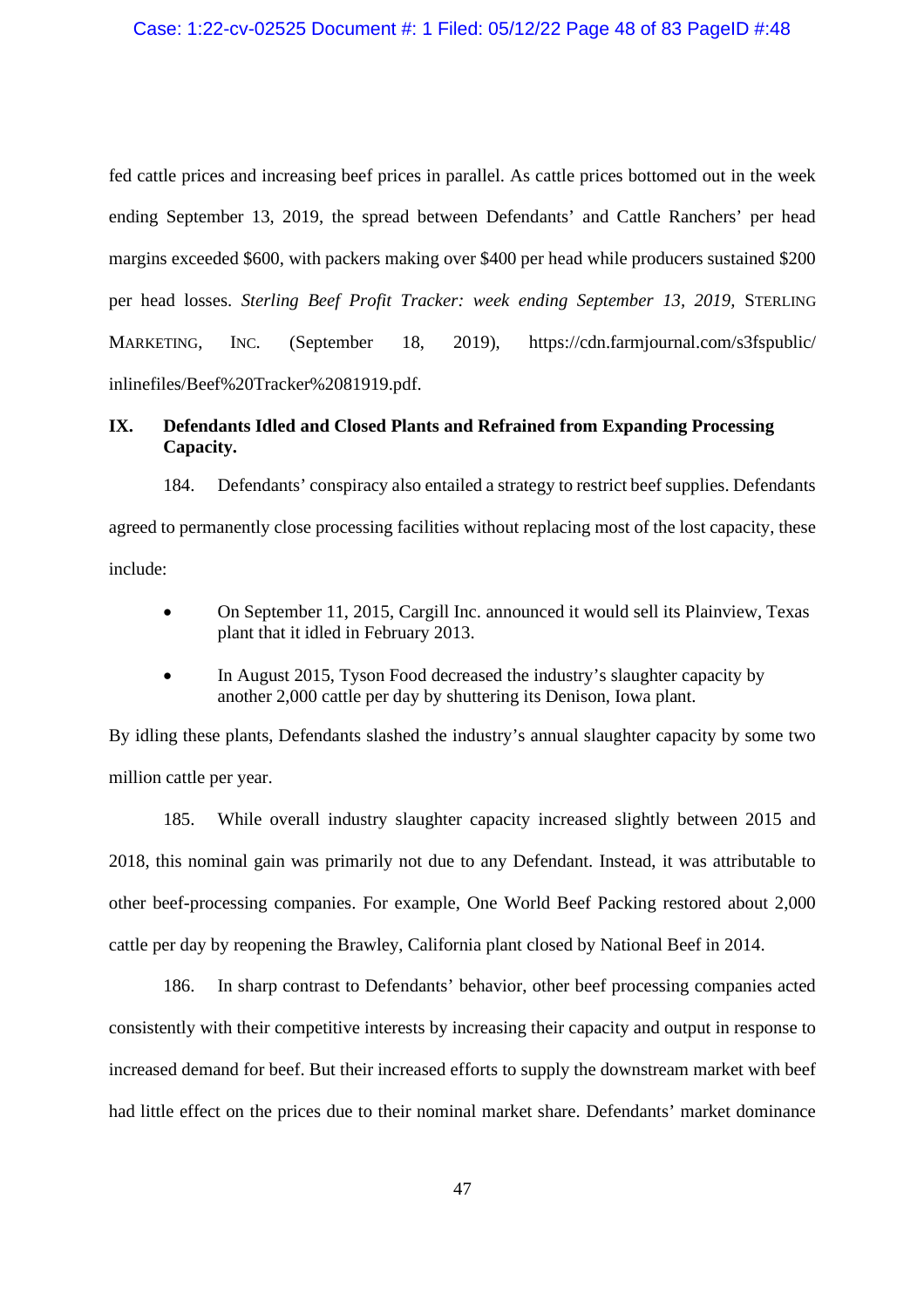fed cattle prices and increasing beef prices in parallel. As cattle prices bottomed out in the week ending September 13, 2019, the spread between Defendants' and Cattle Ranchers' per head margins exceeded $600, with packers making over $400 per head while producers sustained $200 per head losses. *Sterling Beef Profit Tracker: week ending September 13, 2019*, STERLING MARKETING, INC. (September 18, 2019), https://cdn.farmjournal.com/s3fspublic/inlinefiles/Beef%20Tracker%2081919.pdf.

## IX. Defendants Idled and Closed Plants and Refrained from Expanding Processing Capacity.

184. Defendants' conspiracy also entailed a strategy to restrict beef supplies. Defendants agreed to permanently close processing facilities without replacing most of the lost capacity, these include:

- On September 11, 2015, Cargill Inc. announced it would sell its Plainview, Texas plant that it idled in February 2013.
- In August 2015, Tyson Food decreased the industry's slaughter capacity by another 2,000 cattle per day by shuttering its Denison, Iowa plant.

By idling these plants, Defendants slashed the industry's annual slaughter capacity by some two million cattle per year.

185. While overall industry slaughter capacity increased slightly between 2015 and 2018, this nominal gain was primarily not due to any Defendant. Instead, it was attributable to other beef-processing companies. For example, One World Beef Packing restored about 2,000 cattle per day by reopening the Brawley, California plant closed by National Beef in 2014.

186. In sharp contrast to Defendants' behavior, other beef processing companies acted consistently with their competitive interests by increasing their capacity and output in response to increased demand for beef. But their increased efforts to supply the downstream market with beef had little effect on the prices due to their nominal market share. Defendants' market dominance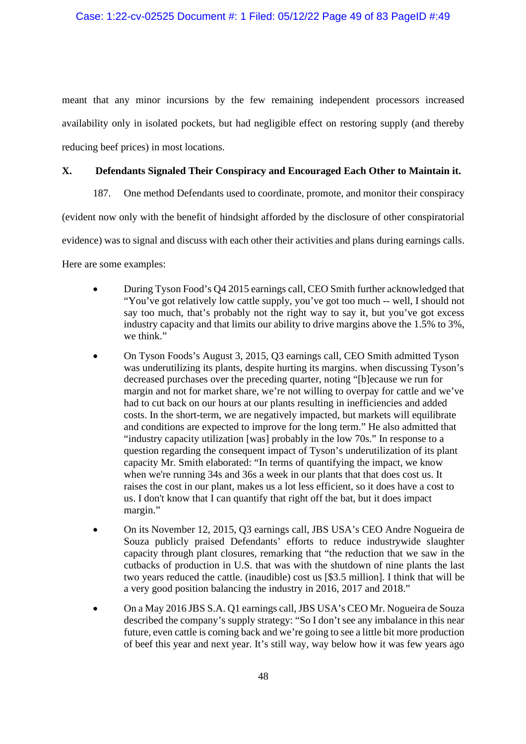meant that any minor incursions by the few remaining independent processors increased availability only in isolated pockets, but had negligible effect on restoring supply (and thereby reducing beef prices) in most locations.

## X. Defendants Signaled Their Conspiracy and Encouraged Each Other to Maintain it.

187. One method Defendants used to coordinate, promote, and monitor their conspiracy (evident now only with the benefit of hindsight afforded by the disclosure of other conspiratorial evidence) was to signal and discuss with each other their activities and plans during earnings calls. Here are some examples:

- During Tyson Food's Q4 2015 earnings call, CEO Smith further acknowledged that "You've got relatively low cattle supply, you've got too much -- well, I should not say too much, that's probably not the right way to say it, but you've got excess industry capacity and that limits our ability to drive margins above the 1.5% to 3%, we think."
- On Tyson Foods's August 3, 2015, Q3 earnings call, CEO Smith admitted Tyson was underutilizing its plants, despite hurting its margins. when discussing Tyson's decreased purchases over the preceding quarter, noting "[b]ecause we run for margin and not for market share, we're not willing to overpay for cattle and we've had to cut back on our hours at our plants resulting in inefficiencies and added costs. In the short-term, we are negatively impacted, but markets will equilibrate and conditions are expected to improve for the long term." He also admitted that "industry capacity utilization [was] probably in the low 70s." In response to a question regarding the consequent impact of Tyson's underutilization of its plant capacity Mr. Smith elaborated: "In terms of quantifying the impact, we know when we're running 34s and 36s a week in our plants that that does cost us. It raises the cost in our plant, makes us a lot less efficient, so it does have a cost to us. I don't know that I can quantify that right off the bat, but it does impact margin."
- On its November 12, 2015, Q3 earnings call, JBS USA's CEO Andre Nogueira de Souza publicly praised Defendants' efforts to reduce industrywide slaughter capacity through plant closures, remarking that "the reduction that we saw in the cutbacks of production in U.S. that was with the shutdown of nine plants the last two years reduced the cattle. (inaudible) cost us [$3.5 million]. I think that will be a very good position balancing the industry in 2016, 2017 and 2018."
- On a May 2016 JBS S.A. Q1 earnings call, JBS USA's CEO Mr. Nogueira de Souza described the company's supply strategy: "So I don't see any imbalance in this near future, even cattle is coming back and we're going to see a little bit more production of beef this year and next year. It's still way, way below how it was few years ago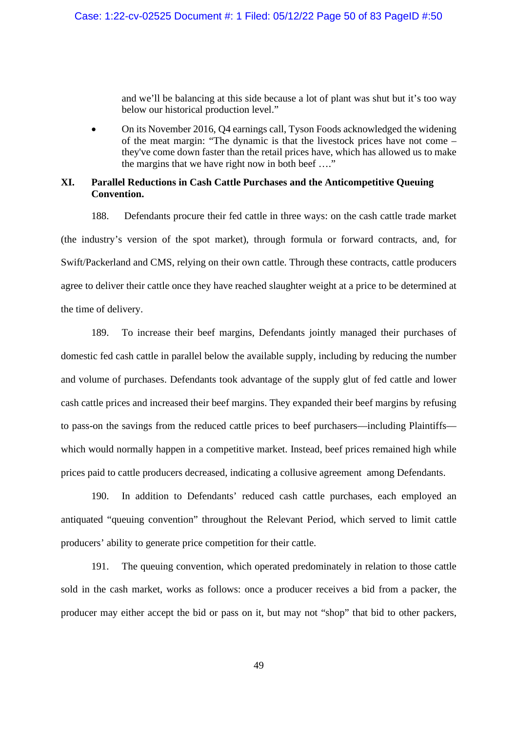and we'll be balancing at this side because a lot of plant was shut but it's too way below our historical production level."

- On its November 2016, Q4 earnings call, Tyson Foods acknowledged the widening of the meat margin: "The dynamic is that the livestock prices have not come – they've come down faster than the retail prices have, which has allowed us to make the margins that we have right now in both beef …."

## XI. Parallel Reductions in Cash Cattle Purchases and the Anticompetitive Queuing Convention.

188. Defendants procure their fed cattle in three ways: on the cash cattle trade market (the industry's version of the spot market), through formula or forward contracts, and, for Swift/Packerland and CMS, relying on their own cattle. Through these contracts, cattle producers agree to deliver their cattle once they have reached slaughter weight at a price to be determined at the time of delivery.

189. To increase their beef margins, Defendants jointly managed their purchases of domestic fed cash cattle in parallel below the available supply, including by reducing the number and volume of purchases. Defendants took advantage of the supply glut of fed cattle and lower cash cattle prices and increased their beef margins. They expanded their beef margins by refusing to pass-on the savings from the reduced cattle prices to beef purchasers—including Plaintiffs—which would normally happen in a competitive market. Instead, beef prices remained high while prices paid to cattle producers decreased, indicating a collusive agreement among Defendants.

190. In addition to Defendants' reduced cash cattle purchases, each employed an antiquated "queuing convention" throughout the Relevant Period, which served to limit cattle producers' ability to generate price competition for their cattle.

191. The queuing convention, which operated predominately in relation to those cattle sold in the cash market, works as follows: once a producer receives a bid from a packer, the producer may either accept the bid or pass on it, but may not "shop" that bid to other packers,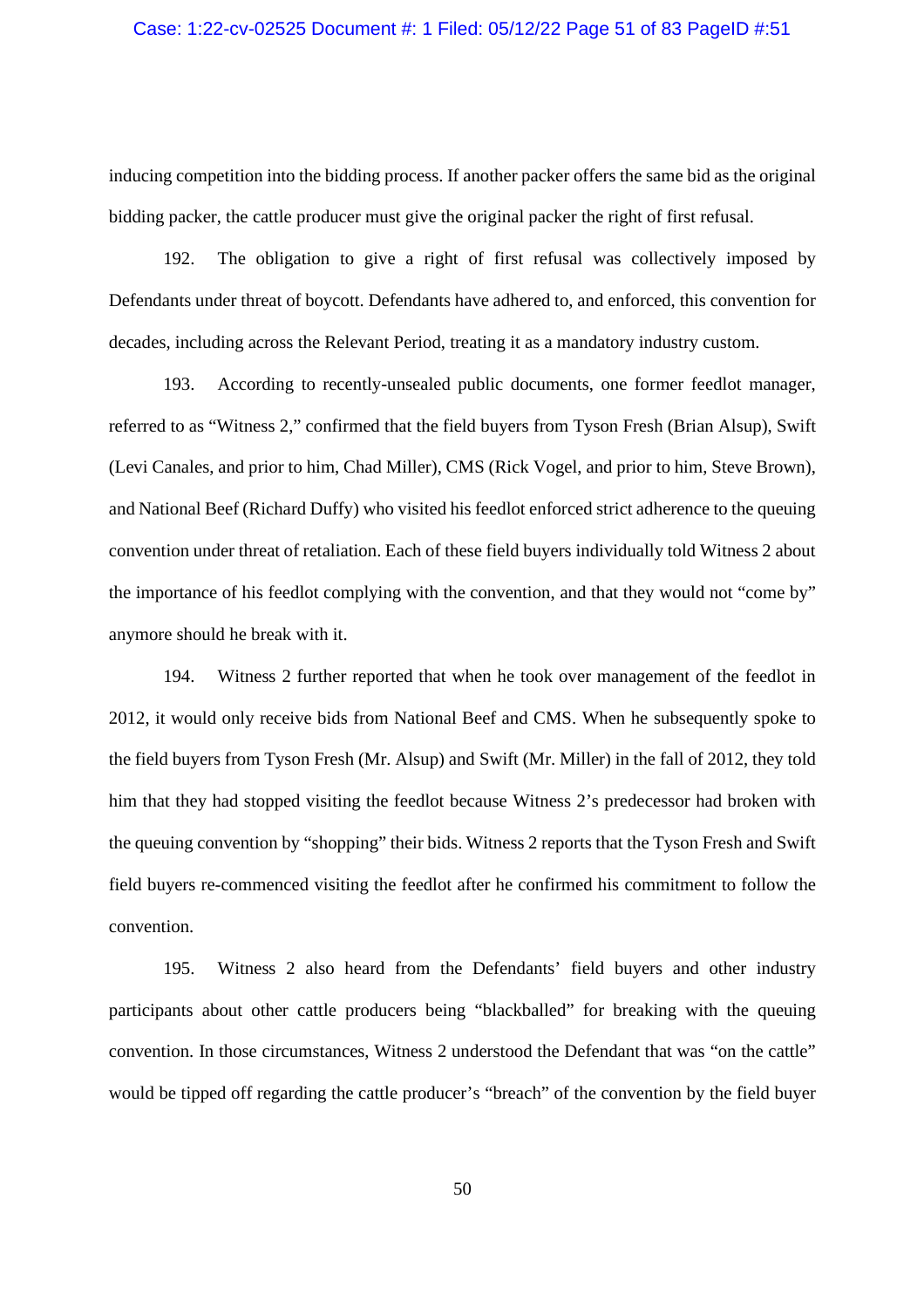inducing competition into the bidding process. If another packer offers the same bid as the original bidding packer, the cattle producer must give the original packer the right of first refusal.

192. The obligation to give a right of first refusal was collectively imposed by Defendants under threat of boycott. Defendants have adhered to, and enforced, this convention for decades, including across the Relevant Period, treating it as a mandatory industry custom.

193. According to recently-unsealed public documents, one former feedlot manager, referred to as "Witness 2," confirmed that the field buyers from Tyson Fresh (Brian Alsup), Swift (Levi Canales, and prior to him, Chad Miller), CMS (Rick Vogel, and prior to him, Steve Brown), and National Beef (Richard Duffy) who visited his feedlot enforced strict adherence to the queuing convention under threat of retaliation. Each of these field buyers individually told Witness 2 about the importance of his feedlot complying with the convention, and that they would not "come by" anymore should he break with it.

194. Witness 2 further reported that when he took over management of the feedlot in 2012, it would only receive bids from National Beef and CMS. When he subsequently spoke to the field buyers from Tyson Fresh (Mr. Alsup) and Swift (Mr. Miller) in the fall of 2012, they told him that they had stopped visiting the feedlot because Witness 2's predecessor had broken with the queuing convention by "shopping" their bids. Witness 2 reports that the Tyson Fresh and Swift field buyers re-commenced visiting the feedlot after he confirmed his commitment to follow the convention.

195. Witness 2 also heard from the Defendants' field buyers and other industry participants about other cattle producers being "blackballed" for breaking with the queuing convention. In those circumstances, Witness 2 understood the Defendant that was "on the cattle" would be tipped off regarding the cattle producer's "breach" of the convention by the field buyer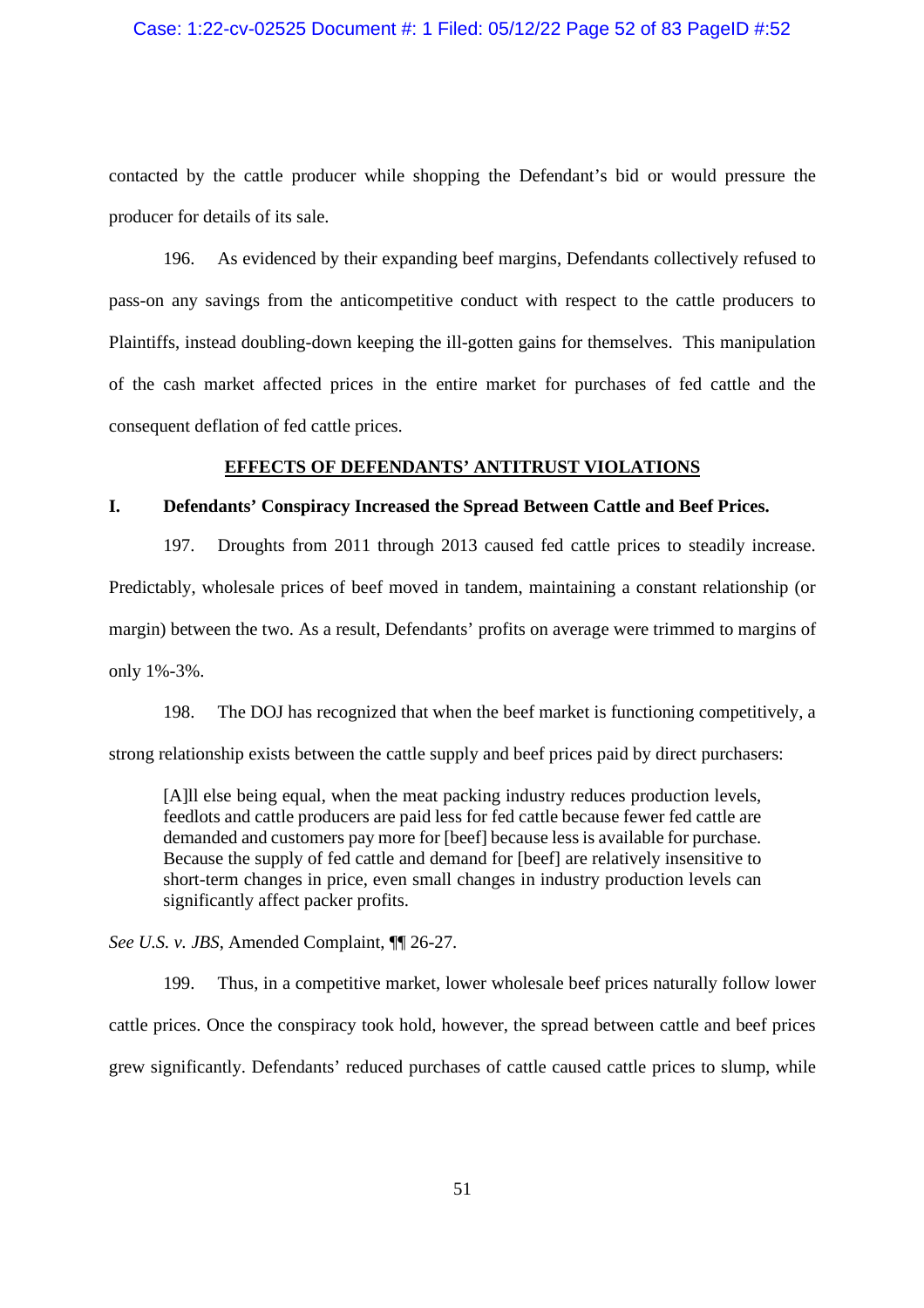contacted by the cattle producer while shopping the Defendant's bid or would pressure the producer for details of its sale.

196. As evidenced by their expanding beef margins, Defendants collectively refused to pass-on any savings from the anticompetitive conduct with respect to the cattle producers to Plaintiffs, instead doubling-down keeping the ill-gotten gains for themselves. This manipulation of the cash market affected prices in the entire market for purchases of fed cattle and the consequent deflation of fed cattle prices.

## EFFECTS OF DEFENDANTS' ANTITRUST VIOLATIONS

### I. Defendants' Conspiracy Increased the Spread Between Cattle and Beef Prices.

197. Droughts from 2011 through 2013 caused fed cattle prices to steadily increase. Predictably, wholesale prices of beef moved in tandem, maintaining a constant relationship (or margin) between the two. As a result, Defendants' profits on average were trimmed to margins of only 1%-3%.

198. The DOJ has recognized that when the beef market is functioning competitively, a strong relationship exists between the cattle supply and beef prices paid by direct purchasers:

> [A]ll else being equal, when the meat packing industry reduces production levels, feedlots and cattle producers are paid less for fed cattle because fewer fed cattle are demanded and customers pay more for [beef] because less is available for purchase. Because the supply of fed cattle and demand for [beef] are relatively insensitive to short-term changes in price, even small changes in industry production levels can significantly affect packer profits.

*See U.S. v. JBS*, Amended Complaint, ¶¶ 26-27.

199. Thus, in a competitive market, lower wholesale beef prices naturally follow lower cattle prices. Once the conspiracy took hold, however, the spread between cattle and beef prices grew significantly. Defendants' reduced purchases of cattle caused cattle prices to slump, while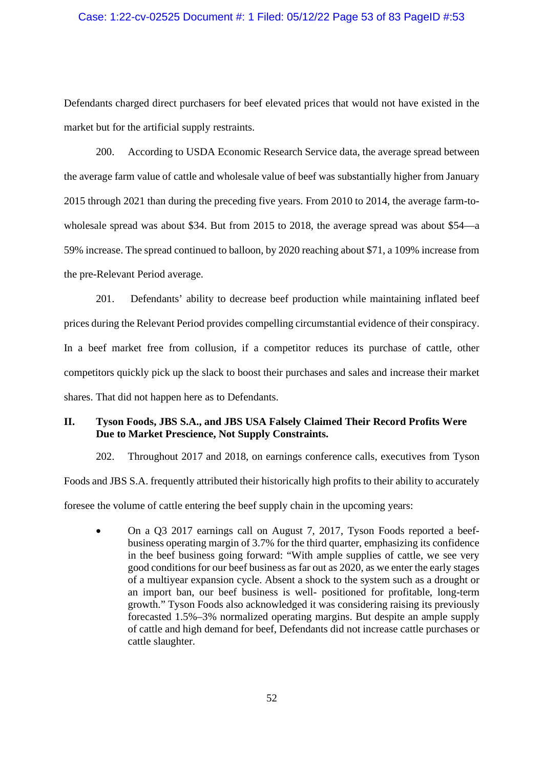Defendants charged direct purchasers for beef elevated prices that would not have existed in the market but for the artificial supply restraints.

200. According to USDA Economic Research Service data, the average spread between the average farm value of cattle and wholesale value of beef was substantially higher from January 2015 through 2021 than during the preceding five years. From 2010 to 2014, the average farm-to-wholesale spread was about $34. But from 2015 to 2018, the average spread was about $54—a 59% increase. The spread continued to balloon, by 2020 reaching about $71, a 109% increase from the pre-Relevant Period average.

201. Defendants' ability to decrease beef production while maintaining inflated beef prices during the Relevant Period provides compelling circumstantial evidence of their conspiracy. In a beef market free from collusion, if a competitor reduces its purchase of cattle, other competitors quickly pick up the slack to boost their purchases and sales and increase their market shares. That did not happen here as to Defendants.

## II. Tyson Foods, JBS S.A., and JBS USA Falsely Claimed Their Record Profits Were Due to Market Prescience, Not Supply Constraints.

202. Throughout 2017 and 2018, on earnings conference calls, executives from Tyson Foods and JBS S.A. frequently attributed their historically high profits to their ability to accurately foresee the volume of cattle entering the beef supply chain in the upcoming years:

- On a Q3 2017 earnings call on August 7, 2017, Tyson Foods reported a beef-business operating margin of 3.7% for the third quarter, emphasizing its confidence in the beef business going forward: "With ample supplies of cattle, we see very good conditions for our beef business as far out as 2020, as we enter the early stages of a multiyear expansion cycle. Absent a shock to the system such as a drought or an import ban, our beef business is well- positioned for profitable, long-term growth." Tyson Foods also acknowledged it was considering raising its previously forecasted 1.5%–3% normalized operating margins. But despite an ample supply of cattle and high demand for beef, Defendants did not increase cattle purchases or cattle slaughter.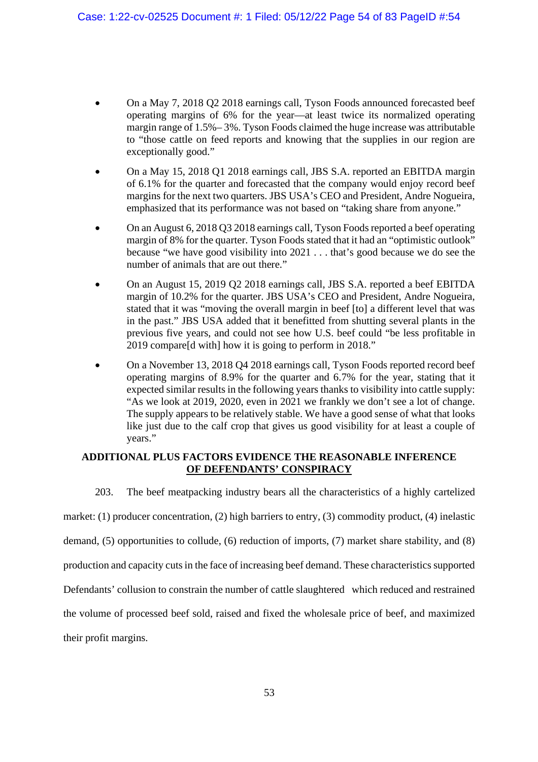- On a May 7, 2018 Q2 2018 earnings call, Tyson Foods announced forecasted beef operating margins of 6% for the year—at least twice its normalized operating margin range of 1.5%– 3%. Tyson Foods claimed the huge increase was attributable to "those cattle on feed reports and knowing that the supplies in our region are exceptionally good."
- On a May 15, 2018 Q1 2018 earnings call, JBS S.A. reported an EBITDA margin of 6.1% for the quarter and forecasted that the company would enjoy record beef margins for the next two quarters. JBS USA's CEO and President, Andre Nogueira, emphasized that its performance was not based on "taking share from anyone."
- On an August 6, 2018 Q3 2018 earnings call, Tyson Foods reported a beef operating margin of 8% for the quarter. Tyson Foods stated that it had an "optimistic outlook" because "we have good visibility into 2021 . . . that's good because we do see the number of animals that are out there."
- On an August 15, 2019 Q2 2018 earnings call, JBS S.A. reported a beef EBITDA margin of 10.2% for the quarter. JBS USA's CEO and President, Andre Nogueira, stated that it was "moving the overall margin in beef [to] a different level that was in the past." JBS USA added that it benefitted from shutting several plants in the previous five years, and could not see how U.S. beef could "be less profitable in 2019 compare[d with] how it is going to perform in 2018."
- On a November 13, 2018 Q4 2018 earnings call, Tyson Foods reported record beef operating margins of 8.9% for the quarter and 6.7% for the year, stating that it expected similar results in the following years thanks to visibility into cattle supply: "As we look at 2019, 2020, even in 2021 we frankly we don't see a lot of change. The supply appears to be relatively stable. We have a good sense of what that looks like just due to the calf crop that gives us good visibility for at least a couple of years."

## ADDITIONAL PLUS FACTORS EVIDENCE THE REASONABLE INFERENCE OF DEFENDANTS' CONSPIRACY

203. The beef meatpacking industry bears all the characteristics of a highly cartelized market: (1) producer concentration, (2) high barriers to entry, (3) commodity product, (4) inelastic demand, (5) opportunities to collude, (6) reduction of imports, (7) market share stability, and (8) production and capacity cuts in the face of increasing beef demand. These characteristics supported Defendants' collusion to constrain the number of cattle slaughtered which reduced and restrained the volume of processed beef sold, raised and fixed the wholesale price of beef, and maximized their profit margins.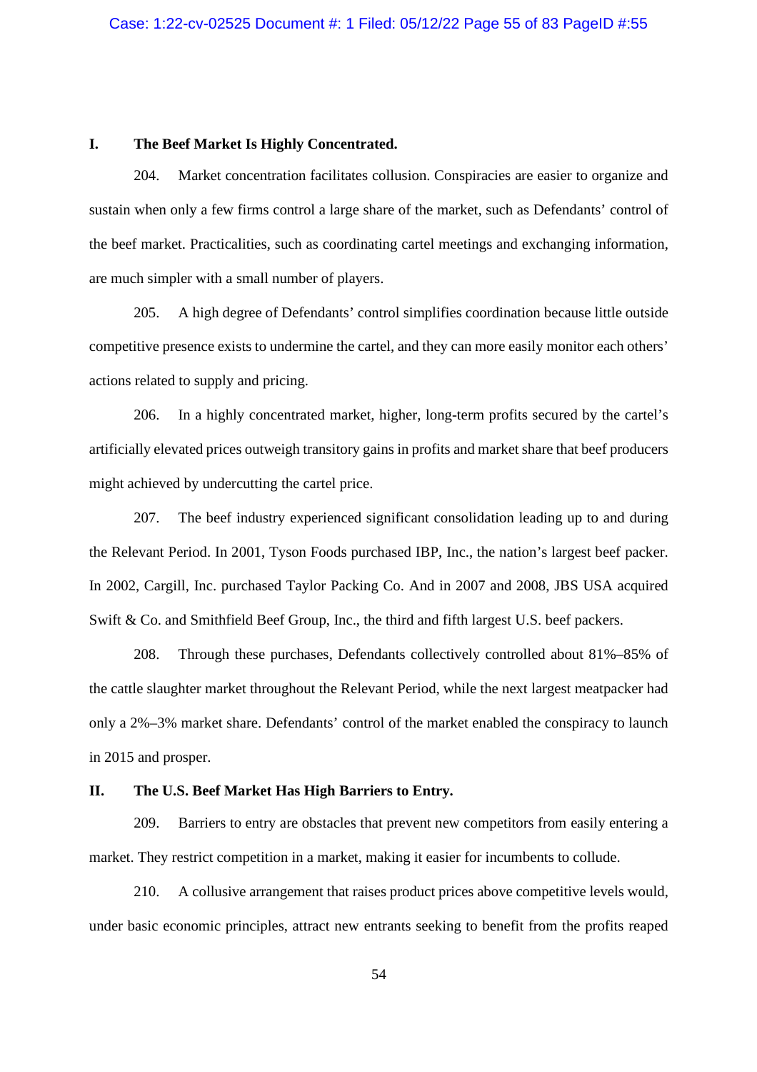## I. The Beef Market Is Highly Concentrated.

204. Market concentration facilitates collusion. Conspiracies are easier to organize and sustain when only a few firms control a large share of the market, such as Defendants' control of the beef market. Practicalities, such as coordinating cartel meetings and exchanging information, are much simpler with a small number of players.

205. A high degree of Defendants' control simplifies coordination because little outside competitive presence exists to undermine the cartel, and they can more easily monitor each others' actions related to supply and pricing.

206. In a highly concentrated market, higher, long-term profits secured by the cartel's artificially elevated prices outweigh transitory gains in profits and market share that beef producers might achieved by undercutting the cartel price.

207. The beef industry experienced significant consolidation leading up to and during the Relevant Period. In 2001, Tyson Foods purchased IBP, Inc., the nation's largest beef packer. In 2002, Cargill, Inc. purchased Taylor Packing Co. And in 2007 and 2008, JBS USA acquired Swift & Co. and Smithfield Beef Group, Inc., the third and fifth largest U.S. beef packers.

208. Through these purchases, Defendants collectively controlled about 81%–85% of the cattle slaughter market throughout the Relevant Period, while the next largest meatpacker had only a 2%–3% market share. Defendants' control of the market enabled the conspiracy to launch in 2015 and prosper.

## II. The U.S. Beef Market Has High Barriers to Entry.

209. Barriers to entry are obstacles that prevent new competitors from easily entering a market. They restrict competition in a market, making it easier for incumbents to collude.

210. A collusive arrangement that raises product prices above competitive levels would, under basic economic principles, attract new entrants seeking to benefit from the profits reaped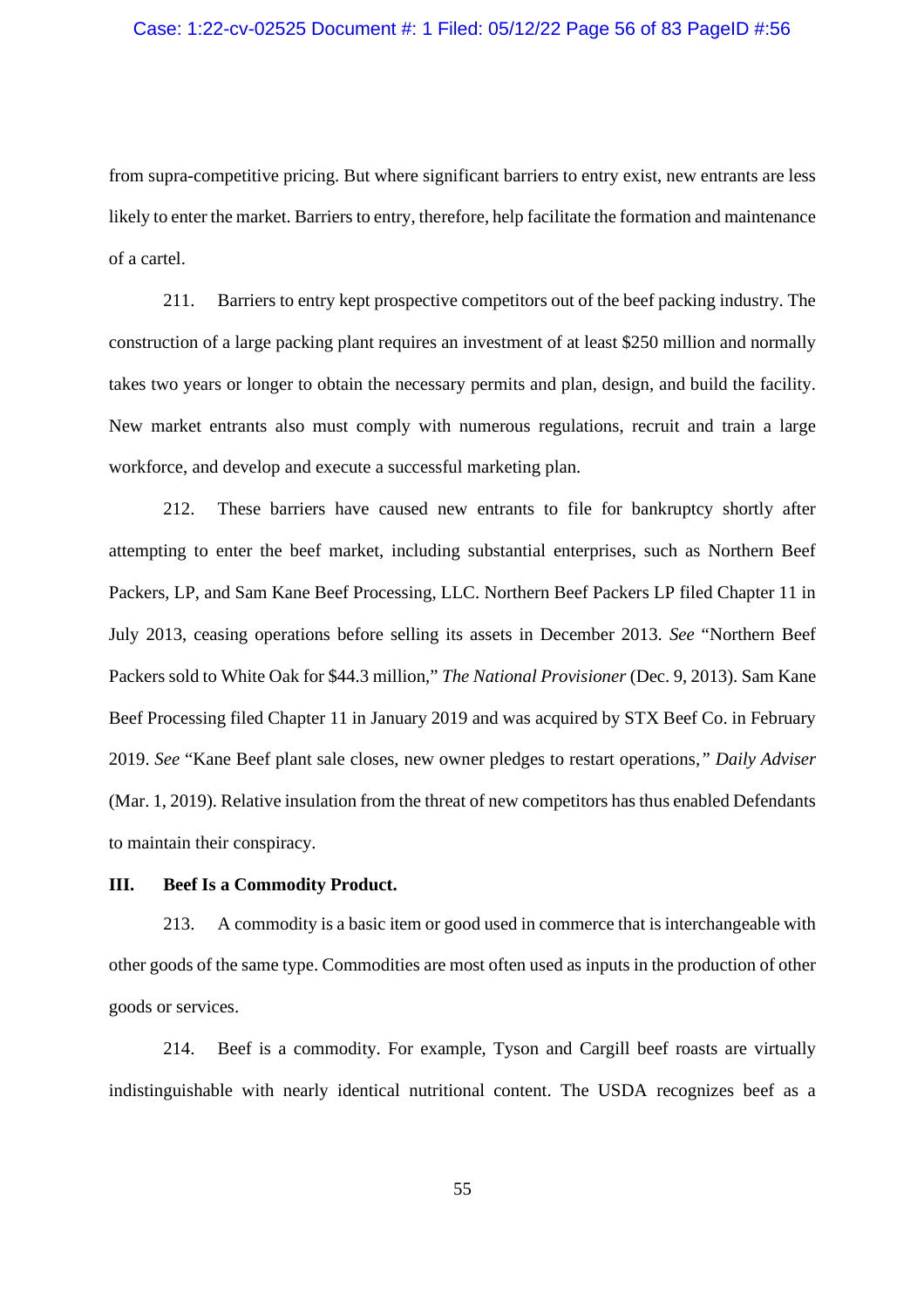from supra-competitive pricing. But where significant barriers to entry exist, new entrants are less likely to enter the market. Barriers to entry, therefore, help facilitate the formation and maintenance of a cartel.

211. Barriers to entry kept prospective competitors out of the beef packing industry. The construction of a large packing plant requires an investment of at least $250 million and normally takes two years or longer to obtain the necessary permits and plan, design, and build the facility. New market entrants also must comply with numerous regulations, recruit and train a large workforce, and develop and execute a successful marketing plan.

212. These barriers have caused new entrants to file for bankruptcy shortly after attempting to enter the beef market, including substantial enterprises, such as Northern Beef Packers, LP, and Sam Kane Beef Processing, LLC. Northern Beef Packers LP filed Chapter 11 in July 2013, ceasing operations before selling its assets in December 2013. *See* "Northern Beef Packers sold to White Oak for $44.3 million," *The National Provisioner* (Dec. 9, 2013). Sam Kane Beef Processing filed Chapter 11 in January 2019 and was acquired by STX Beef Co. in February 2019. *See* "Kane Beef plant sale closes, new owner pledges to restart operations," *Daily Adviser* (Mar. 1, 2019). Relative insulation from the threat of new competitors has thus enabled Defendants to maintain their conspiracy.

### III. Beef Is a Commodity Product.

213. A commodity is a basic item or good used in commerce that is interchangeable with other goods of the same type. Commodities are most often used as inputs in the production of other goods or services.

214. Beef is a commodity. For example, Tyson and Cargill beef roasts are virtually indistinguishable with nearly identical nutritional content. The USDA recognizes beef as a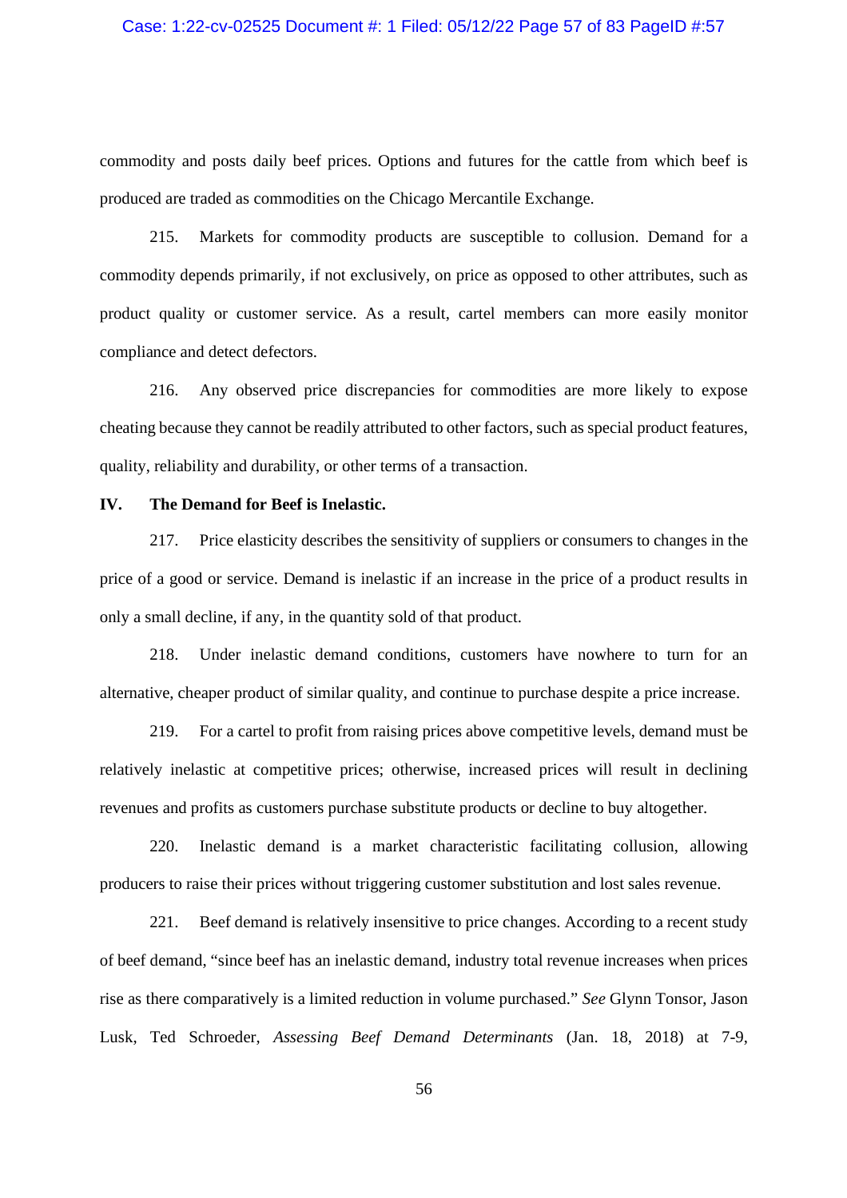commodity and posts daily beef prices. Options and futures for the cattle from which beef is produced are traded as commodities on the Chicago Mercantile Exchange.

215. Markets for commodity products are susceptible to collusion. Demand for a commodity depends primarily, if not exclusively, on price as opposed to other attributes, such as product quality or customer service. As a result, cartel members can more easily monitor compliance and detect defectors.

216. Any observed price discrepancies for commodities are more likely to expose cheating because they cannot be readily attributed to other factors, such as special product features, quality, reliability and durability, or other terms of a transaction.

## IV. The Demand for Beef is Inelastic.

217. Price elasticity describes the sensitivity of suppliers or consumers to changes in the price of a good or service. Demand is inelastic if an increase in the price of a product results in only a small decline, if any, in the quantity sold of that product.

218. Under inelastic demand conditions, customers have nowhere to turn for an alternative, cheaper product of similar quality, and continue to purchase despite a price increase.

219. For a cartel to profit from raising prices above competitive levels, demand must be relatively inelastic at competitive prices; otherwise, increased prices will result in declining revenues and profits as customers purchase substitute products or decline to buy altogether.

220. Inelastic demand is a market characteristic facilitating collusion, allowing producers to raise their prices without triggering customer substitution and lost sales revenue.

221. Beef demand is relatively insensitive to price changes. According to a recent study of beef demand, "since beef has an inelastic demand, industry total revenue increases when prices rise as there comparatively is a limited reduction in volume purchased." *See* Glynn Tonsor, Jason Lusk, Ted Schroeder, *Assessing Beef Demand Determinants* (Jan. 18, 2018) at 7-9,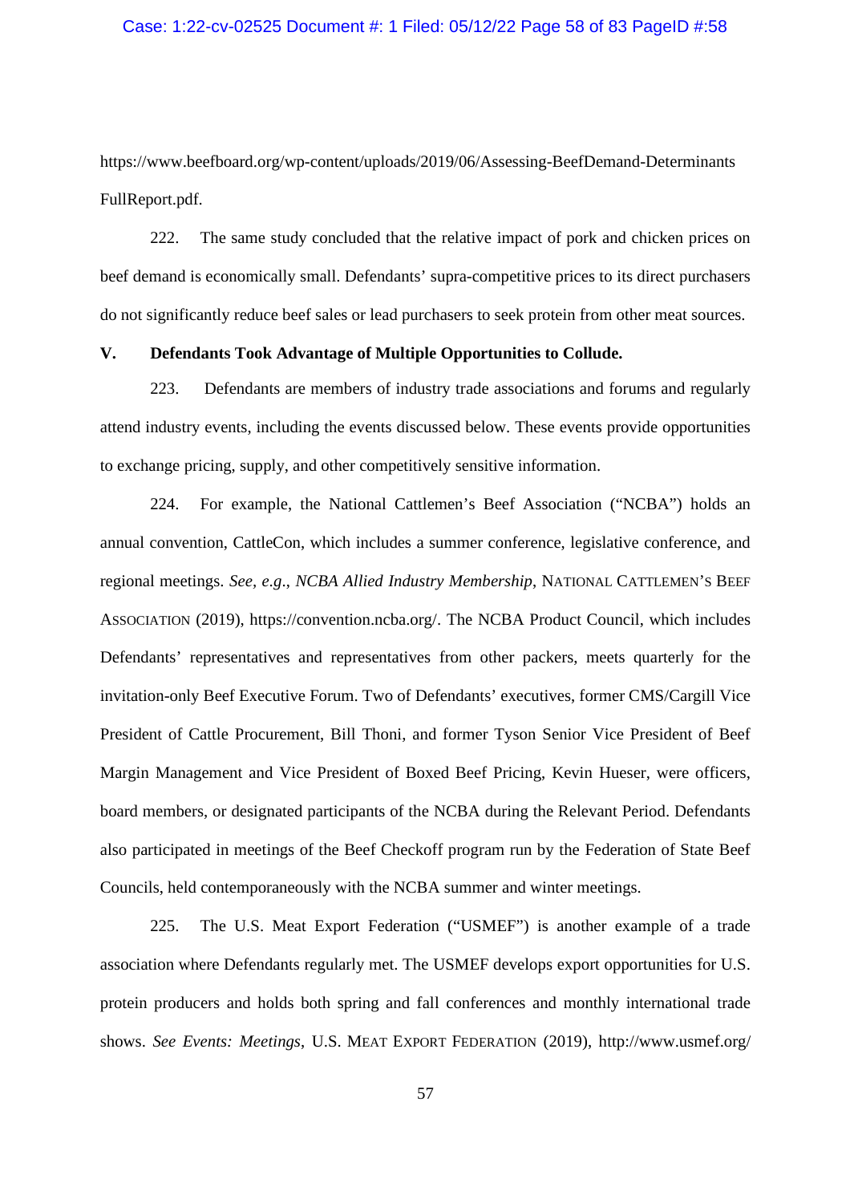https://www.beefboard.org/wp-content/uploads/2019/06/Assessing-BeefDemand-Determinants FullReport.pdf.

222. The same study concluded that the relative impact of pork and chicken prices on beef demand is economically small. Defendants' supra-competitive prices to its direct purchasers do not significantly reduce beef sales or lead purchasers to seek protein from other meat sources.

**V. Defendants Took Advantage of Multiple Opportunities to Collude.**

223. Defendants are members of industry trade associations and forums and regularly attend industry events, including the events discussed below. These events provide opportunities to exchange pricing, supply, and other competitively sensitive information.

224. For example, the National Cattlemen's Beef Association ("NCBA") holds an annual convention, CattleCon, which includes a summer conference, legislative conference, and regional meetings. *See, e.g.*, *NCBA Allied Industry Membership*, NATIONAL CATTLEMEN'S BEEF ASSOCIATION (2019), https://convention.ncba.org/. The NCBA Product Council, which includes Defendants' representatives and representatives from other packers, meets quarterly for the invitation-only Beef Executive Forum. Two of Defendants' executives, former CMS/Cargill Vice President of Cattle Procurement, Bill Thoni, and former Tyson Senior Vice President of Beef Margin Management and Vice President of Boxed Beef Pricing, Kevin Hueser, were officers, board members, or designated participants of the NCBA during the Relevant Period. Defendants also participated in meetings of the Beef Checkoff program run by the Federation of State Beef Councils, held contemporaneously with the NCBA summer and winter meetings.

225. The U.S. Meat Export Federation ("USMEF") is another example of a trade association where Defendants regularly met. The USMEF develops export opportunities for U.S. protein producers and holds both spring and fall conferences and monthly international trade shows. *See Events: Meetings*, U.S. MEAT EXPORT FEDERATION (2019), http://www.usmef.org/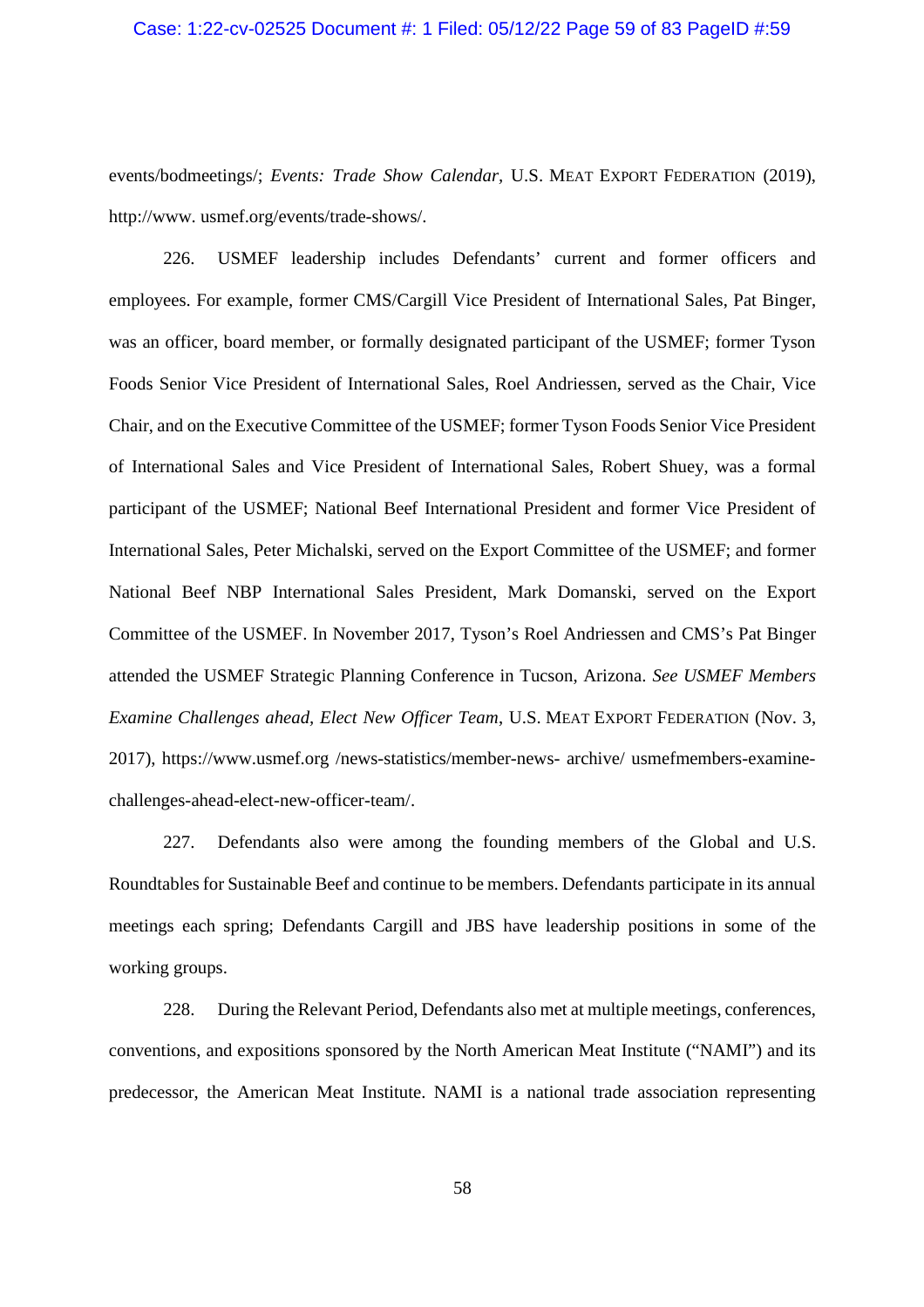events/bodmeetings/; *Events: Trade Show Calendar*, U.S. MEAT EXPORT FEDERATION (2019), http://www. usmef.org/events/trade-shows/.

226. USMEF leadership includes Defendants' current and former officers and employees. For example, former CMS/Cargill Vice President of International Sales, Pat Binger, was an officer, board member, or formally designated participant of the USMEF; former Tyson Foods Senior Vice President of International Sales, Roel Andriessen, served as the Chair, Vice Chair, and on the Executive Committee of the USMEF; former Tyson Foods Senior Vice President of International Sales and Vice President of International Sales, Robert Shuey, was a formal participant of the USMEF; National Beef International President and former Vice President of International Sales, Peter Michalski, served on the Export Committee of the USMEF; and former National Beef NBP International Sales President, Mark Domanski, served on the Export Committee of the USMEF. In November 2017, Tyson's Roel Andriessen and CMS's Pat Binger attended the USMEF Strategic Planning Conference in Tucson, Arizona. *See USMEF Members Examine Challenges ahead, Elect New Officer Team*, U.S. MEAT EXPORT FEDERATION (Nov. 3, 2017), https://www.usmef.org /news-statistics/member-news- archive/ usmefmembers-examine-challenges-ahead-elect-new-officer-team/.

227. Defendants also were among the founding members of the Global and U.S. Roundtables for Sustainable Beef and continue to be members. Defendants participate in its annual meetings each spring; Defendants Cargill and JBS have leadership positions in some of the working groups.

228. During the Relevant Period, Defendants also met at multiple meetings, conferences, conventions, and expositions sponsored by the North American Meat Institute ("NAMI") and its predecessor, the American Meat Institute. NAMI is a national trade association representing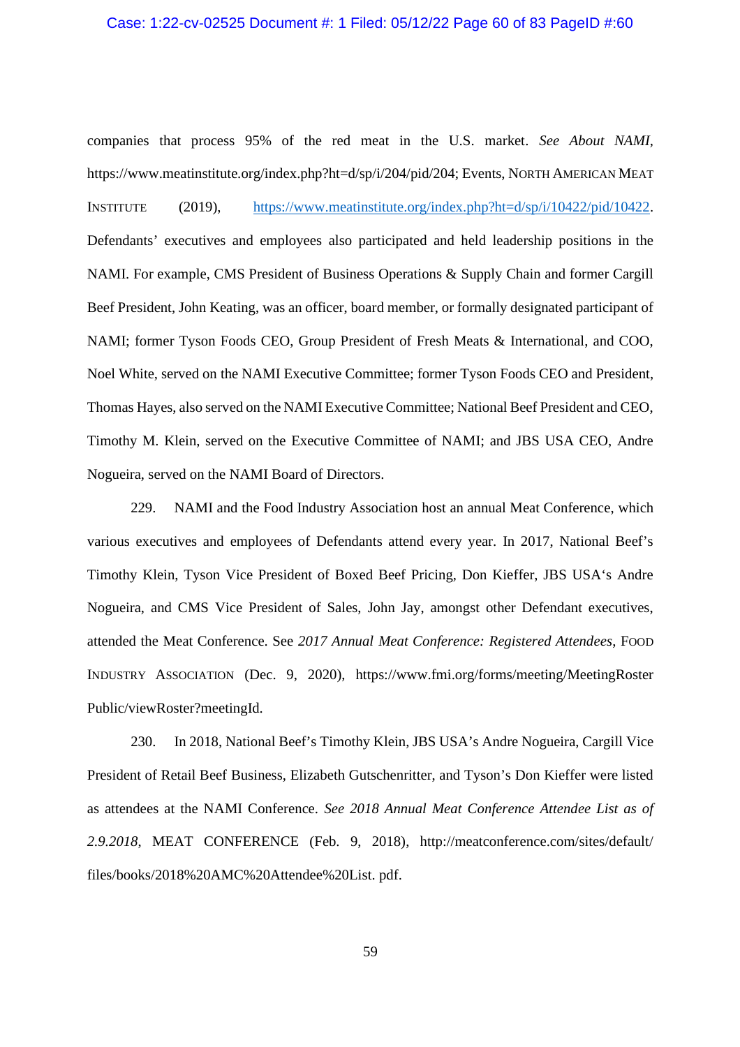companies that process 95% of the red meat in the U.S. market. *See About NAMI*, https://www.meatinstitute.org/index.php?ht=d/sp/i/204/pid/204; Events, NORTH AMERICAN MEAT INSTITUTE (2019), https://www.meatinstitute.org/index.php?ht=d/sp/i/10422/pid/10422. Defendants' executives and employees also participated and held leadership positions in the NAMI. For example, CMS President of Business Operations & Supply Chain and former Cargill Beef President, John Keating, was an officer, board member, or formally designated participant of NAMI; former Tyson Foods CEO, Group President of Fresh Meats & International, and COO, Noel White, served on the NAMI Executive Committee; former Tyson Foods CEO and President, Thomas Hayes, also served on the NAMI Executive Committee; National Beef President and CEO, Timothy M. Klein, served on the Executive Committee of NAMI; and JBS USA CEO, Andre Nogueira, served on the NAMI Board of Directors.

229. NAMI and the Food Industry Association host an annual Meat Conference, which various executives and employees of Defendants attend every year. In 2017, National Beef's Timothy Klein, Tyson Vice President of Boxed Beef Pricing, Don Kieffer, JBS USA's Andre Nogueira, and CMS Vice President of Sales, John Jay, amongst other Defendant executives, attended the Meat Conference. See *2017 Annual Meat Conference: Registered Attendees*, FOOD INDUSTRY ASSOCIATION (Dec. 9, 2020), https://www.fmi.org/forms/meeting/MeetingRosterPublic/viewRoster?meetingId.

230. In 2018, National Beef's Timothy Klein, JBS USA's Andre Nogueira, Cargill Vice President of Retail Beef Business, Elizabeth Gutschenritter, and Tyson's Don Kieffer were listed as attendees at the NAMI Conference. *See 2018 Annual Meat Conference Attendee List as of 2.9.2018*, MEAT CONFERENCE (Feb. 9, 2018), http://meatconference.com/sites/default/files/books/2018%20AMC%20Attendee%20List. pdf.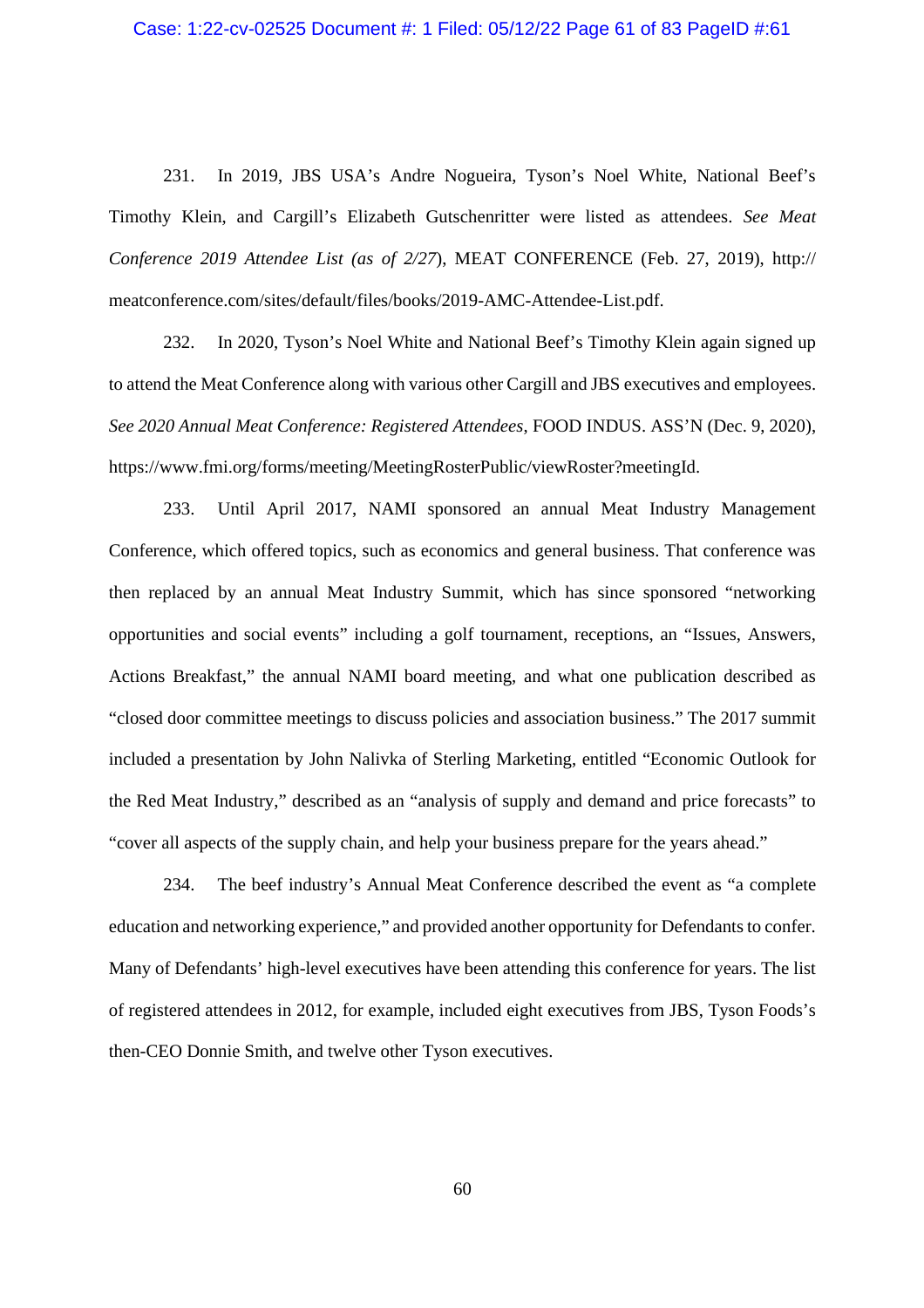231. In 2019, JBS USA's Andre Nogueira, Tyson's Noel White, National Beef's Timothy Klein, and Cargill's Elizabeth Gutschenritter were listed as attendees. *See Meat Conference 2019 Attendee List (as of 2/27)*, MEAT CONFERENCE (Feb. 27, 2019), http:// meatconference.com/sites/default/files/books/2019-AMC-Attendee-List.pdf.

232. In 2020, Tyson's Noel White and National Beef's Timothy Klein again signed up to attend the Meat Conference along with various other Cargill and JBS executives and employees. *See 2020 Annual Meat Conference: Registered Attendees*, FOOD INDUS. ASS'N (Dec. 9, 2020), https://www.fmi.org/forms/meeting/MeetingRosterPublic/viewRoster?meetingId.

233. Until April 2017, NAMI sponsored an annual Meat Industry Management Conference, which offered topics, such as economics and general business. That conference was then replaced by an annual Meat Industry Summit, which has since sponsored "networking opportunities and social events" including a golf tournament, receptions, an "Issues, Answers, Actions Breakfast," the annual NAMI board meeting, and what one publication described as "closed door committee meetings to discuss policies and association business." The 2017 summit included a presentation by John Nalivka of Sterling Marketing, entitled "Economic Outlook for the Red Meat Industry," described as an "analysis of supply and demand and price forecasts" to "cover all aspects of the supply chain, and help your business prepare for the years ahead."

234. The beef industry's Annual Meat Conference described the event as "a complete education and networking experience," and provided another opportunity for Defendants to confer. Many of Defendants' high-level executives have been attending this conference for years. The list of registered attendees in 2012, for example, included eight executives from JBS, Tyson Foods's then-CEO Donnie Smith, and twelve other Tyson executives.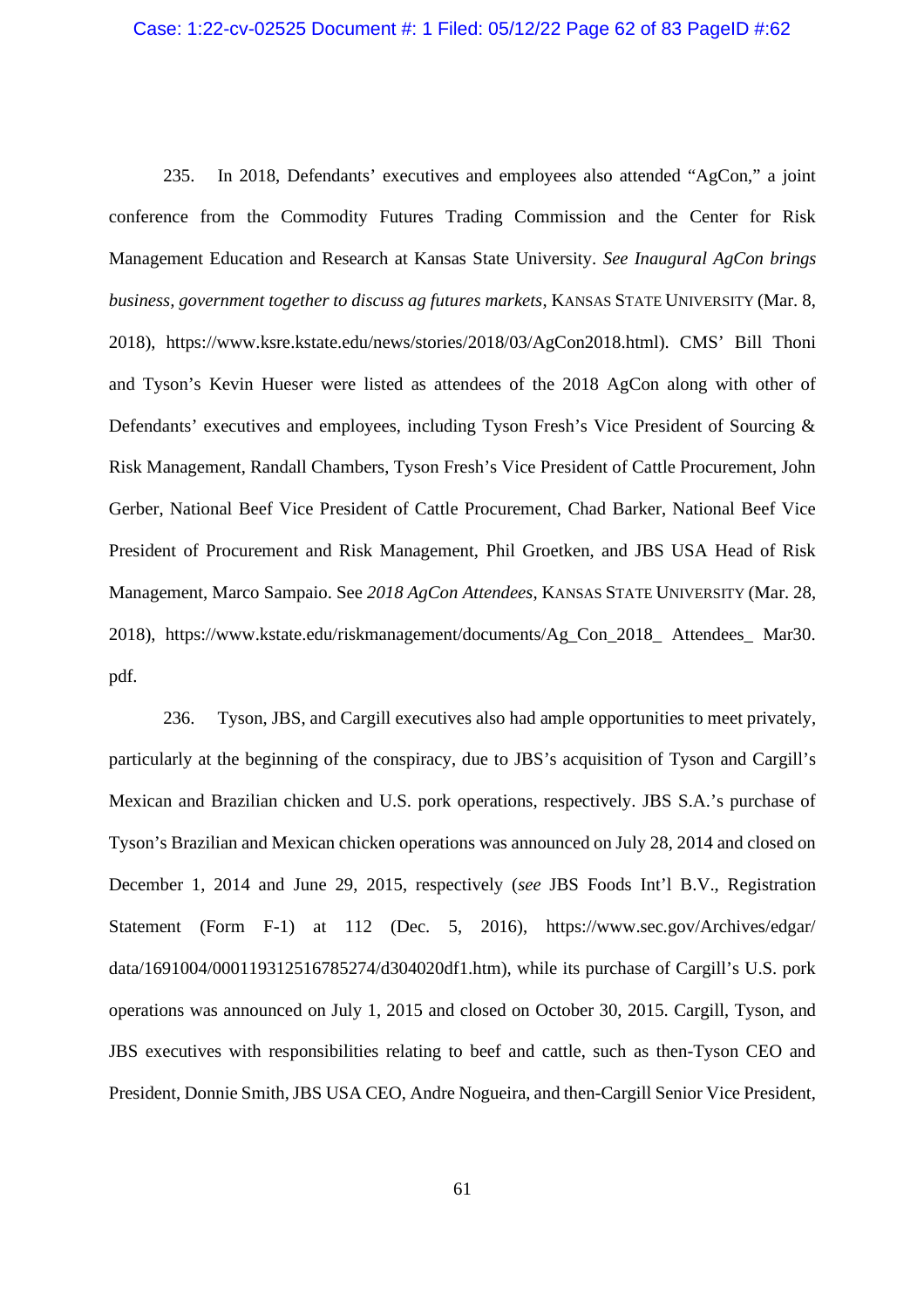235. In 2018, Defendants' executives and employees also attended "AgCon," a joint conference from the Commodity Futures Trading Commission and the Center for Risk Management Education and Research at Kansas State University. *See Inaugural AgCon brings business, government together to discuss ag futures markets*, KANSAS STATE UNIVERSITY (Mar. 8, 2018), https://www.ksre.kstate.edu/news/stories/2018/03/AgCon2018.html). CMS' Bill Thoni and Tyson's Kevin Hueser were listed as attendees of the 2018 AgCon along with other of Defendants' executives and employees, including Tyson Fresh's Vice President of Sourcing & Risk Management, Randall Chambers, Tyson Fresh's Vice President of Cattle Procurement, John Gerber, National Beef Vice President of Cattle Procurement, Chad Barker, National Beef Vice President of Procurement and Risk Management, Phil Groetken, and JBS USA Head of Risk Management, Marco Sampaio. See *2018 AgCon Attendees*, KANSAS STATE UNIVERSITY (Mar. 28, 2018), https://www.kstate.edu/riskmanagement/documents/Ag_Con_2018_ Attendees_ Mar30.pdf.

236. Tyson, JBS, and Cargill executives also had ample opportunities to meet privately, particularly at the beginning of the conspiracy, due to JBS's acquisition of Tyson and Cargill's Mexican and Brazilian chicken and U.S. pork operations, respectively. JBS S.A.'s purchase of Tyson's Brazilian and Mexican chicken operations was announced on July 28, 2014 and closed on December 1, 2014 and June 29, 2015, respectively (*see* JBS Foods Int'l B.V., Registration Statement (Form F-1) at 112 (Dec. 5, 2016), https://www.sec.gov/Archives/edgar/data/1691004/000119312516785274/d304020df1.htm), while its purchase of Cargill's U.S. pork operations was announced on July 1, 2015 and closed on October 30, 2015. Cargill, Tyson, and JBS executives with responsibilities relating to beef and cattle, such as then-Tyson CEO and President, Donnie Smith, JBS USA CEO, Andre Nogueira, and then-Cargill Senior Vice President,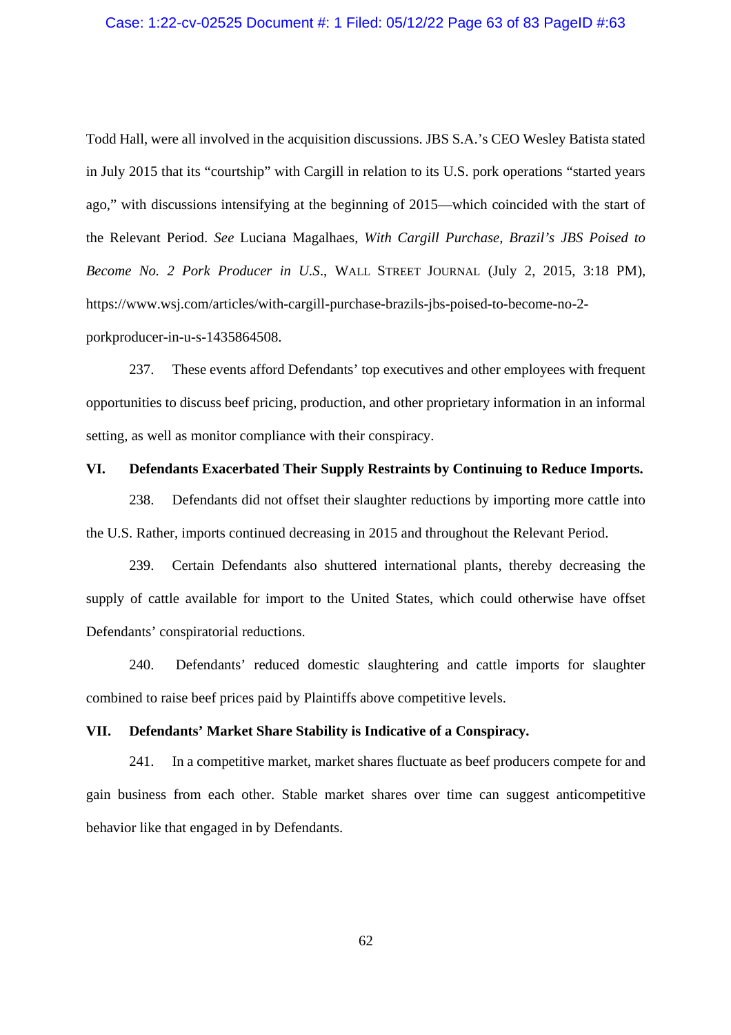Todd Hall, were all involved in the acquisition discussions. JBS S.A.'s CEO Wesley Batista stated in July 2015 that its "courtship" with Cargill in relation to its U.S. pork operations "started years ago," with discussions intensifying at the beginning of 2015—which coincided with the start of the Relevant Period. *See* Luciana Magalhaes, *With Cargill Purchase, Brazil's JBS Poised to Become No. 2 Pork Producer in U.S*., WALL STREET JOURNAL (July 2, 2015, 3:18 PM), https://www.wsj.com/articles/with-cargill-purchase-brazils-jbs-poised-to-become-no-2-porkproducer-in-u-s-1435864508.

237. These events afford Defendants' top executives and other employees with frequent opportunities to discuss beef pricing, production, and other proprietary information in an informal setting, as well as monitor compliance with their conspiracy.

## VI. Defendants Exacerbated Their Supply Restraints by Continuing to Reduce Imports.

238. Defendants did not offset their slaughter reductions by importing more cattle into the U.S. Rather, imports continued decreasing in 2015 and throughout the Relevant Period.

239. Certain Defendants also shuttered international plants, thereby decreasing the supply of cattle available for import to the United States, which could otherwise have offset Defendants' conspiratorial reductions.

240. Defendants' reduced domestic slaughtering and cattle imports for slaughter combined to raise beef prices paid by Plaintiffs above competitive levels.

## VII. Defendants' Market Share Stability is Indicative of a Conspiracy.

241. In a competitive market, market shares fluctuate as beef producers compete for and gain business from each other. Stable market shares over time can suggest anticompetitive behavior like that engaged in by Defendants.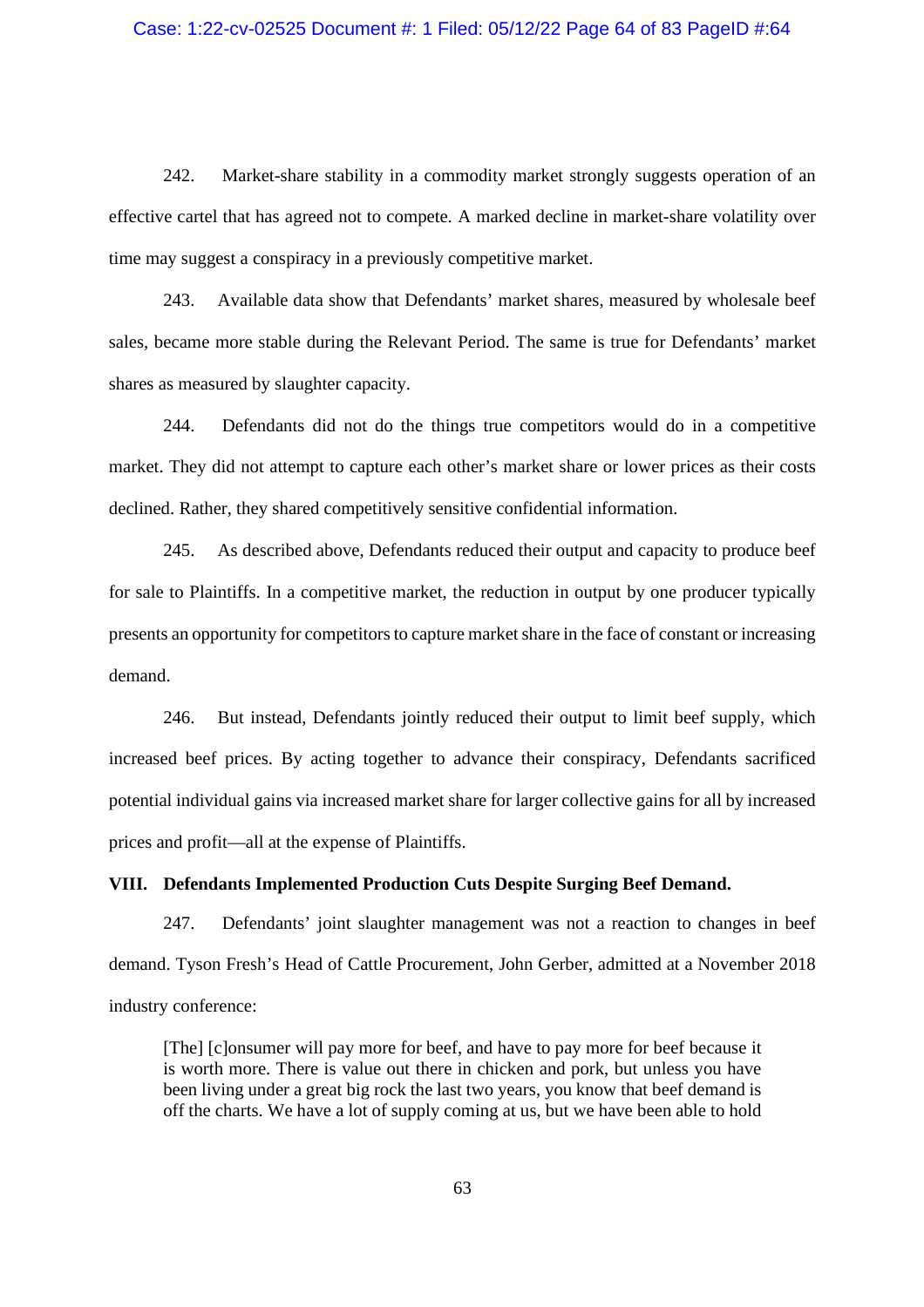242. Market-share stability in a commodity market strongly suggests operation of an effective cartel that has agreed not to compete. A marked decline in market-share volatility over time may suggest a conspiracy in a previously competitive market.

243. Available data show that Defendants' market shares, measured by wholesale beef sales, became more stable during the Relevant Period. The same is true for Defendants' market shares as measured by slaughter capacity.

244. Defendants did not do the things true competitors would do in a competitive market. They did not attempt to capture each other's market share or lower prices as their costs declined. Rather, they shared competitively sensitive confidential information.

245. As described above, Defendants reduced their output and capacity to produce beef for sale to Plaintiffs. In a competitive market, the reduction in output by one producer typically presents an opportunity for competitors to capture market share in the face of constant or increasing demand.

246. But instead, Defendants jointly reduced their output to limit beef supply, which increased beef prices. By acting together to advance their conspiracy, Defendants sacrificed potential individual gains via increased market share for larger collective gains for all by increased prices and profit—all at the expense of Plaintiffs.

## VIII. Defendants Implemented Production Cuts Despite Surging Beef Demand.

247. Defendants' joint slaughter management was not a reaction to changes in beef demand. Tyson Fresh's Head of Cattle Procurement, John Gerber, admitted at a November 2018 industry conference:

> [The] [c]onsumer will pay more for beef, and have to pay more for beef because it is worth more. There is value out there in chicken and pork, but unless you have been living under a great big rock the last two years, you know that beef demand is off the charts. We have a lot of supply coming at us, but we have been able to hold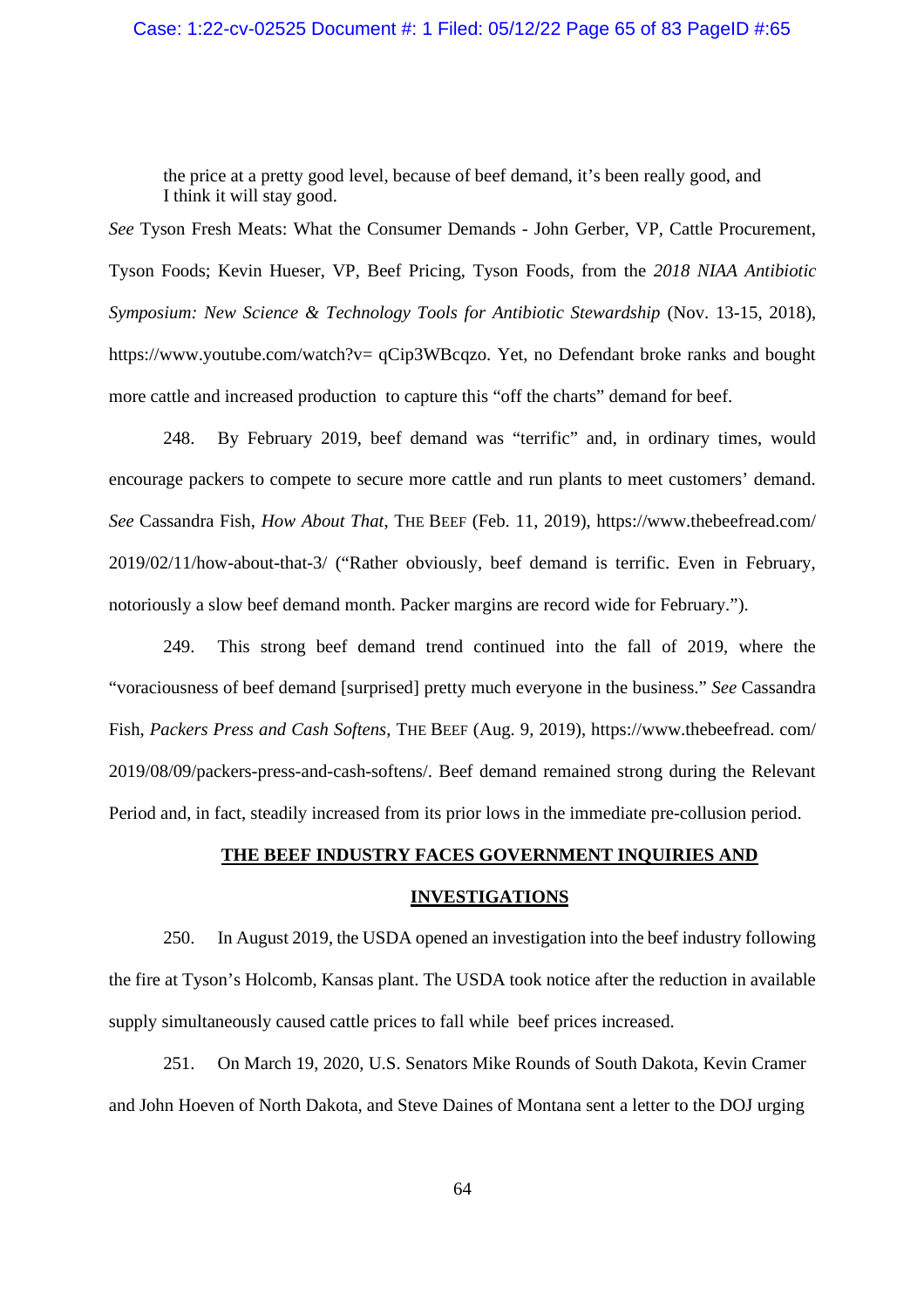the price at a pretty good level, because of beef demand, it's been really good, and I think it will stay good.

*See* Tyson Fresh Meats: What the Consumer Demands - John Gerber, VP, Cattle Procurement, Tyson Foods; Kevin Hueser, VP, Beef Pricing, Tyson Foods, from the *2018 NIAA Antibiotic Symposium: New Science & Technology Tools for Antibiotic Stewardship* (Nov. 13-15, 2018), https://www.youtube.com/watch?v= qCip3WBcqzo. Yet, no Defendant broke ranks and bought more cattle and increased production to capture this "off the charts" demand for beef.

248. By February 2019, beef demand was "terrific" and, in ordinary times, would encourage packers to compete to secure more cattle and run plants to meet customers' demand. *See* Cassandra Fish, *How About That*, THE BEEF (Feb. 11, 2019), https://www.thebeefread.com/ 2019/02/11/how-about-that-3/ ("Rather obviously, beef demand is terrific. Even in February, notoriously a slow beef demand month. Packer margins are record wide for February.").

249. This strong beef demand trend continued into the fall of 2019, where the "voraciousness of beef demand [surprised] pretty much everyone in the business." *See* Cassandra Fish, *Packers Press and Cash Softens*, THE BEEF (Aug. 9, 2019), https://www.thebeefread. com/ 2019/08/09/packers-press-and-cash-softens/. Beef demand remained strong during the Relevant Period and, in fact, steadily increased from its prior lows in the immediate pre-collusion period.

## THE BEEF INDUSTRY FACES GOVERNMENT INQUIRIES AND INVESTIGATIONS

250. In August 2019, the USDA opened an investigation into the beef industry following the fire at Tyson's Holcomb, Kansas plant. The USDA took notice after the reduction in available supply simultaneously caused cattle prices to fall while beef prices increased.

251. On March 19, 2020, U.S. Senators Mike Rounds of South Dakota, Kevin Cramer and John Hoeven of North Dakota, and Steve Daines of Montana sent a letter to the DOJ urging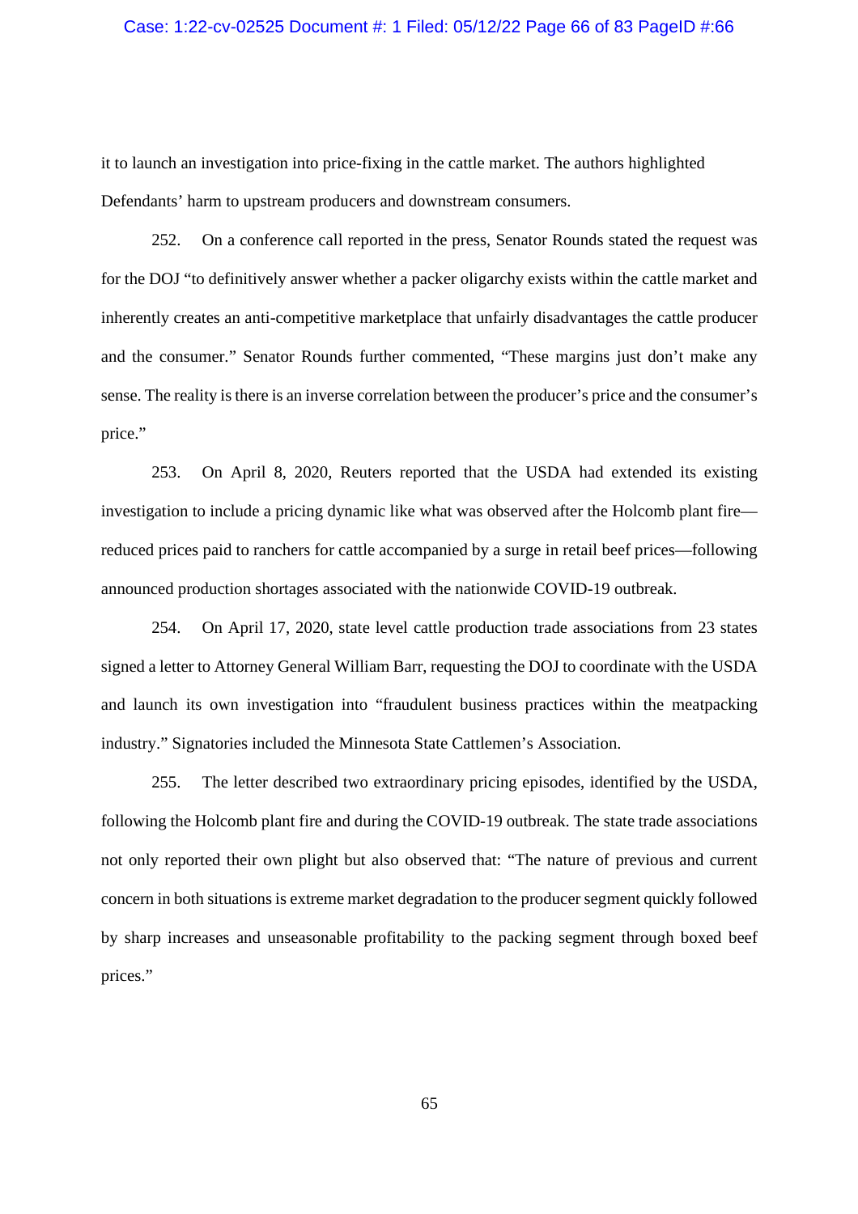it to launch an investigation into price-fixing in the cattle market. The authors highlighted Defendants' harm to upstream producers and downstream consumers.

252. On a conference call reported in the press, Senator Rounds stated the request was for the DOJ "to definitively answer whether a packer oligarchy exists within the cattle market and inherently creates an anti-competitive marketplace that unfairly disadvantages the cattle producer and the consumer." Senator Rounds further commented, "These margins just don't make any sense. The reality is there is an inverse correlation between the producer's price and the consumer's price."

253. On April 8, 2020, Reuters reported that the USDA had extended its existing investigation to include a pricing dynamic like what was observed after the Holcomb plant fire—reduced prices paid to ranchers for cattle accompanied by a surge in retail beef prices—following announced production shortages associated with the nationwide COVID-19 outbreak.

254. On April 17, 2020, state level cattle production trade associations from 23 states signed a letter to Attorney General William Barr, requesting the DOJ to coordinate with the USDA and launch its own investigation into "fraudulent business practices within the meatpacking industry." Signatories included the Minnesota State Cattlemen's Association.

255. The letter described two extraordinary pricing episodes, identified by the USDA, following the Holcomb plant fire and during the COVID-19 outbreak. The state trade associations not only reported their own plight but also observed that: "The nature of previous and current concern in both situations is extreme market degradation to the producer segment quickly followed by sharp increases and unseasonable profitability to the packing segment through boxed beef prices."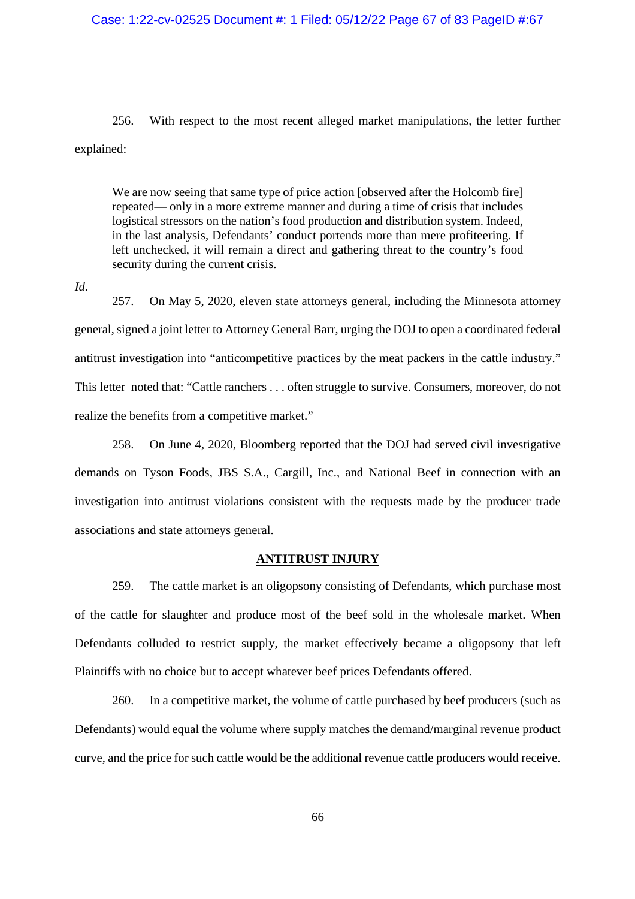256. With respect to the most recent alleged market manipulations, the letter further explained:

> We are now seeing that same type of price action [observed after the Holcomb fire] repeated— only in a more extreme manner and during a time of crisis that includes logistical stressors on the nation's food production and distribution system. Indeed, in the last analysis, Defendants' conduct portends more than mere profiteering. If left unchecked, it will remain a direct and gathering threat to the country's food security during the current crisis.

*Id.*

257. On May 5, 2020, eleven state attorneys general, including the Minnesota attorney general, signed a joint letter to Attorney General Barr, urging the DOJ to open a coordinated federal antitrust investigation into "anticompetitive practices by the meat packers in the cattle industry." This letter noted that: "Cattle ranchers . . . often struggle to survive. Consumers, moreover, do not realize the benefits from a competitive market."

258. On June 4, 2020, Bloomberg reported that the DOJ had served civil investigative demands on Tyson Foods, JBS S.A., Cargill, Inc., and National Beef in connection with an investigation into antitrust violations consistent with the requests made by the producer trade associations and state attorneys general.

## ANTITRUST INJURY

259. The cattle market is an oligopsony consisting of Defendants, which purchase most of the cattle for slaughter and produce most of the beef sold in the wholesale market. When Defendants colluded to restrict supply, the market effectively became a oligopsony that left Plaintiffs with no choice but to accept whatever beef prices Defendants offered.

260. In a competitive market, the volume of cattle purchased by beef producers (such as Defendants) would equal the volume where supply matches the demand/marginal revenue product curve, and the price for such cattle would be the additional revenue cattle producers would receive.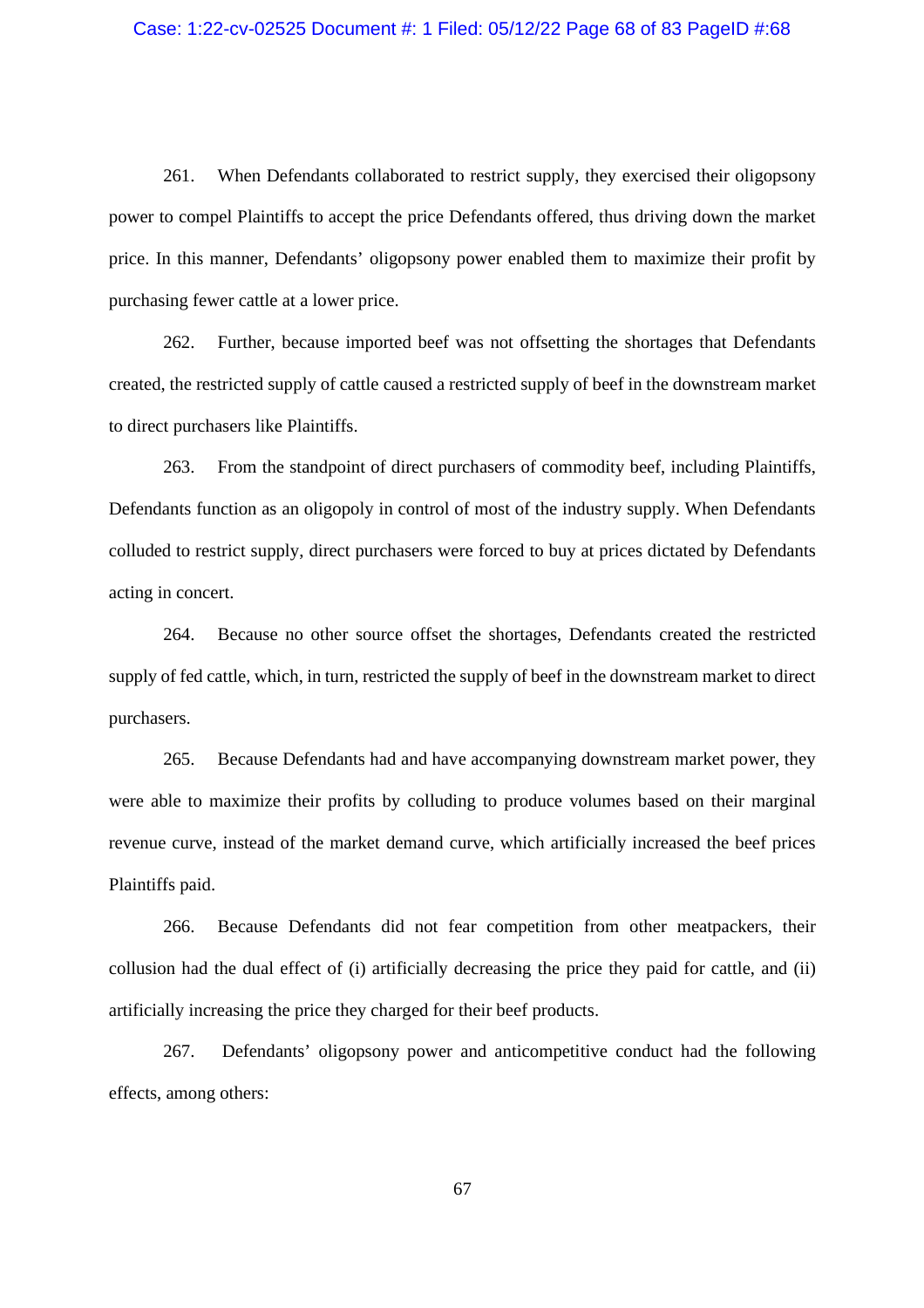261. When Defendants collaborated to restrict supply, they exercised their oligopsony power to compel Plaintiffs to accept the price Defendants offered, thus driving down the market price. In this manner, Defendants' oligopsony power enabled them to maximize their profit by purchasing fewer cattle at a lower price.

262. Further, because imported beef was not offsetting the shortages that Defendants created, the restricted supply of cattle caused a restricted supply of beef in the downstream market to direct purchasers like Plaintiffs.

263. From the standpoint of direct purchasers of commodity beef, including Plaintiffs, Defendants function as an oligopoly in control of most of the industry supply. When Defendants colluded to restrict supply, direct purchasers were forced to buy at prices dictated by Defendants acting in concert.

264. Because no other source offset the shortages, Defendants created the restricted supply of fed cattle, which, in turn, restricted the supply of beef in the downstream market to direct purchasers.

265. Because Defendants had and have accompanying downstream market power, they were able to maximize their profits by colluding to produce volumes based on their marginal revenue curve, instead of the market demand curve, which artificially increased the beef prices Plaintiffs paid.

266. Because Defendants did not fear competition from other meatpackers, their collusion had the dual effect of (i) artificially decreasing the price they paid for cattle, and (ii) artificially increasing the price they charged for their beef products.

267. Defendants' oligopsony power and anticompetitive conduct had the following effects, among others: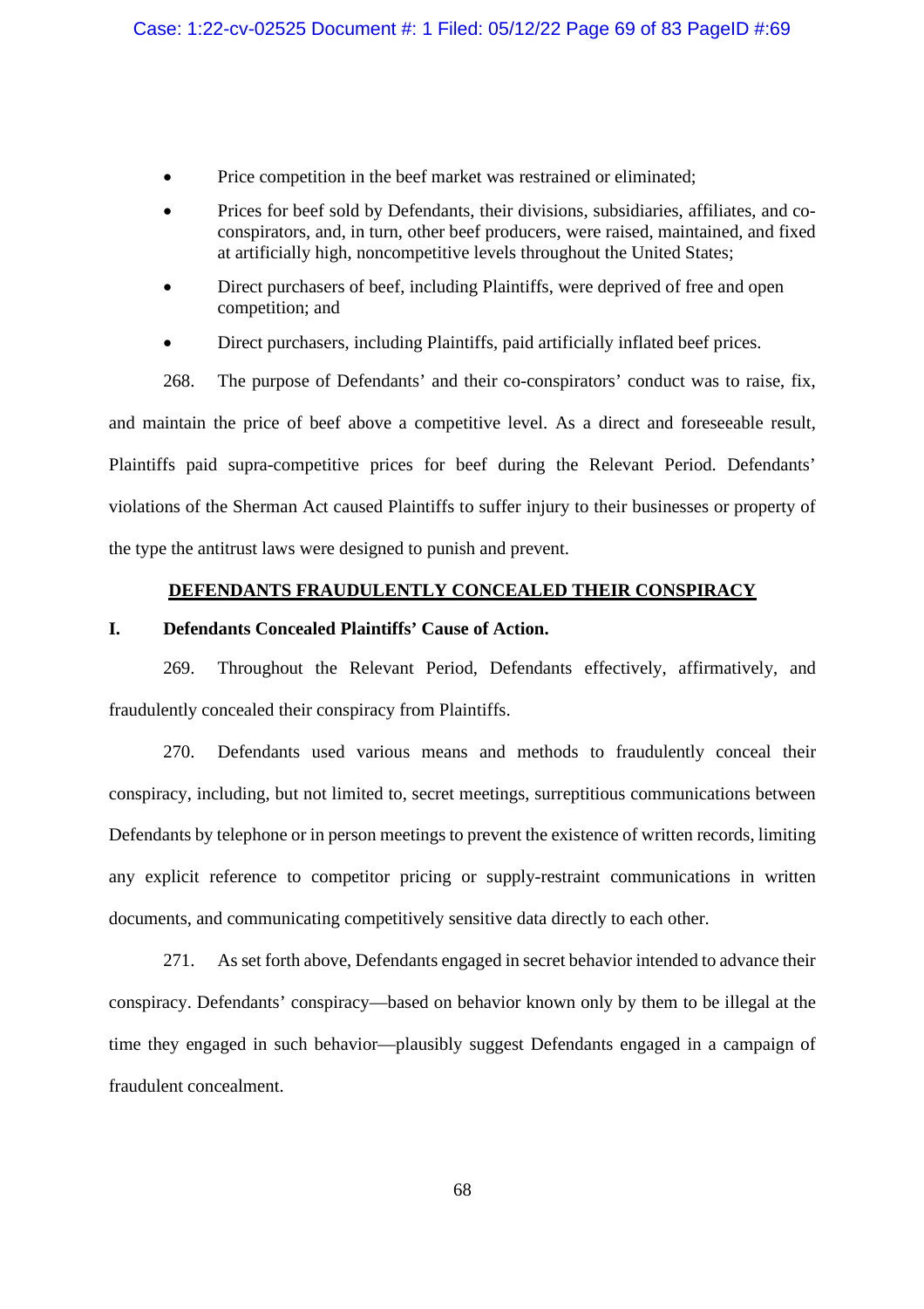- Price competition in the beef market was restrained or eliminated;
- Prices for beef sold by Defendants, their divisions, subsidiaries, affiliates, and co-conspirators, and, in turn, other beef producers, were raised, maintained, and fixed at artificially high, noncompetitive levels throughout the United States;
- Direct purchasers of beef, including Plaintiffs, were deprived of free and open competition; and
- Direct purchasers, including Plaintiffs, paid artificially inflated beef prices.

268. The purpose of Defendants' and their co-conspirators' conduct was to raise, fix, and maintain the price of beef above a competitive level. As a direct and foreseeable result, Plaintiffs paid supra-competitive prices for beef during the Relevant Period. Defendants' violations of the Sherman Act caused Plaintiffs to suffer injury to their businesses or property of the type the antitrust laws were designed to punish and prevent.

## DEFENDANTS FRAUDULENTLY CONCEALED THEIR CONSPIRACY

### I. Defendants Concealed Plaintiffs' Cause of Action.

269. Throughout the Relevant Period, Defendants effectively, affirmatively, and fraudulently concealed their conspiracy from Plaintiffs.

270. Defendants used various means and methods to fraudulently conceal their conspiracy, including, but not limited to, secret meetings, surreptitious communications between Defendants by telephone or in person meetings to prevent the existence of written records, limiting any explicit reference to competitor pricing or supply-restraint communications in written documents, and communicating competitively sensitive data directly to each other.

271. As set forth above, Defendants engaged in secret behavior intended to advance their conspiracy. Defendants' conspiracy—based on behavior known only by them to be illegal at the time they engaged in such behavior—plausibly suggest Defendants engaged in a campaign of fraudulent concealment.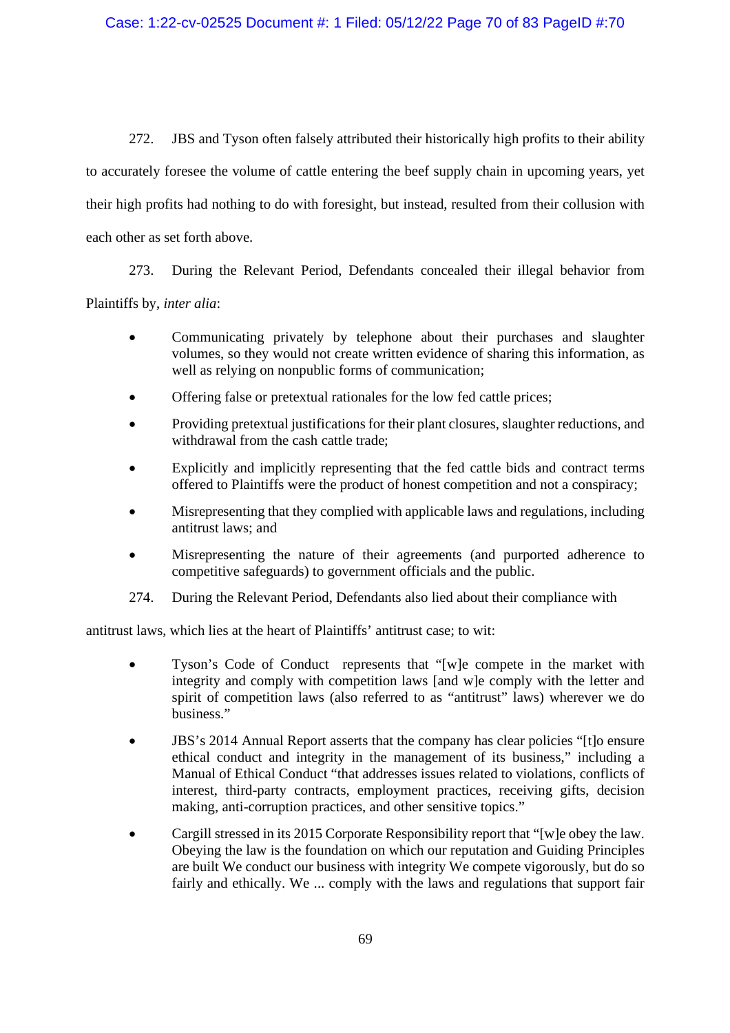272. JBS and Tyson often falsely attributed their historically high profits to their ability to accurately foresee the volume of cattle entering the beef supply chain in upcoming years, yet their high profits had nothing to do with foresight, but instead, resulted from their collusion with each other as set forth above.

273. During the Relevant Period, Defendants concealed their illegal behavior from Plaintiffs by, *inter alia*:

- Communicating privately by telephone about their purchases and slaughter volumes, so they would not create written evidence of sharing this information, as well as relying on nonpublic forms of communication;
- Offering false or pretextual rationales for the low fed cattle prices;
- Providing pretextual justifications for their plant closures, slaughter reductions, and withdrawal from the cash cattle trade;
- Explicitly and implicitly representing that the fed cattle bids and contract terms offered to Plaintiffs were the product of honest competition and not a conspiracy;
- Misrepresenting that they complied with applicable laws and regulations, including antitrust laws; and
- Misrepresenting the nature of their agreements (and purported adherence to competitive safeguards) to government officials and the public.

274. During the Relevant Period, Defendants also lied about their compliance with antitrust laws, which lies at the heart of Plaintiffs' antitrust case; to wit:

- Tyson's Code of Conduct represents that "[w]e compete in the market with integrity and comply with competition laws [and w]e comply with the letter and spirit of competition laws (also referred to as "antitrust" laws) wherever we do business."
- JBS's 2014 Annual Report asserts that the company has clear policies "[t]o ensure ethical conduct and integrity in the management of its business," including a Manual of Ethical Conduct "that addresses issues related to violations, conflicts of interest, third-party contracts, employment practices, receiving gifts, decision making, anti-corruption practices, and other sensitive topics."
- Cargill stressed in its 2015 Corporate Responsibility report that "[w]e obey the law. Obeying the law is the foundation on which our reputation and Guiding Principles are built We conduct our business with integrity We compete vigorously, but do so fairly and ethically. We ... comply with the laws and regulations that support fair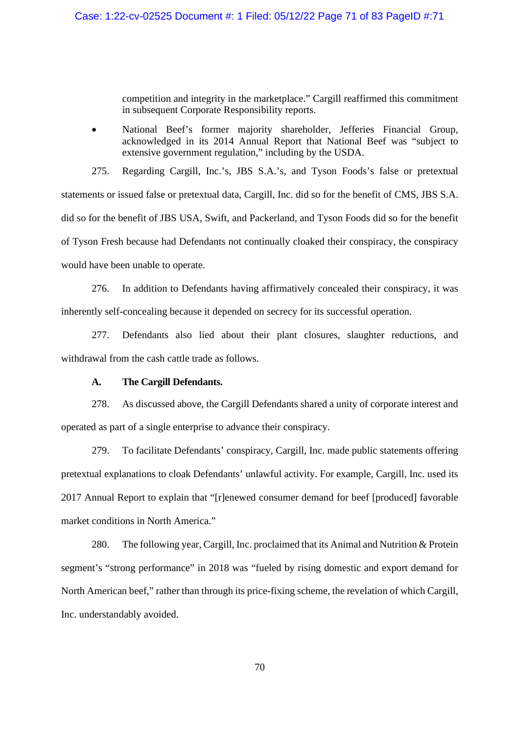competition and integrity in the marketplace." Cargill reaffirmed this commitment in subsequent Corporate Responsibility reports.

- National Beef's former majority shareholder, Jefferies Financial Group, acknowledged in its 2014 Annual Report that National Beef was "subject to extensive government regulation," including by the USDA.

275. Regarding Cargill, Inc.'s, JBS S.A.'s, and Tyson Foods's false or pretextual statements or issued false or pretextual data, Cargill, Inc. did so for the benefit of CMS, JBS S.A. did so for the benefit of JBS USA, Swift, and Packerland, and Tyson Foods did so for the benefit of Tyson Fresh because had Defendants not continually cloaked their conspiracy, the conspiracy would have been unable to operate.

276. In addition to Defendants having affirmatively concealed their conspiracy, it was inherently self-concealing because it depended on secrecy for its successful operation.

277. Defendants also lied about their plant closures, slaughter reductions, and withdrawal from the cash cattle trade as follows.

**A. The Cargill Defendants.**

278. As discussed above, the Cargill Defendants shared a unity of corporate interest and operated as part of a single enterprise to advance their conspiracy.

279. To facilitate Defendants' conspiracy, Cargill, Inc. made public statements offering pretextual explanations to cloak Defendants' unlawful activity. For example, Cargill, Inc. used its 2017 Annual Report to explain that "[r]enewed consumer demand for beef [produced] favorable market conditions in North America."

280. The following year, Cargill, Inc. proclaimed that its Animal and Nutrition & Protein segment's "strong performance" in 2018 was "fueled by rising domestic and export demand for North American beef," rather than through its price-fixing scheme, the revelation of which Cargill, Inc. understandably avoided.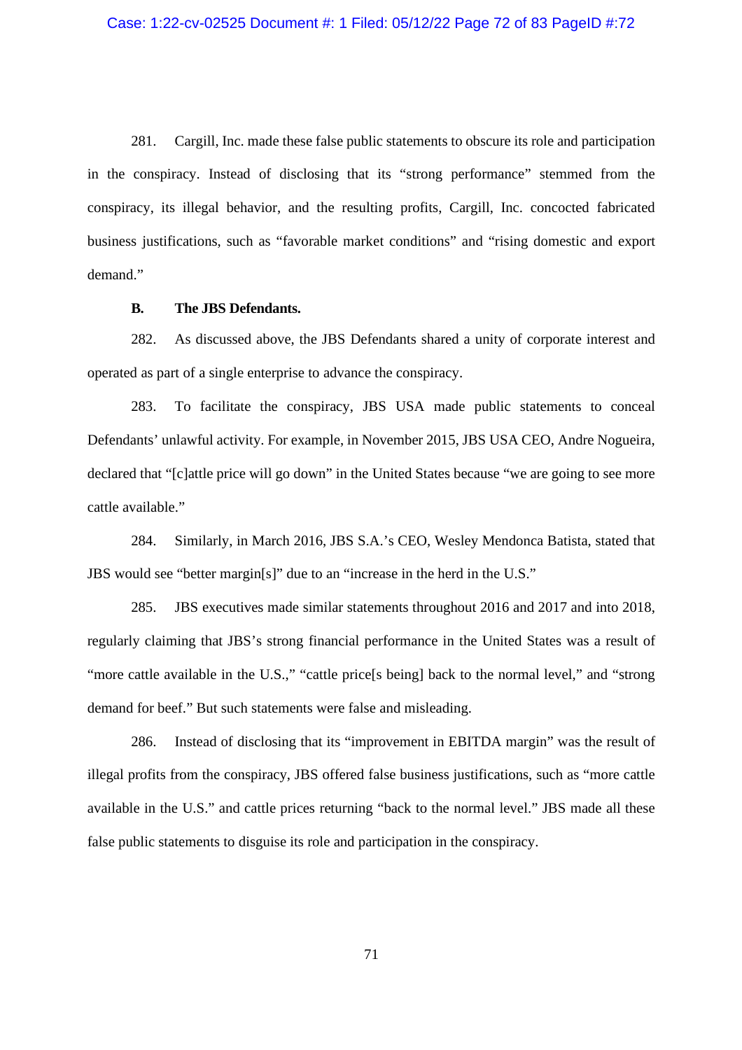281. Cargill, Inc. made these false public statements to obscure its role and participation in the conspiracy. Instead of disclosing that its "strong performance" stemmed from the conspiracy, its illegal behavior, and the resulting profits, Cargill, Inc. concocted fabricated business justifications, such as "favorable market conditions" and "rising domestic and export demand."

**B. The JBS Defendants.**

282. As discussed above, the JBS Defendants shared a unity of corporate interest and operated as part of a single enterprise to advance the conspiracy.

283. To facilitate the conspiracy, JBS USA made public statements to conceal Defendants' unlawful activity. For example, in November 2015, JBS USA CEO, Andre Nogueira, declared that "[c]attle price will go down" in the United States because "we are going to see more cattle available."

284. Similarly, in March 2016, JBS S.A.'s CEO, Wesley Mendonca Batista, stated that JBS would see "better margin[s]" due to an "increase in the herd in the U.S."

285. JBS executives made similar statements throughout 2016 and 2017 and into 2018, regularly claiming that JBS's strong financial performance in the United States was a result of "more cattle available in the U.S.," "cattle price[s being] back to the normal level," and "strong demand for beef." But such statements were false and misleading.

286. Instead of disclosing that its "improvement in EBITDA margin" was the result of illegal profits from the conspiracy, JBS offered false business justifications, such as "more cattle available in the U.S." and cattle prices returning "back to the normal level." JBS made all these false public statements to disguise its role and participation in the conspiracy.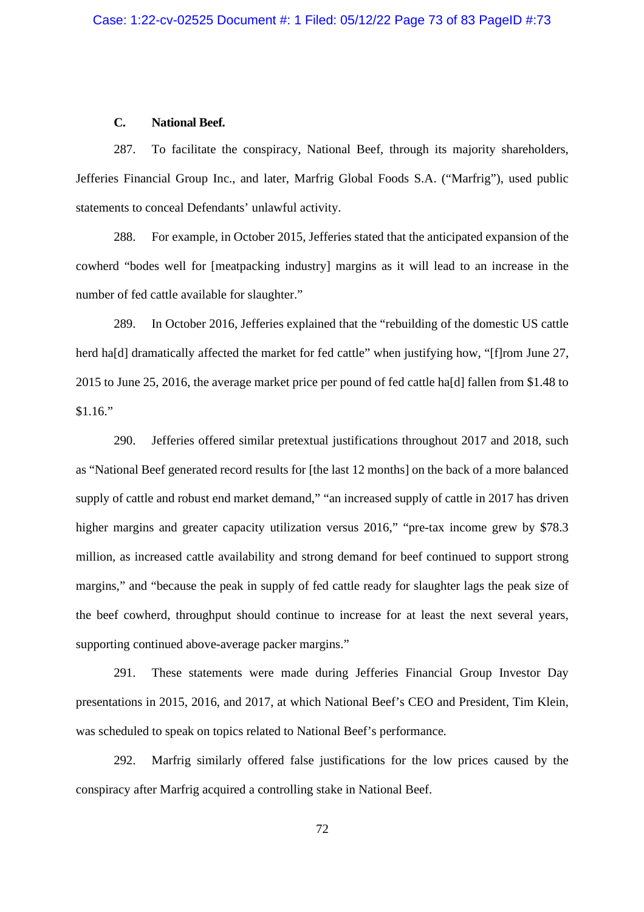### C. National Beef.

287. To facilitate the conspiracy, National Beef, through its majority shareholders, Jefferies Financial Group Inc., and later, Marfrig Global Foods S.A. ("Marfrig"), used public statements to conceal Defendants' unlawful activity.

288. For example, in October 2015, Jefferies stated that the anticipated expansion of the cowherd "bodes well for [meatpacking industry] margins as it will lead to an increase in the number of fed cattle available for slaughter."

289. In October 2016, Jefferies explained that the "rebuilding of the domestic US cattle herd ha[d] dramatically affected the market for fed cattle" when justifying how, "[f]rom June 27, 2015 to June 25, 2016, the average market price per pound of fed cattle ha[d] fallen from $1.48 to $1.16."

290. Jefferies offered similar pretextual justifications throughout 2017 and 2018, such as "National Beef generated record results for [the last 12 months] on the back of a more balanced supply of cattle and robust end market demand," "an increased supply of cattle in 2017 has driven higher margins and greater capacity utilization versus 2016," "pre-tax income grew by $78.3 million, as increased cattle availability and strong demand for beef continued to support strong margins," and "because the peak in supply of fed cattle ready for slaughter lags the peak size of the beef cowherd, throughput should continue to increase for at least the next several years, supporting continued above-average packer margins."

291. These statements were made during Jefferies Financial Group Investor Day presentations in 2015, 2016, and 2017, at which National Beef's CEO and President, Tim Klein, was scheduled to speak on topics related to National Beef's performance.

292. Marfrig similarly offered false justifications for the low prices caused by the conspiracy after Marfrig acquired a controlling stake in National Beef.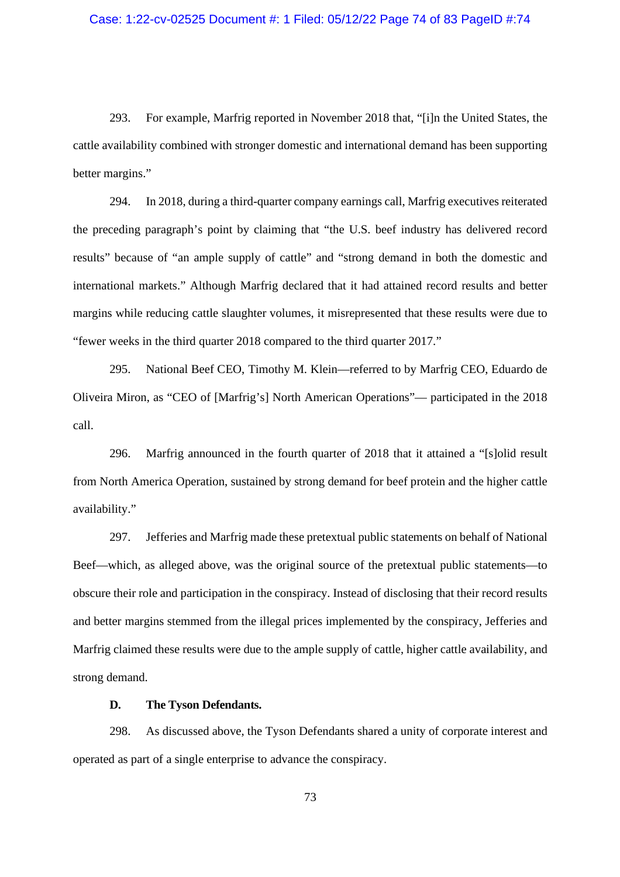293. For example, Marfrig reported in November 2018 that, "[i]n the United States, the cattle availability combined with stronger domestic and international demand has been supporting better margins."

294. In 2018, during a third-quarter company earnings call, Marfrig executives reiterated the preceding paragraph's point by claiming that "the U.S. beef industry has delivered record results" because of "an ample supply of cattle" and "strong demand in both the domestic and international markets." Although Marfrig declared that it had attained record results and better margins while reducing cattle slaughter volumes, it misrepresented that these results were due to "fewer weeks in the third quarter 2018 compared to the third quarter 2017."

295. National Beef CEO, Timothy M. Klein—referred to by Marfrig CEO, Eduardo de Oliveira Miron, as "CEO of [Marfrig's] North American Operations"— participated in the 2018 call.

296. Marfrig announced in the fourth quarter of 2018 that it attained a "[s]olid result from North America Operation, sustained by strong demand for beef protein and the higher cattle availability."

297. Jefferies and Marfrig made these pretextual public statements on behalf of National Beef—which, as alleged above, was the original source of the pretextual public statements—to obscure their role and participation in the conspiracy. Instead of disclosing that their record results and better margins stemmed from the illegal prices implemented by the conspiracy, Jefferies and Marfrig claimed these results were due to the ample supply of cattle, higher cattle availability, and strong demand.

### D. The Tyson Defendants.

298. As discussed above, the Tyson Defendants shared a unity of corporate interest and operated as part of a single enterprise to advance the conspiracy.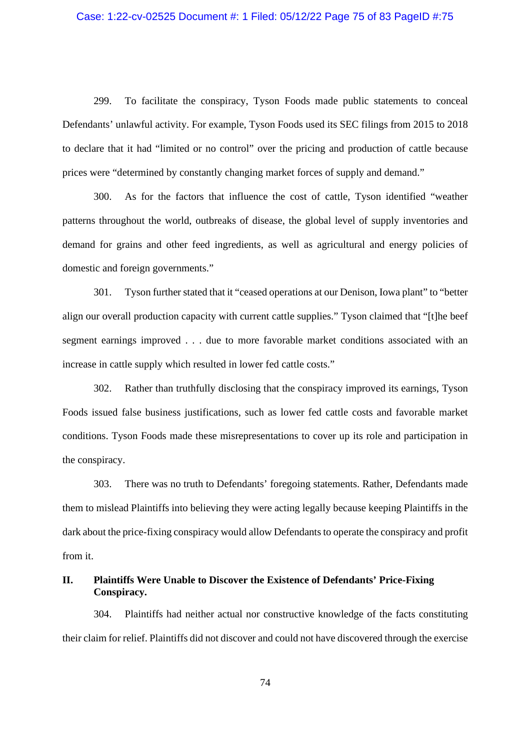299. To facilitate the conspiracy, Tyson Foods made public statements to conceal Defendants' unlawful activity. For example, Tyson Foods used its SEC filings from 2015 to 2018 to declare that it had "limited or no control" over the pricing and production of cattle because prices were "determined by constantly changing market forces of supply and demand."

300. As for the factors that influence the cost of cattle, Tyson identified "weather patterns throughout the world, outbreaks of disease, the global level of supply inventories and demand for grains and other feed ingredients, as well as agricultural and energy policies of domestic and foreign governments."

301. Tyson further stated that it "ceased operations at our Denison, Iowa plant" to "better align our overall production capacity with current cattle supplies." Tyson claimed that "[t]he beef segment earnings improved . . . due to more favorable market conditions associated with an increase in cattle supply which resulted in lower fed cattle costs."

302. Rather than truthfully disclosing that the conspiracy improved its earnings, Tyson Foods issued false business justifications, such as lower fed cattle costs and favorable market conditions. Tyson Foods made these misrepresentations to cover up its role and participation in the conspiracy.

303. There was no truth to Defendants' foregoing statements. Rather, Defendants made them to mislead Plaintiffs into believing they were acting legally because keeping Plaintiffs in the dark about the price-fixing conspiracy would allow Defendants to operate the conspiracy and profit from it.

## II. Plaintiffs Were Unable to Discover the Existence of Defendants' Price-Fixing Conspiracy.

304. Plaintiffs had neither actual nor constructive knowledge of the facts constituting their claim for relief. Plaintiffs did not discover and could not have discovered through the exercise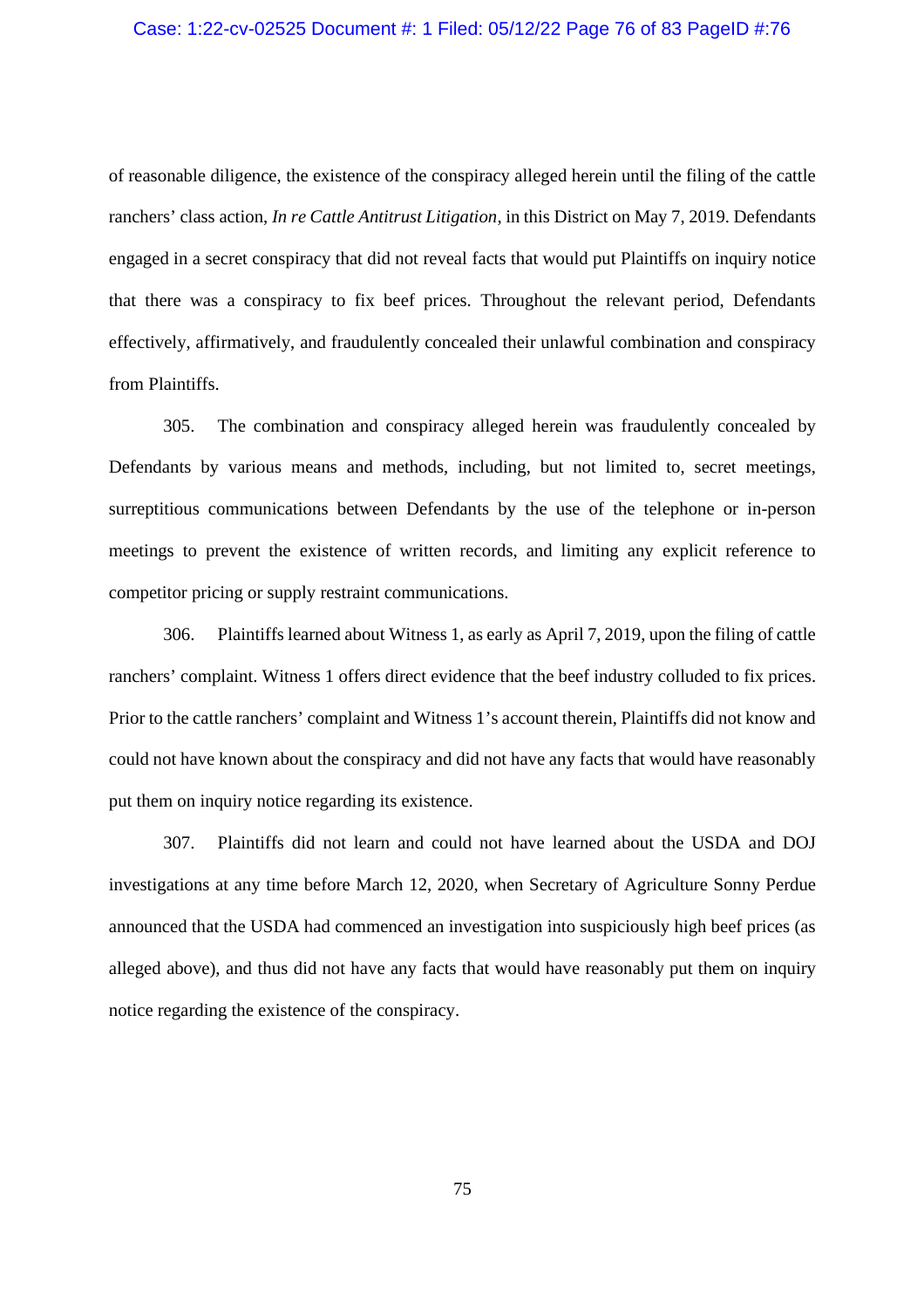of reasonable diligence, the existence of the conspiracy alleged herein until the filing of the cattle ranchers' class action, *In re Cattle Antitrust Litigation*, in this District on May 7, 2019. Defendants engaged in a secret conspiracy that did not reveal facts that would put Plaintiffs on inquiry notice that there was a conspiracy to fix beef prices. Throughout the relevant period, Defendants effectively, affirmatively, and fraudulently concealed their unlawful combination and conspiracy from Plaintiffs.

305. The combination and conspiracy alleged herein was fraudulently concealed by Defendants by various means and methods, including, but not limited to, secret meetings, surreptitious communications between Defendants by the use of the telephone or in-person meetings to prevent the existence of written records, and limiting any explicit reference to competitor pricing or supply restraint communications.

306. Plaintiffs learned about Witness 1, as early as April 7, 2019, upon the filing of cattle ranchers' complaint. Witness 1 offers direct evidence that the beef industry colluded to fix prices. Prior to the cattle ranchers' complaint and Witness 1's account therein, Plaintiffs did not know and could not have known about the conspiracy and did not have any facts that would have reasonably put them on inquiry notice regarding its existence.

307. Plaintiffs did not learn and could not have learned about the USDA and DOJ investigations at any time before March 12, 2020, when Secretary of Agriculture Sonny Perdue announced that the USDA had commenced an investigation into suspiciously high beef prices (as alleged above), and thus did not have any facts that would have reasonably put them on inquiry notice regarding the existence of the conspiracy.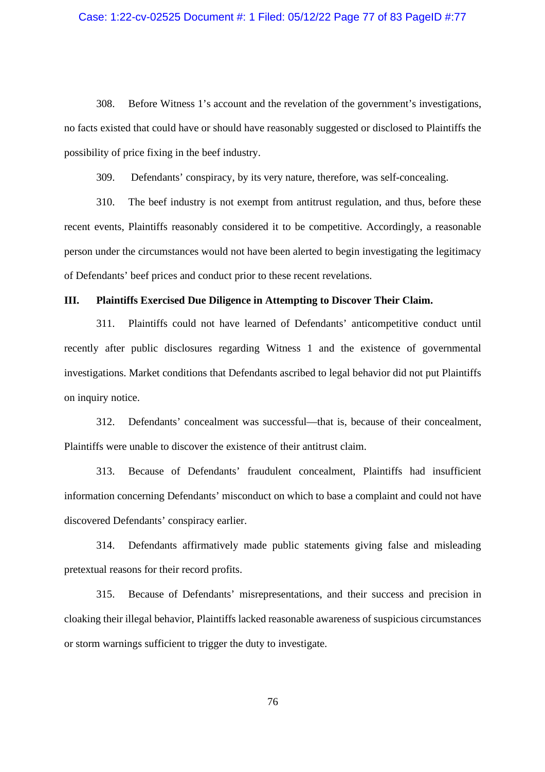308. Before Witness 1's account and the revelation of the government's investigations, no facts existed that could have or should have reasonably suggested or disclosed to Plaintiffs the possibility of price fixing in the beef industry.

309. Defendants' conspiracy, by its very nature, therefore, was self-concealing.

310. The beef industry is not exempt from antitrust regulation, and thus, before these recent events, Plaintiffs reasonably considered it to be competitive. Accordingly, a reasonable person under the circumstances would not have been alerted to begin investigating the legitimacy of Defendants' beef prices and conduct prior to these recent revelations.

### III. Plaintiffs Exercised Due Diligence in Attempting to Discover Their Claim.

311. Plaintiffs could not have learned of Defendants' anticompetitive conduct until recently after public disclosures regarding Witness 1 and the existence of governmental investigations. Market conditions that Defendants ascribed to legal behavior did not put Plaintiffs on inquiry notice.

312. Defendants' concealment was successful—that is, because of their concealment, Plaintiffs were unable to discover the existence of their antitrust claim.

313. Because of Defendants' fraudulent concealment, Plaintiffs had insufficient information concerning Defendants' misconduct on which to base a complaint and could not have discovered Defendants' conspiracy earlier.

314. Defendants affirmatively made public statements giving false and misleading pretextual reasons for their record profits.

315. Because of Defendants' misrepresentations, and their success and precision in cloaking their illegal behavior, Plaintiffs lacked reasonable awareness of suspicious circumstances or storm warnings sufficient to trigger the duty to investigate.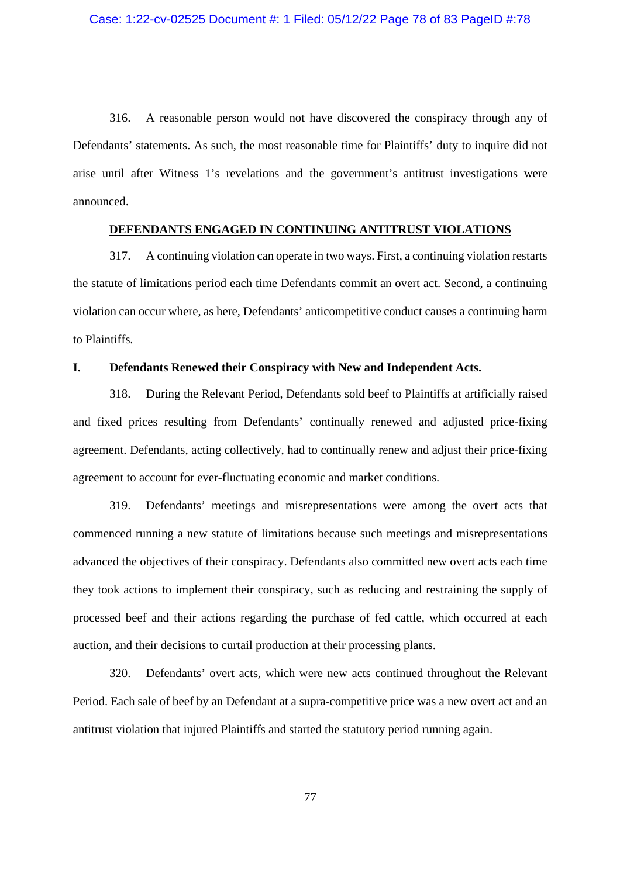316. A reasonable person would not have discovered the conspiracy through any of Defendants' statements. As such, the most reasonable time for Plaintiffs' duty to inquire did not arise until after Witness 1's revelations and the government's antitrust investigations were announced.

## DEFENDANTS ENGAGED IN CONTINUING ANTITRUST VIOLATIONS

317. A continuing violation can operate in two ways. First, a continuing violation restarts the statute of limitations period each time Defendants commit an overt act. Second, a continuing violation can occur where, as here, Defendants' anticompetitive conduct causes a continuing harm to Plaintiffs.

### I. Defendants Renewed their Conspiracy with New and Independent Acts.

318. During the Relevant Period, Defendants sold beef to Plaintiffs at artificially raised and fixed prices resulting from Defendants' continually renewed and adjusted price-fixing agreement. Defendants, acting collectively, had to continually renew and adjust their price-fixing agreement to account for ever-fluctuating economic and market conditions.

319. Defendants' meetings and misrepresentations were among the overt acts that commenced running a new statute of limitations because such meetings and misrepresentations advanced the objectives of their conspiracy. Defendants also committed new overt acts each time they took actions to implement their conspiracy, such as reducing and restraining the supply of processed beef and their actions regarding the purchase of fed cattle, which occurred at each auction, and their decisions to curtail production at their processing plants.

320. Defendants' overt acts, which were new acts continued throughout the Relevant Period. Each sale of beef by an Defendant at a supra-competitive price was a new overt act and an antitrust violation that injured Plaintiffs and started the statutory period running again.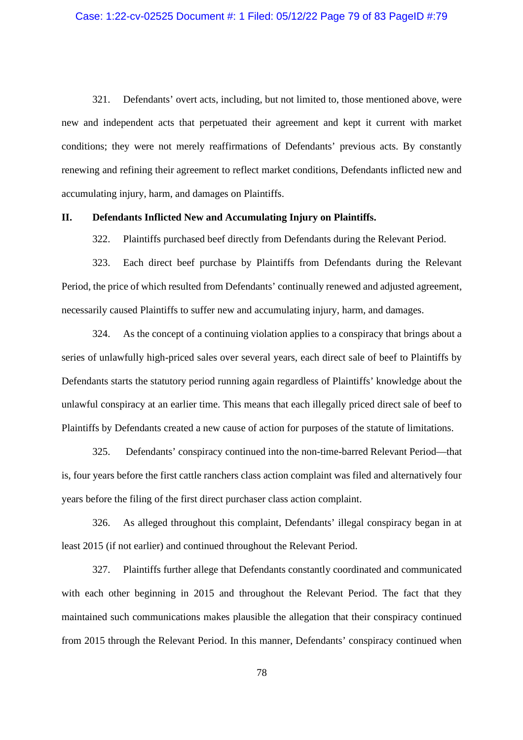321. Defendants' overt acts, including, but not limited to, those mentioned above, were new and independent acts that perpetuated their agreement and kept it current with market conditions; they were not merely reaffirmations of Defendants' previous acts. By constantly renewing and refining their agreement to reflect market conditions, Defendants inflicted new and accumulating injury, harm, and damages on Plaintiffs.

## II. Defendants Inflicted New and Accumulating Injury on Plaintiffs.

322. Plaintiffs purchased beef directly from Defendants during the Relevant Period.

323. Each direct beef purchase by Plaintiffs from Defendants during the Relevant Period, the price of which resulted from Defendants' continually renewed and adjusted agreement, necessarily caused Plaintiffs to suffer new and accumulating injury, harm, and damages.

324. As the concept of a continuing violation applies to a conspiracy that brings about a series of unlawfully high-priced sales over several years, each direct sale of beef to Plaintiffs by Defendants starts the statutory period running again regardless of Plaintiffs' knowledge about the unlawful conspiracy at an earlier time. This means that each illegally priced direct sale of beef to Plaintiffs by Defendants created a new cause of action for purposes of the statute of limitations.

325. Defendants' conspiracy continued into the non-time-barred Relevant Period—that is, four years before the first cattle ranchers class action complaint was filed and alternatively four years before the filing of the first direct purchaser class action complaint.

326. As alleged throughout this complaint, Defendants' illegal conspiracy began in at least 2015 (if not earlier) and continued throughout the Relevant Period.

327. Plaintiffs further allege that Defendants constantly coordinated and communicated with each other beginning in 2015 and throughout the Relevant Period. The fact that they maintained such communications makes plausible the allegation that their conspiracy continued from 2015 through the Relevant Period. In this manner, Defendants' conspiracy continued when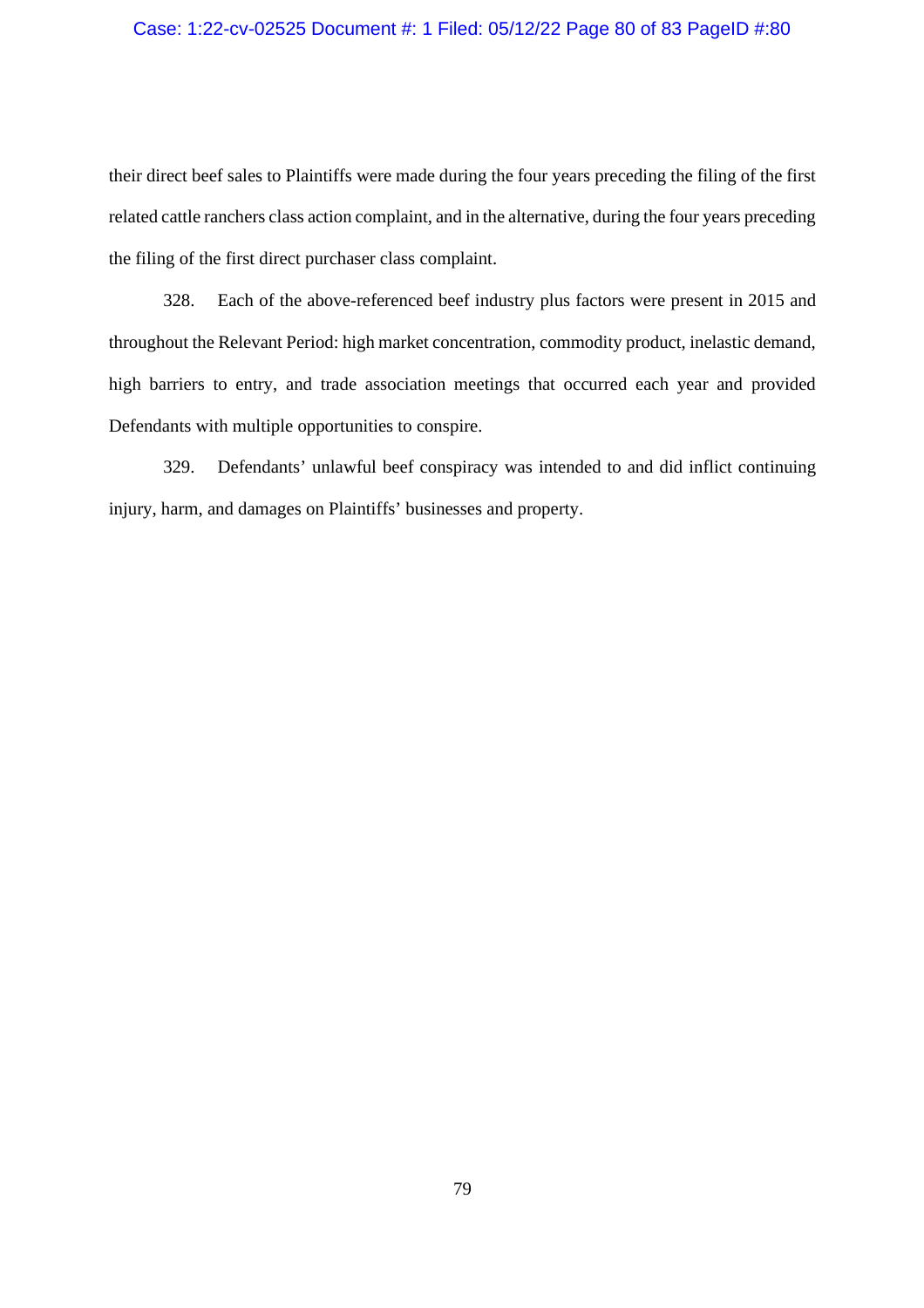their direct beef sales to Plaintiffs were made during the four years preceding the filing of the first related cattle ranchers class action complaint, and in the alternative, during the four years preceding the filing of the first direct purchaser class complaint.

328. Each of the above-referenced beef industry plus factors were present in 2015 and throughout the Relevant Period: high market concentration, commodity product, inelastic demand, high barriers to entry, and trade association meetings that occurred each year and provided Defendants with multiple opportunities to conspire.

329. Defendants' unlawful beef conspiracy was intended to and did inflict continuing injury, harm, and damages on Plaintiffs' businesses and property.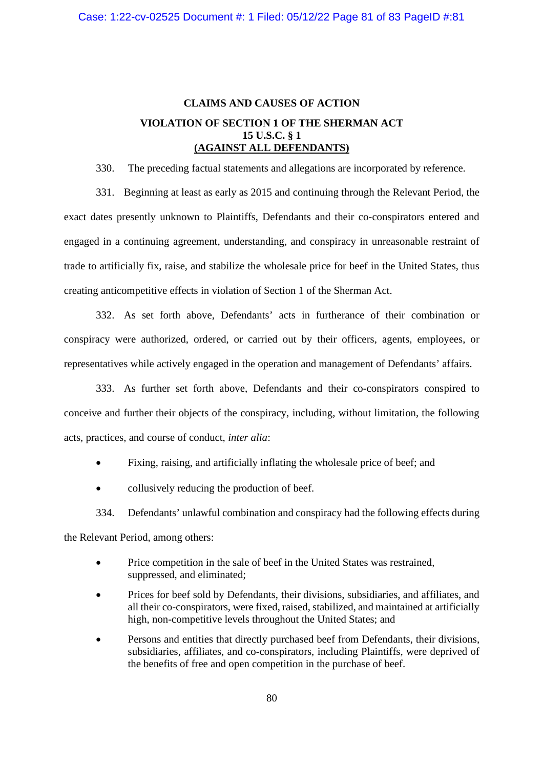## CLAIMS AND CAUSES OF ACTION

### VIOLATION OF SECTION 1 OF THE SHERMAN ACT
### 15 U.S.C. § 1
### (AGAINST ALL DEFENDANTS)

330. The preceding factual statements and allegations are incorporated by reference.

331. Beginning at least as early as 2015 and continuing through the Relevant Period, the exact dates presently unknown to Plaintiffs, Defendants and their co-conspirators entered and engaged in a continuing agreement, understanding, and conspiracy in unreasonable restraint of trade to artificially fix, raise, and stabilize the wholesale price for beef in the United States, thus creating anticompetitive effects in violation of Section 1 of the Sherman Act.

332. As set forth above, Defendants' acts in furtherance of their combination or conspiracy were authorized, ordered, or carried out by their officers, agents, employees, or representatives while actively engaged in the operation and management of Defendants' affairs.

333. As further set forth above, Defendants and their co-conspirators conspired to conceive and further their objects of the conspiracy, including, without limitation, the following acts, practices, and course of conduct, *inter alia*:

- Fixing, raising, and artificially inflating the wholesale price of beef; and
- collusively reducing the production of beef.

334. Defendants' unlawful combination and conspiracy had the following effects during the Relevant Period, among others:

- Price competition in the sale of beef in the United States was restrained, suppressed, and eliminated;
- Prices for beef sold by Defendants, their divisions, subsidiaries, and affiliates, and all their co-conspirators, were fixed, raised, stabilized, and maintained at artificially high, non-competitive levels throughout the United States; and
- Persons and entities that directly purchased beef from Defendants, their divisions, subsidiaries, affiliates, and co-conspirators, including Plaintiffs, were deprived of the benefits of free and open competition in the purchase of beef.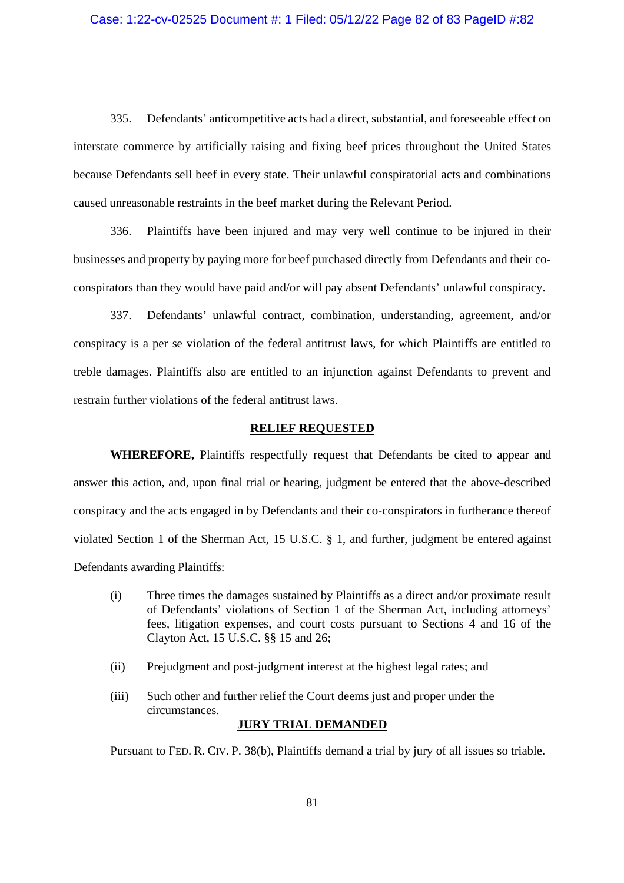335. Defendants' anticompetitive acts had a direct, substantial, and foreseeable effect on interstate commerce by artificially raising and fixing beef prices throughout the United States because Defendants sell beef in every state. Their unlawful conspiratorial acts and combinations caused unreasonable restraints in the beef market during the Relevant Period.

336. Plaintiffs have been injured and may very well continue to be injured in their businesses and property by paying more for beef purchased directly from Defendants and their co-conspirators than they would have paid and/or will pay absent Defendants' unlawful conspiracy.

337. Defendants' unlawful contract, combination, understanding, agreement, and/or conspiracy is a per se violation of the federal antitrust laws, for which Plaintiffs are entitled to treble damages. Plaintiffs also are entitled to an injunction against Defendants to prevent and restrain further violations of the federal antitrust laws.

## RELIEF REQUESTED

**WHEREFORE,** Plaintiffs respectfully request that Defendants be cited to appear and answer this action, and, upon final trial or hearing, judgment be entered that the above-described conspiracy and the acts engaged in by Defendants and their co-conspirators in furtherance thereof violated Section 1 of the Sherman Act, 15 U.S.C. § 1, and further, judgment be entered against Defendants awarding Plaintiffs:

(i) Three times the damages sustained by Plaintiffs as a direct and/or proximate result of Defendants' violations of Section 1 of the Sherman Act, including attorneys' fees, litigation expenses, and court costs pursuant to Sections 4 and 16 of the Clayton Act, 15 U.S.C. §§ 15 and 26;

(ii) Prejudgment and post-judgment interest at the highest legal rates; and

(iii) Such other and further relief the Court deems just and proper under the circumstances.

## JURY TRIAL DEMANDED

Pursuant to FED. R. CIV. P. 38(b), Plaintiffs demand a trial by jury of all issues so triable.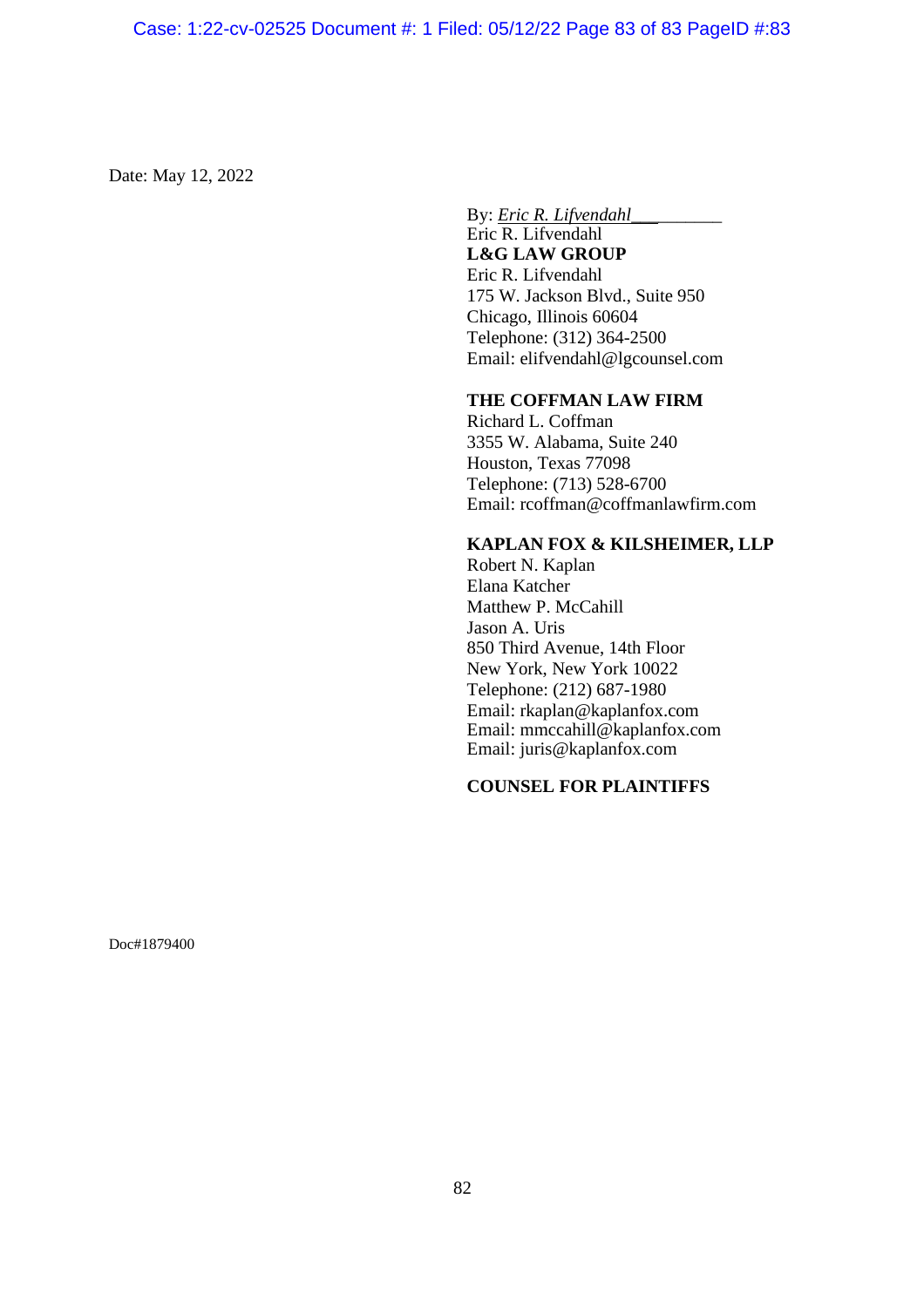Date: May 12, 2022

By: *Eric R. Lifvendahl*\_\_\_\_\_\_\_\_\_\_\_
Eric R. Lifvendahl
**L&G LAW GROUP**
Eric R. Lifvendahl
175 W. Jackson Blvd., Suite 950
Chicago, Illinois 60604
Telephone: (312) 364-2500
Email: elifvendahl@lgcounsel.com

**THE COFFMAN LAW FIRM**
Richard L. Coffman
3355 W. Alabama, Suite 240
Houston, Texas 77098
Telephone: (713) 528-6700
Email: rcoffman@coffmanlawfirm.com

**KAPLAN FOX & KILSHEIMER, LLP**
Robert N. Kaplan
Elana Katcher
Matthew P. McCahill
Jason A. Uris
850 Third Avenue, 14th Floor
New York, New York 10022
Telephone: (212) 687-1980
Email: rkaplan@kaplanfox.com
Email: mmccahill@kaplanfox.com
Email: juris@kaplanfox.com

**COUNSEL FOR PLAINTIFFS**

Doc#1879400